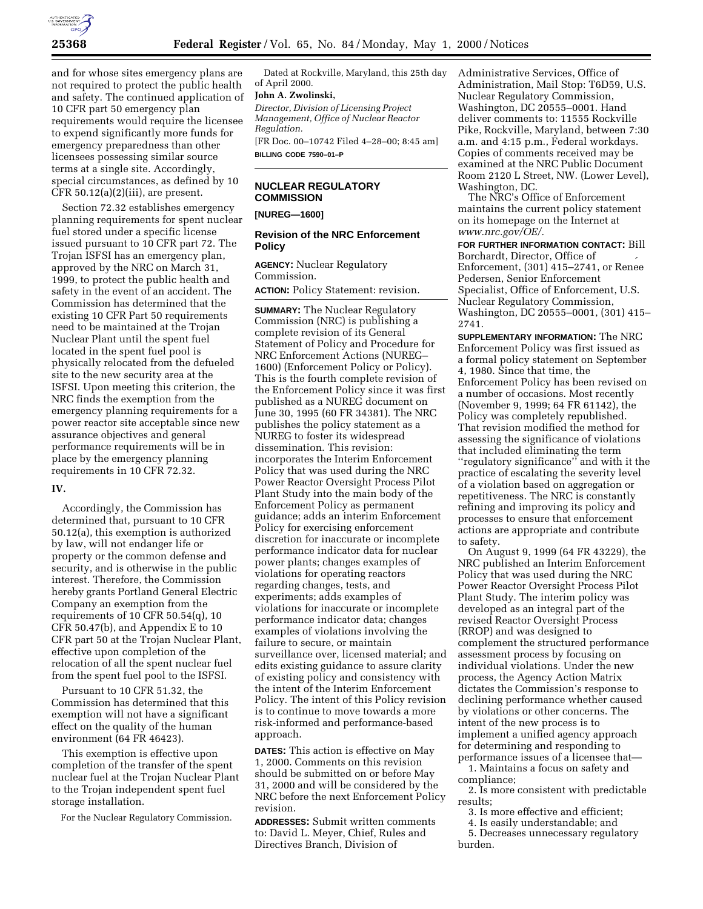and for whose sites emergency plans are not required to protect the public health and safety. The continued application of 10 CFR part 50 emergency plan requirements would require the licensee to expend significantly more funds for emergency preparedness than other licensees possessing similar source terms at a single site. Accordingly, special circumstances, as defined by 10 CFR 50.12(a)(2)(iii), are present.

Section 72.32 establishes emergency planning requirements for spent nuclear fuel stored under a specific license issued pursuant to 10 CFR part 72. The Trojan ISFSI has an emergency plan, approved by the NRC on March 31, 1999, to protect the public health and safety in the event of an accident. The Commission has determined that the existing 10 CFR Part 50 requirements need to be maintained at the Trojan Nuclear Plant until the spent fuel located in the spent fuel pool is physically relocated from the defueled site to the new security area at the ISFSI. Upon meeting this criterion, the NRC finds the exemption from the emergency planning requirements for a power reactor site acceptable since new assurance objectives and general performance requirements will be in place by the emergency planning requirements in 10 CFR 72.32.

## IV.

Accordingly, the Commission has determined that, pursuant to 10 CFR 50.12(a), this exemption is authorized by law, will not endanger life or property or the common defense and security, and is otherwise in the public interest. Therefore, the Commission hereby grants Portland General Electric Company an exemption from the requirements of 10 CFR 50.54(q), 10 CFR 50.47(b), and Appendix E to 10 CFR part 50 at the Trojan Nuclear Plant, effective upon completion of the relocation of all the spent nuclear fuel from the spent fuel pool to the ISFSI.

Pursuant to 10 CFR 51.32, the Commission has determined that this exemption will not have a significant effect on the quality of the human environment (64 FR 46423).

This exemption is effective upon completion of the transfer of the spent nuclear fuel at the Trojan Nuclear Plant to the Trojan independent spent fuel storage installation.

For the Nuclear Regulatory Commission.

Dated at Rockville, Maryland, this 25th day of April 2000.

**John A. Zwolinski,**

*Director, Division of Licensing Project Management, Office of Nuclear Reactor Regulation.*

[FR Doc. 00–10742 Filed 4–28–00; 8:45 am]

**BILLING CODE 7590–01–P**

## NUCLEAR REGULATORY COMMISSION

**[NUREG—1600]**

## Revision of the NRC Enforcement Policy

**AGENCY:** Nuclear Regulatory Commission.

**ACTION:** Policy Statement: revision.

**SUMMARY:** The Nuclear Regulatory Commission (NRC) is publishing a complete revision of its General Statement of Policy and Procedure for NRC Enforcement Actions (NUREG–1600) (Enforcement Policy or Policy). This is the fourth complete revision of the Enforcement Policy since it was first published as a NUREG document on June 30, 1995 (60 FR 34381). The NRC publishes the policy statement as a NUREG to foster its widespread dissemination. This revision: incorporates the Interim Enforcement Policy that was used during the NRC Power Reactor Oversight Process Pilot Plant Study into the main body of the Enforcement Policy as permanent guidance; adds an interim Enforcement Policy for exercising enforcement discretion for inaccurate or incomplete performance indicator data for nuclear power plants; changes examples of violations for operating reactors regarding changes, tests, and experiments; adds examples of violations for inaccurate or incomplete performance indicator data; changes examples of violations involving the failure to secure, or maintain surveillance over, licensed material; and edits existing guidance to assure clarity of existing policy and consistency with the intent of the Interim Enforcement Policy. The intent of this Policy revision is to continue to move towards a more risk-informed and performance-based approach.

**DATES:** This action is effective on May 1, 2000. Comments on this revision should be submitted on or before May 31, 2000 and will be considered by the NRC before the next Enforcement Policy revision.

**ADDRESSES:** Submit written comments to: David L. Meyer, Chief, Rules and Directives Branch, Division of Administrative Services, Office of Administration, Mail Stop: T6D59, U.S. Nuclear Regulatory Commission, Washington, DC 20555–0001. Hand deliver comments to: 11555 Rockville Pike, Rockville, Maryland, between 7:30 a.m. and 4:15 p.m., Federal workdays. Copies of comments received may be examined at the NRC Public Document Room 2120 L Street, NW. (Lower Level), Washington, DC.

The NRC's Office of Enforcement maintains the current policy statement on its homepage on the Internet at *www.nrc.gov/OE/.*

**FOR FURTHER INFORMATION CONTACT:** Bill Borchardt, Director, Office of Enforcement, (301) 415–2741, or Renée Pedersen, Senior Enforcement Specialist, Office of Enforcement, U.S. Nuclear Regulatory Commission, Washington, DC 20555–0001, (301) 415–2741.

**SUPPLEMENTARY INFORMATION:** The NRC Enforcement Policy was first issued as a formal policy statement on September 4, 1980. Since that time, the Enforcement Policy has been revised on a number of occasions. Most recently (November 9, 1999; 64 FR 61142), the Policy was completely republished. That revision modified the method for assessing the significance of violations that included eliminating the term ''regulatory significance'' and with it the practice of escalating the severity level of a violation based on aggregation or repetitiveness. The NRC is constantly refining and improving its policy and processes to ensure that enforcement actions are appropriate and contribute to safety.

On August 9, 1999 (64 FR 43229), the NRC published an Interim Enforcement Policy that was used during the NRC Power Reactor Oversight Process Pilot Plant Study. The interim policy was developed as an integral part of the revised Reactor Oversight Process (RROP) and was designed to complement the structured performance assessment process by focusing on individual violations. Under the new process, the Agency Action Matrix dictates the Commission's response to declining performance whether caused by violations or other concerns. The intent of the new process is to implement a unified agency approach for determining and responding to performance issues of a licensee that—

1. Maintains a focus on safety and compliance;
2. Is more consistent with predictable results;
3. Is more effective and efficient;
4. Is easily understandable; and
5. Decreases unnecessary regulatory burden.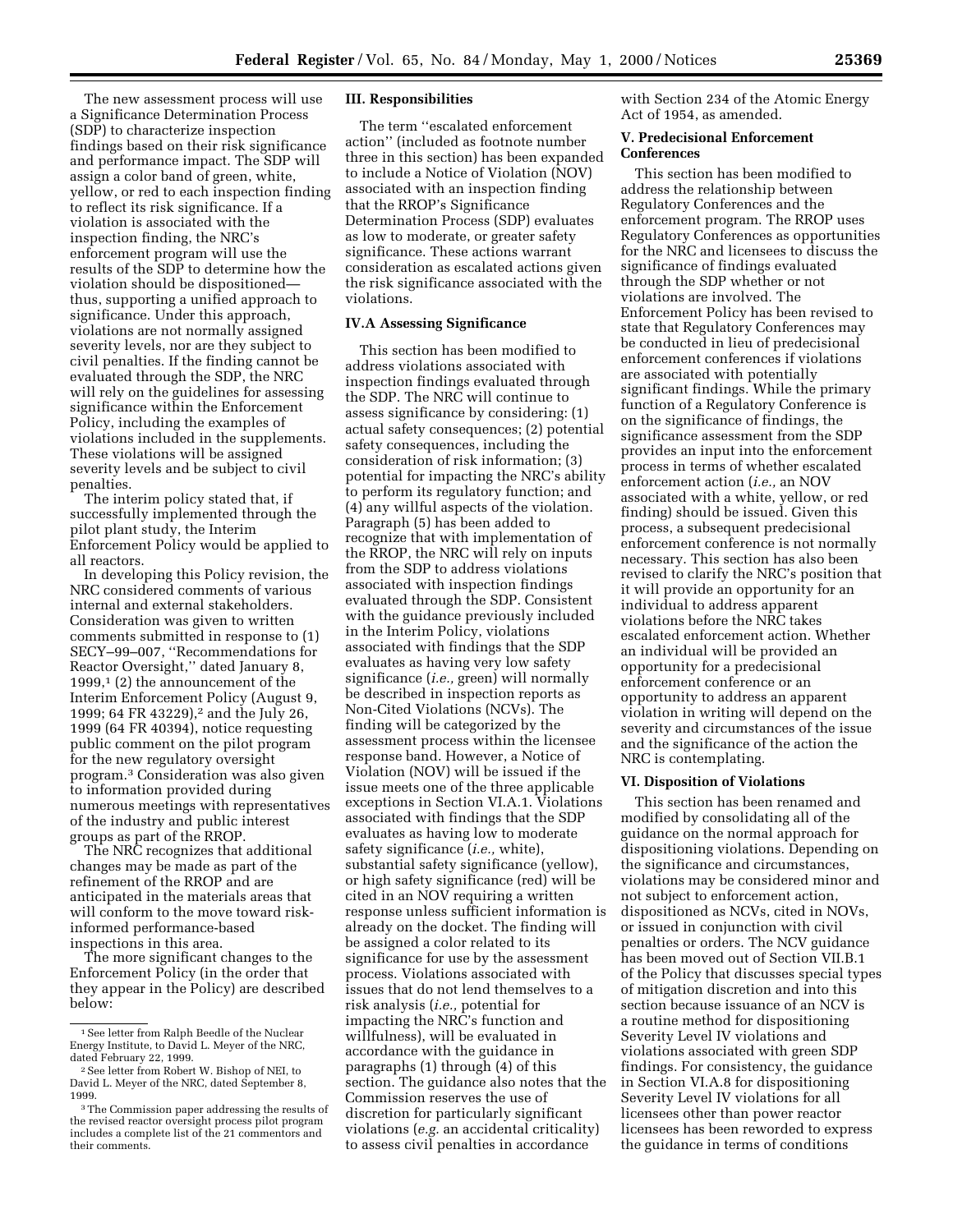The new assessment process will use a Significance Determination Process (SDP) to characterize inspection findings based on their risk significance and performance impact. The SDP will assign a color band of green, white, yellow, or red to each inspection finding to reflect its risk significance. If a violation is associated with the inspection finding, the NRC's enforcement program will use the results of the SDP to determine how the violation should be dispositioned—thus, supporting a unified approach to significance. Under this approach, violations are not normally assigned severity levels, nor are they subject to civil penalties. If the finding cannot be evaluated through the SDP, the NRC will rely on the guidelines for assessing significance within the Enforcement Policy, including the examples of violations included in the supplements. These violations will be assigned severity levels and be subject to civil penalties.

The interim policy stated that, if successfully implemented through the pilot plant study, the Interim Enforcement Policy would be applied to all reactors.

In developing this Policy revision, the NRC considered comments of various internal and external stakeholders. Consideration was given to written comments submitted in response to (1) SECY–99–007, ''Recommendations for Reactor Oversight,'' dated January 8, 1999,[1] (2) the announcement of the Interim Enforcement Policy (August 9, 1999; 64 FR 43229),[2] and the July 26, 1999 (64 FR 40394), notice requesting public comment on the pilot program for the new regulatory oversight program.[3] Consideration was also given to information provided during numerous meetings with representatives of the industry and public interest groups as part of the RROP.

The NRC recognizes that additional changes may be made as part of the refinement of the RROP and are anticipated in the materials areas that will conform to the move toward risk-informed performance-based inspections in this area.

The more significant changes to the Enforcement Policy (in the order that they appear in the Policy) are described below:

[1] See letter from Ralph Beedle of the Nuclear Energy Institute, to David L. Meyer of the NRC, dated February 22, 1999.

[2] See letter from Robert W. Bishop of NEI, to David L. Meyer of the NRC, dated September 8, 1999.

[3] The Commission paper addressing the results of the revised reactor oversight process pilot program includes a complete list of the 21 commentors and their comments.

### III. Responsibilities

The term ''escalated enforcement action'' (included as footnote number three in this section) has been expanded to include a Notice of Violation (NOV) associated with an inspection finding that the RROP's Significance Determination Process (SDP) evaluates as low to moderate, or greater safety significance. These actions warrant consideration as escalated actions given the risk significance associated with the violations.

### IV.A Assessing Significance

This section has been modified to address violations associated with inspection findings evaluated through the SDP. The NRC will continue to assess significance by considering: (1) actual safety consequences; (2) potential safety consequences, including the consideration of risk information; (3) potential for impacting the NRC's ability to perform its regulatory function; and (4) any willful aspects of the violation. Paragraph (5) has been added to recognize that with implementation of the RROP, the NRC will rely on inputs from the SDP to address violations associated with inspection findings evaluated through the SDP. Consistent with the guidance previously included in the Interim Policy, violations associated with findings that the SDP evaluates as having very low safety significance (*i.e.,* green) will normally be described in inspection reports as Non-Cited Violations (NCVs). The finding will be categorized by the assessment process within the licensee response band. However, a Notice of Violation (NOV) will be issued if the issue meets one of the three applicable exceptions in Section VI.A.1. Violations associated with findings that the SDP evaluates as having low to moderate safety significance (*i.e.,* white), substantial safety significance (yellow), or high safety significance (red) will be cited in an NOV requiring a written response unless sufficient information is already on the docket. The finding will be assigned a color related to its significance for use by the assessment process. Violations associated with issues that do not lend themselves to a risk analysis (*i.e.,* potential for impacting the NRC's function and willfulness), will be evaluated in accordance with the guidance in paragraphs (1) through (4) of this section. The guidance also notes that the Commission reserves the use of discretion for particularly significant violations (*e.g.* an accidental criticality) to assess civil penalties in accordance with Section 234 of the Atomic Energy Act of 1954, as amended.

### V. Predecisional Enforcement Conferences

This section has been modified to address the relationship between Regulatory Conferences and the enforcement program. The RROP uses Regulatory Conferences as opportunities for the NRC and licensees to discuss the significance of findings evaluated through the SDP whether or not violations are involved. The Enforcement Policy has been revised to state that Regulatory Conferences may be conducted in lieu of predecisional enforcement conferences if violations are associated with potentially significant findings. While the primary function of a Regulatory Conference is on the significance of findings, the significance assessment from the SDP provides an input into the enforcement process in terms of whether escalated enforcement action (*i.e.,* an NOV associated with a white, yellow, or red finding) should be issued. Given this process, a subsequent predecisional enforcement conference is not normally necessary. This section has also been revised to clarify the NRC's position that it will provide an opportunity for an individual to address apparent violations before the NRC takes escalated enforcement action. Whether an individual will be provided an opportunity for a predecisional enforcement conference or an opportunity to address an apparent violation in writing will depend on the severity and circumstances of the issue and the significance of the action the NRC is contemplating.

### VI. Disposition of Violations

This section has been renamed and modified by consolidating all of the guidance on the normal approach for dispositioning violations. Depending on the significance and circumstances, violations may be considered minor and not subject to enforcement action, dispositioned as NCVs, cited in NOVs, or issued in conjunction with civil penalties or orders. The NCV guidance has been moved out of Section VII.B.1 of the Policy that discusses special types of mitigation discretion and into this section because issuance of an NCV is a routine method for dispositioning Severity Level IV violations and violations associated with green SDP findings. For consistency, the guidance in Section VI.A.8 for dispositioning Severity Level IV violations for all licensees other than power reactor licensees has been reworded to express the guidance in terms of conditions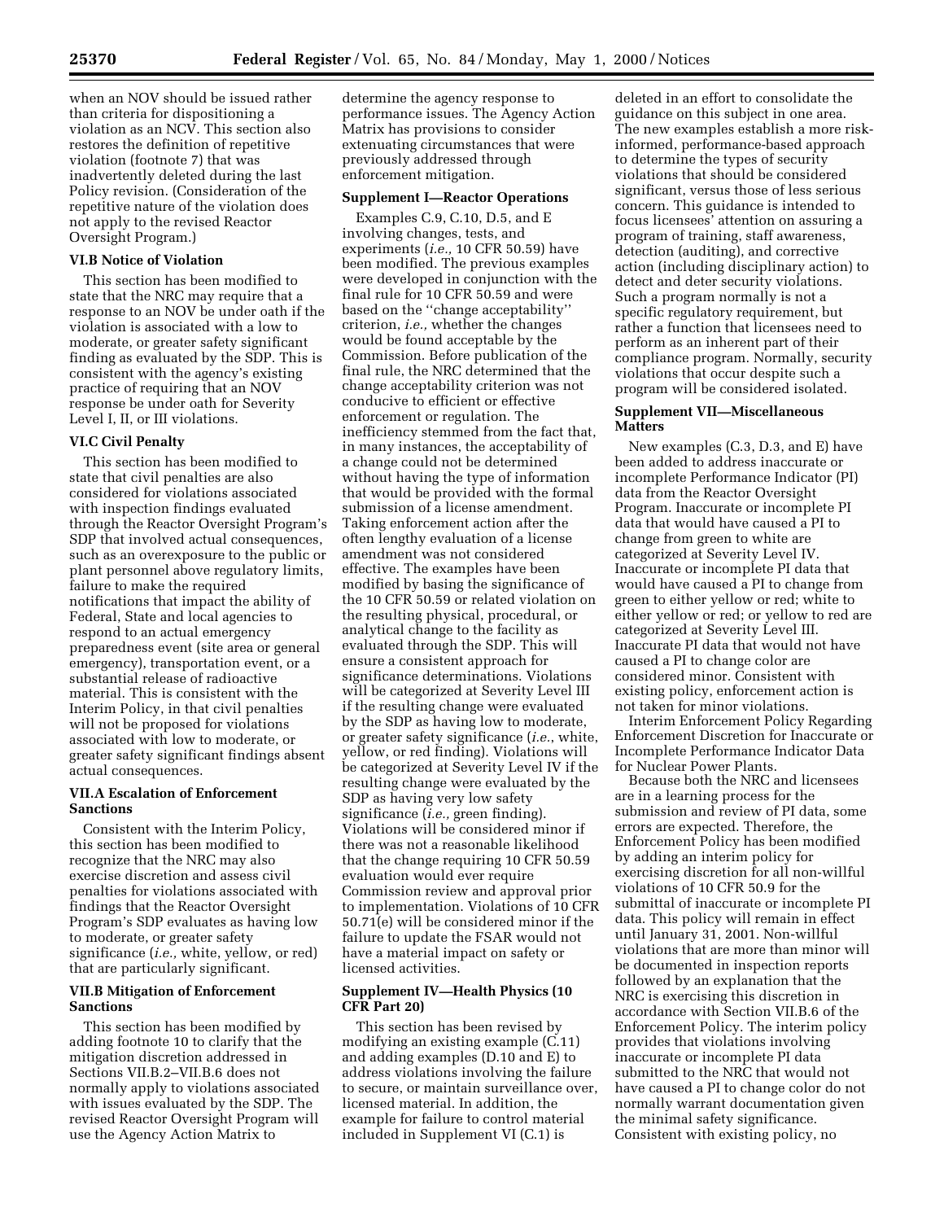when an NOV should be issued rather than criteria for dispositioning a violation as an NCV. This section also restores the definition of repetitive violation (footnote 7) that was inadvertently deleted during the last Policy revision. (Consideration of the repetitive nature of the violation does not apply to the revised Reactor Oversight Program.)

**VI.B Notice of Violation**

This section has been modified to state that the NRC may require that a response to an NOV be under oath if the violation is associated with a low to moderate, or greater safety significant finding as evaluated by the SDP. This is consistent with the agency's existing practice of requiring that an NOV response be under oath for Severity Level I, II, or III violations.

**VI.C Civil Penalty**

This section has been modified to state that civil penalties are also considered for violations associated with inspection findings evaluated through the Reactor Oversight Program's SDP that involved actual consequences, such as an overexposure to the public or plant personnel above regulatory limits, failure to make the required notifications that impact the ability of Federal, State and local agencies to respond to an actual emergency preparedness event (site area or general emergency), transportation event, or a substantial release of radioactive material. This is consistent with the Interim Policy, in that civil penalties will not be proposed for violations associated with low to moderate, or greater safety significant findings absent actual consequences.

**VII.A Escalation of Enforcement Sanctions**

Consistent with the Interim Policy, this section has been modified to recognize that the NRC may also exercise discretion and assess civil penalties for violations associated with findings that the Reactor Oversight Program's SDP evaluates as having low to moderate, or greater safety significance (*i.e.,* white, yellow, or red) that are particularly significant.

**VII.B Mitigation of Enforcement Sanctions**

This section has been modified by adding footnote 10 to clarify that the mitigation discretion addressed in Sections VII.B.2–VII.B.6 does not normally apply to violations associated with issues evaluated by the SDP. The revised Reactor Oversight Program will use the Agency Action Matrix to determine the agency response to performance issues. The Agency Action Matrix has provisions to consider extenuating circumstances that were previously addressed through enforcement mitigation.

**Supplement I—Reactor Operations**

Examples C.9, C.10, D.5, and E involving changes, tests, and experiments (*i.e.,* 10 CFR 50.59) have been modified. The previous examples were developed in conjunction with the final rule for 10 CFR 50.59 and were based on the "change acceptability" criterion, *i.e.,* whether the changes would be found acceptable by the Commission. Before publication of the final rule, the NRC determined that the change acceptability criterion was not conducive to efficient or effective enforcement or regulation. The inefficiency stemmed from the fact that, in many instances, the acceptability of a change could not be determined without having the type of information that would be provided with the formal submission of a license amendment. Taking enforcement action after the often lengthy evaluation of a license amendment was not considered effective. The examples have been modified by basing the significance of the 10 CFR 50.59 or related violation on the resulting physical, procedural, or analytical change to the facility as evaluated through the SDP. This will ensure a consistent approach for significance determinations. Violations will be categorized at Severity Level III if the resulting change were evaluated by the SDP as having low to moderate, or greater safety significance (*i.e.*, white, yellow, or red finding). Violations will be categorized at Severity Level IV if the resulting change were evaluated by the SDP as having very low safety significance (*i.e.,* green finding). Violations will be considered minor if there was not a reasonable likelihood that the change requiring 10 CFR 50.59 evaluation would ever require Commission review and approval prior to implementation. Violations of 10 CFR 50.71(e) will be considered minor if the failure to update the FSAR would not have a material impact on safety or licensed activities.

**Supplement IV—Health Physics (10 CFR Part 20)**

This section has been revised by modifying an existing example (C.11) and adding examples (D.10 and E) to address violations involving the failure to secure, or maintain surveillance over, licensed material. In addition, the example for failure to control material included in Supplement VI (C.1) is deleted in an effort to consolidate the guidance on this subject in one area. The new examples establish a more risk-informed, performance-based approach to determine the types of security violations that should be considered significant, versus those of less serious concern. This guidance is intended to focus licensees' attention on assuring a program of training, staff awareness, detection (auditing), and corrective action (including disciplinary action) to detect and deter security violations. Such a program normally is not a specific regulatory requirement, but rather a function that licensees need to perform as an inherent part of their compliance program. Normally, security violations that occur despite such a program will be considered isolated.

**Supplement VII—Miscellaneous Matters**

New examples (C.3, D.3, and E) have been added to address inaccurate or incomplete Performance Indicator (PI) data from the Reactor Oversight Program. Inaccurate or incomplete PI data that would have caused a PI to change from green to white are categorized at Severity Level IV. Inaccurate or incomplete PI data that would have caused a PI to change from green to either yellow or red; white to either yellow or red; or yellow to red are categorized at Severity Level III. Inaccurate PI data that would not have caused a PI to change color are considered minor. Consistent with existing policy, enforcement action is not taken for minor violations.

Interim Enforcement Policy Regarding Enforcement Discretion for Inaccurate or Incomplete Performance Indicator Data for Nuclear Power Plants.

Because both the NRC and licensees are in a learning process for the submission and review of PI data, some errors are expected. Therefore, the Enforcement Policy has been modified by adding an interim policy for exercising discretion for all non-willful violations of 10 CFR 50.9 for the submittal of inaccurate or incomplete PI data. This policy will remain in effect until January 31, 2001. Non-willful violations that are more than minor will be documented in inspection reports followed by an explanation that the NRC is exercising this discretion in accordance with Section VII.B.6 of the Enforcement Policy. The interim policy provides that violations involving inaccurate or incomplete PI data submitted to the NRC that would not have caused a PI to change color do not normally warrant documentation given the minimal safety significance. Consistent with existing policy, no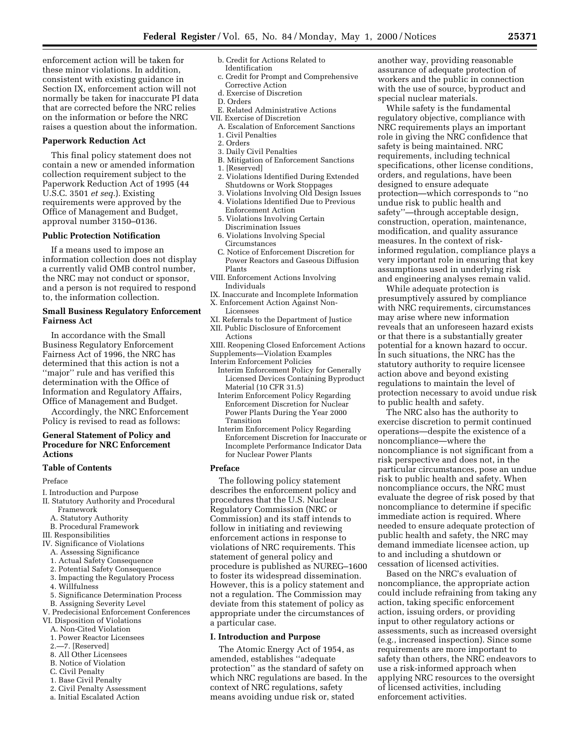enforcement action will be taken for these minor violations. In addition, consistent with existing guidance in Section IX, enforcement action will not normally be taken for inaccurate PI data that are corrected before the NRC relies on the information or before the NRC raises a question about the information.

**Paperwork Reduction Act**

This final policy statement does not contain a new or amended information collection requirement subject to the Paperwork Reduction Act of 1995 (44 U.S.C. 3501 *et seq.*). Existing requirements were approved by the Office of Management and Budget, approval number 3150–0136.

**Public Protection Notification**

If a means used to impose an information collection does not display a currently valid OMB control number, the NRC may not conduct or sponsor, and a person is not required to respond to, the information collection.

**Small Business Regulatory Enforcement Fairness Act**

In accordance with the Small Business Regulatory Enforcement Fairness Act of 1996, the NRC has determined that this action is not a ''major'' rule and has verified this determination with the Office of Information and Regulatory Affairs, Office of Management and Budget.

Accordingly, the NRC Enforcement Policy is revised to read as follows:

## General Statement of Policy and Procedure for NRC Enforcement Actions

### Table of Contents

Preface

I. Introduction and Purpose
II. Statutory Authority and Procedural Framework
  A. Statutory Authority
  B. Procedural Framework
III. Responsibilities
IV. Significance of Violations
  A. Assessing Significance
  1. Actual Safety Consequence
  2. Potential Safety Consequence
  3. Impacting the Regulatory Process
  4. Willfulness
  5. Significance Determination Process
  B. Assigning Severity Level
V. Predecisional Enforcement Conferences
VI. Disposition of Violations
  A. Non-Cited Violation
  1. Power Reactor Licensees
  2.—7. [Reserved]
  8. All Other Licensees
  B. Notice of Violation
  C. Civil Penalty
  1. Base Civil Penalty
  2. Civil Penalty Assessment
  a. Initial Escalated Action
  b. Credit for Actions Related to Identification
  c. Credit for Prompt and Comprehensive Corrective Action
  d. Exercise of Discretion
  D. Orders
  E. Related Administrative Actions
VII. Exercise of Discretion
  A. Escalation of Enforcement Sanctions
  1. Civil Penalties
  2. Orders
  3. Daily Civil Penalties
  B. Mitigation of Enforcement Sanctions
  1. [Reserved]
  2. Violations Identified During Extended Shutdowns or Work Stoppages
  3. Violations Involving Old Design Issues
  4. Violations Identified Due to Previous Enforcement Action
  5. Violations Involving Certain Discrimination Issues
  6. Violations Involving Special Circumstances
  C. Notice of Enforcement Discretion for Power Reactors and Gaseous Diffusion Plants
VIII. Enforcement Actions Involving Individuals
IX. Inaccurate and Incomplete Information
X. Enforcement Action Against Non-Licensees
XI. Referrals to the Department of Justice
XII. Public Disclosure of Enforcement Actions
XIII. Reopening Closed Enforcement Actions
Supplements—Violation Examples
Interim Enforcement Policies
  Interim Enforcement Policy for Generally Licensed Devices Containing Byproduct Material (10 CFR 31.5)
  Interim Enforcement Policy Regarding Enforcement Discretion for Nuclear Power Plants During the Year 2000 Transition
  Interim Enforcement Policy Regarding Enforcement Discretion for Inaccurate or Incomplete Performance Indicator Data for Nuclear Power Plants

### Preface

The following policy statement describes the enforcement policy and procedures that the U.S. Nuclear Regulatory Commission (NRC or Commission) and its staff intends to follow in initiating and reviewing enforcement actions in response to violations of NRC requirements. This statement of general policy and procedure is published as NUREG–1600 to foster its widespread dissemination. However, this is a policy statement and not a regulation. The Commission may deviate from this statement of policy as appropriate under the circumstances of a particular case.

### I. Introduction and Purpose

The Atomic Energy Act of 1954, as amended, establishes ''adequate protection'' as the standard of safety on which NRC regulations are based. In the context of NRC regulations, safety means avoiding undue risk or, stated another way, providing reasonable assurance of adequate protection of workers and the public in connection with the use of source, byproduct and special nuclear materials.

While safety is the fundamental regulatory objective, compliance with NRC requirements plays an important role in giving the NRC confidence that safety is being maintained. NRC requirements, including technical specifications, other license conditions, orders, and regulations, have been designed to ensure adequate protection—which corresponds to ''no undue risk to public health and safety''—through acceptable design, construction, operation, maintenance, modification, and quality assurance measures. In the context of risk-informed regulation, compliance plays a very important role in ensuring that key assumptions used in underlying risk and engineering analyses remain valid.

While adequate protection is presumptively assured by compliance with NRC requirements, circumstances may arise where new information reveals that an unforeseen hazard exists or that there is a substantially greater potential for a known hazard to occur. In such situations, the NRC has the statutory authority to require licensee action above and beyond existing regulations to maintain the level of protection necessary to avoid undue risk to public health and safety.

The NRC also has the authority to exercise discretion to permit continued operations—despite the existence of a noncompliance—where the noncompliance is not significant from a risk perspective and does not, in the particular circumstances, pose an undue risk to public health and safety. When noncompliance occurs, the NRC must evaluate the degree of risk posed by that noncompliance to determine if specific immediate action is required. Where needed to ensure adequate protection of public health and safety, the NRC may demand immediate licensee action, up to and including a shutdown or cessation of licensed activities.

Based on the NRC's evaluation of noncompliance, the appropriate action could include refraining from taking any action, taking specific enforcement action, issuing orders, or providing input to other regulatory actions or assessments, such as increased oversight (e.g., increased inspection). Since some requirements are more important to safety than others, the NRC endeavors to use a risk-informed approach when applying NRC resources to the oversight of licensed activities, including enforcement activities.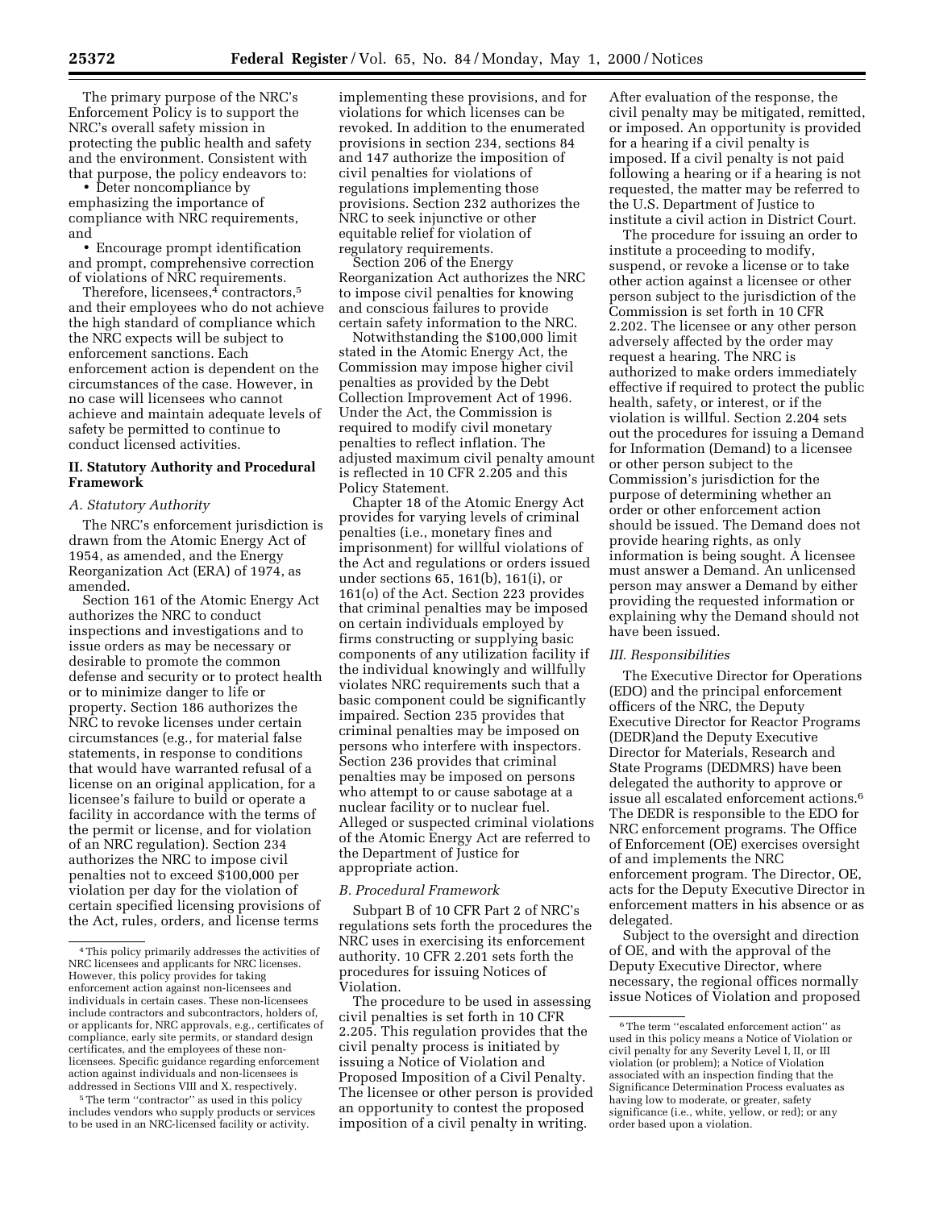The primary purpose of the NRC's Enforcement Policy is to support the NRC's overall safety mission in protecting the public health and safety and the environment. Consistent with that purpose, the policy endeavors to:

• Deter noncompliance by emphasizing the importance of compliance with NRC requirements, and

• Encourage prompt identification and prompt, comprehensive correction of violations of NRC requirements.

Therefore, licensees,[4] contractors,[5] and their employees who do not achieve the high standard of compliance which the NRC expects will be subject to enforcement sanctions. Each enforcement action is dependent on the circumstances of the case. However, in no case will licensees who cannot achieve and maintain adequate levels of safety be permitted to continue to conduct licensed activities.

## II. Statutory Authority and Procedural Framework

### *A. Statutory Authority*

The NRC's enforcement jurisdiction is drawn from the Atomic Energy Act of 1954, as amended, and the Energy Reorganization Act (ERA) of 1974, as amended.

Section 161 of the Atomic Energy Act authorizes the NRC to conduct inspections and investigations and to issue orders as may be necessary or desirable to promote the common defense and security or to protect health or to minimize danger to life or property. Section 186 authorizes the NRC to revoke licenses under certain circumstances (e.g., for material false statements, in response to conditions that would have warranted refusal of a license on an original application, for a licensee's failure to build or operate a facility in accordance with the terms of the permit or license, and for violation of an NRC regulation). Section 234 authorizes the NRC to impose civil penalties not to exceed $100,000 per violation per day for the violation of certain specified licensing provisions of the Act, rules, orders, and license terms implementing these provisions, and for violations for which licenses can be revoked. In addition to the enumerated provisions in section 234, sections 84 and 147 authorize the imposition of civil penalties for violations of regulations implementing those provisions. Section 232 authorizes the NRC to seek injunctive or other equitable relief for violation of regulatory requirements.

Section 206 of the Energy Reorganization Act authorizes the NRC to impose civil penalties for knowing and conscious failures to provide certain safety information to the NRC.

Notwithstanding the $100,000 limit stated in the Atomic Energy Act, the Commission may impose higher civil penalties as provided by the Debt Collection Improvement Act of 1996. Under the Act, the Commission is required to modify civil monetary penalties to reflect inflation. The adjusted maximum civil penalty amount is reflected in 10 CFR 2.205 and this Policy Statement.

Chapter 18 of the Atomic Energy Act provides for varying levels of criminal penalties (i.e., monetary fines and imprisonment) for willful violations of the Act and regulations or orders issued under sections 65, 161(b), 161(i), or 161(o) of the Act. Section 223 provides that criminal penalties may be imposed on certain individuals employed by firms constructing or supplying basic components of any utilization facility if the individual knowingly and willfully violates NRC requirements such that a basic component could be significantly impaired. Section 235 provides that criminal penalties may be imposed on persons who interfere with inspectors. Section 236 provides that criminal penalties may be imposed on persons who attempt to or cause sabotage at a nuclear facility or to nuclear fuel. Alleged or suspected criminal violations of the Atomic Energy Act are referred to the Department of Justice for appropriate action.

### *B. Procedural Framework*

Subpart B of 10 CFR Part 2 of NRC's regulations sets forth the procedures the NRC uses in exercising its enforcement authority. 10 CFR 2.201 sets forth the procedures for issuing Notices of Violation.

The procedure to be used in assessing civil penalties is set forth in 10 CFR 2.205. This regulation provides that the civil penalty process is initiated by issuing a Notice of Violation and Proposed Imposition of a Civil Penalty. The licensee or other person is provided an opportunity to contest the proposed imposition of a civil penalty in writing. After evaluation of the response, the civil penalty may be mitigated, remitted, or imposed. An opportunity is provided for a hearing if a civil penalty is imposed. If a civil penalty is not paid following a hearing or if a hearing is not requested, the matter may be referred to the U.S. Department of Justice to institute a civil action in District Court.

The procedure for issuing an order to institute a proceeding to modify, suspend, or revoke a license or to take other action against a licensee or other person subject to the jurisdiction of the Commission is set forth in 10 CFR 2.202. The licensee or any other person adversely affected by the order may request a hearing. The NRC is authorized to make orders immediately effective if required to protect the public health, safety, or interest, or if the violation is willful. Section 2.204 sets out the procedures for issuing a Demand for Information (Demand) to a licensee or other person subject to the Commission's jurisdiction for the purpose of determining whether an order or other enforcement action should be issued. The Demand does not provide hearing rights, as only information is being sought. A licensee must answer a Demand. An unlicensed person may answer a Demand by either providing the requested information or explaining why the Demand should not have been issued.

### *III. Responsibilities*

The Executive Director for Operations (EDO) and the principal enforcement officers of the NRC, the Deputy Executive Director for Reactor Programs (DEDR)and the Deputy Executive Director for Materials, Research and State Programs (DEDMRS) have been delegated the authority to approve or issue all escalated enforcement actions.[6] The DEDR is responsible to the EDO for NRC enforcement programs. The Office of Enforcement (OE) exercises oversight of and implements the NRC enforcement program. The Director, OE, acts for the Deputy Executive Director in enforcement matters in his absence or as delegated.

Subject to the oversight and direction of OE, and with the approval of the Deputy Executive Director, where necessary, the regional offices normally issue Notices of Violation and proposed

---

[4] This policy primarily addresses the activities of NRC licensees and applicants for NRC licenses. However, this policy provides for taking enforcement action against non-licensees and individuals in certain cases. These non-licensees include contractors and subcontractors, holders of, or applicants for, NRC approvals, e.g., certificates of compliance, early site permits, or standard design certificates, and the employees of these non-licensees. Specific guidance regarding enforcement action against individuals and non-licensees is addressed in Sections VIII and X, respectively.

[5] The term "contractor" as used in this policy includes vendors who supply products or services to be used in an NRC-licensed facility or activity.

[6] The term "escalated enforcement action" as used in this policy means a Notice of Violation or civil penalty for any Severity Level I, II, or III violation (or problem); a Notice of Violation associated with an inspection finding that the Significance Determination Process evaluates as having low to moderate, or greater, safety significance (i.e., white, yellow, or red); or any order based upon a violation.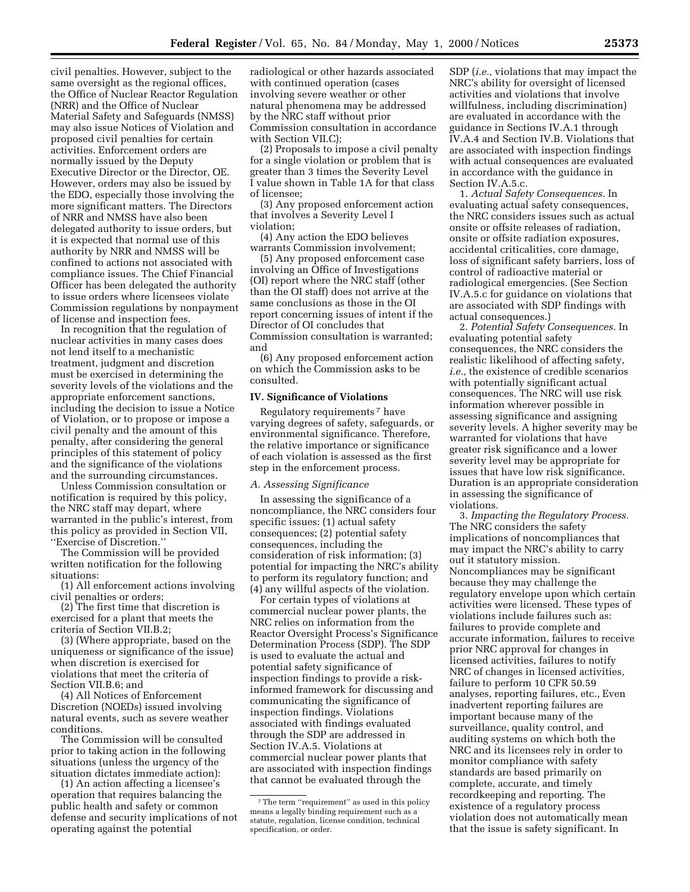civil penalties. However, subject to the same oversight as the regional offices, the Office of Nuclear Reactor Regulation (NRR) and the Office of Nuclear Material Safety and Safeguards (NMSS) may also issue Notices of Violation and proposed civil penalties for certain activities. Enforcement orders are normally issued by the Deputy Executive Director or the Director, OE. However, orders may also be issued by the EDO, especially those involving the more significant matters. The Directors of NRR and NMSS have also been delegated authority to issue orders, but it is expected that normal use of this authority by NRR and NMSS will be confined to actions not associated with compliance issues. The Chief Financial Officer has been delegated the authority to issue orders where licensees violate Commission regulations by nonpayment of license and inspection fees.

In recognition that the regulation of nuclear activities in many cases does not lend itself to a mechanistic treatment, judgment and discretion must be exercised in determining the severity levels of the violations and the appropriate enforcement sanctions, including the decision to issue a Notice of Violation, or to propose or impose a civil penalty and the amount of this penalty, after considering the general principles of this statement of policy and the significance of the violations and the surrounding circumstances.

Unless Commission consultation or notification is required by this policy, the NRC staff may depart, where warranted in the public's interest, from this policy as provided in Section VII, ''Exercise of Discretion.''

The Commission will be provided written notification for the following situations:

(1) All enforcement actions involving civil penalties or orders;

(2) The first time that discretion is exercised for a plant that meets the criteria of Section VII.B.2;

(3) (Where appropriate, based on the uniqueness or significance of the issue) when discretion is exercised for violations that meet the criteria of Section VII.B.6; and

(4) All Notices of Enforcement Discretion (NOEDs) issued involving natural events, such as severe weather conditions.

The Commission will be consulted prior to taking action in the following situations (unless the urgency of the situation dictates immediate action):

(1) An action affecting a licensee's operation that requires balancing the public health and safety or common defense and security implications of not operating against the potential radiological or other hazards associated with continued operation (cases involving severe weather or other natural phenomena may be addressed by the NRC staff without prior Commission consultation in accordance with Section VII.C);

(2) Proposals to impose a civil penalty for a single violation or problem that is greater than 3 times the Severity Level I value shown in Table 1A for that class of licensee;

(3) Any proposed enforcement action that involves a Severity Level I violation;

(4) Any action the EDO believes warrants Commission involvement;

(5) Any proposed enforcement case involving an Office of Investigations (OI) report where the NRC staff (other than the OI staff) does not arrive at the same conclusions as those in the OI report concerning issues of intent if the Director of OI concludes that Commission consultation is warranted; and

(6) Any proposed enforcement action on which the Commission asks to be consulted.

## IV. Significance of Violations

Regulatory requirements[7] have varying degrees of safety, safeguards, or environmental significance. Therefore, the relative importance or significance of each violation is assessed as the first step in the enforcement process.

### *A. Assessing Significance*

In assessing the significance of a noncompliance, the NRC considers four specific issues: (1) actual safety consequences; (2) potential safety consequences, including the consideration of risk information; (3) potential for impacting the NRC's ability to perform its regulatory function; and (4) any willful aspects of the violation.

For certain types of violations at commercial nuclear power plants, the NRC relies on information from the Reactor Oversight Process's Significance Determination Process (SDP). The SDP is used to evaluate the actual and potential safety significance of inspection findings to provide a risk-informed framework for discussing and communicating the significance of inspection findings. Violations associated with findings evaluated through the SDP are addressed in Section IV.A.5. Violations at commercial nuclear power plants that are associated with inspection findings that cannot be evaluated through the SDP (*i.e.,* violations that may impact the NRC's ability for oversight of licensed activities and violations that involve willfulness, including discrimination) are evaluated in accordance with the guidance in Sections IV.A.1 through IV.A.4 and Section IV.B. Violations that are associated with inspection findings with actual consequences are evaluated in accordance with the guidance in Section IV.A.5.c.

1. *Actual Safety Consequences.* In evaluating actual safety consequences, the NRC considers issues such as actual onsite or offsite releases of radiation, onsite or offsite radiation exposures, accidental criticalities, core damage, loss of significant safety barriers, loss of control of radioactive material or radiological emergencies. (See Section IV.A.5.c for guidance on violations that are associated with SDP findings with actual consequences.)

2. *Potential Safety Consequences.* In evaluating potential safety consequences, the NRC considers the realistic likelihood of affecting safety, *i.e.,* the existence of credible scenarios with potentially significant actual consequences. The NRC will use risk information wherever possible in assessing significance and assigning severity levels. A higher severity may be warranted for violations that have greater risk significance and a lower severity level may be appropriate for issues that have low risk significance. Duration is an appropriate consideration in assessing the significance of violations.

3. *Impacting the Regulatory Process.* The NRC considers the safety implications of noncompliances that may impact the NRC's ability to carry out it statutory mission. Noncompliances may be significant because they may challenge the regulatory envelope upon which certain activities were licensed. These types of violations include failures such as: failures to provide complete and accurate information, failures to receive prior NRC approval for changes in licensed activities, failures to notify NRC of changes in licensed activities, failure to perform 10 CFR 50.59 analyses, reporting failures, etc., Even inadvertent reporting failures are important because many of the surveillance, quality control, and auditing systems on which both the NRC and its licensees rely in order to monitor compliance with safety standards are based primarily on complete, accurate, and timely recordkeeping and reporting. The existence of a regulatory process violation does not automatically mean that the issue is safety significant. In

[7] The term ''requirement'' as used in this policy means a legally binding requirement such as a statute, regulation, license condition, technical specification, or order.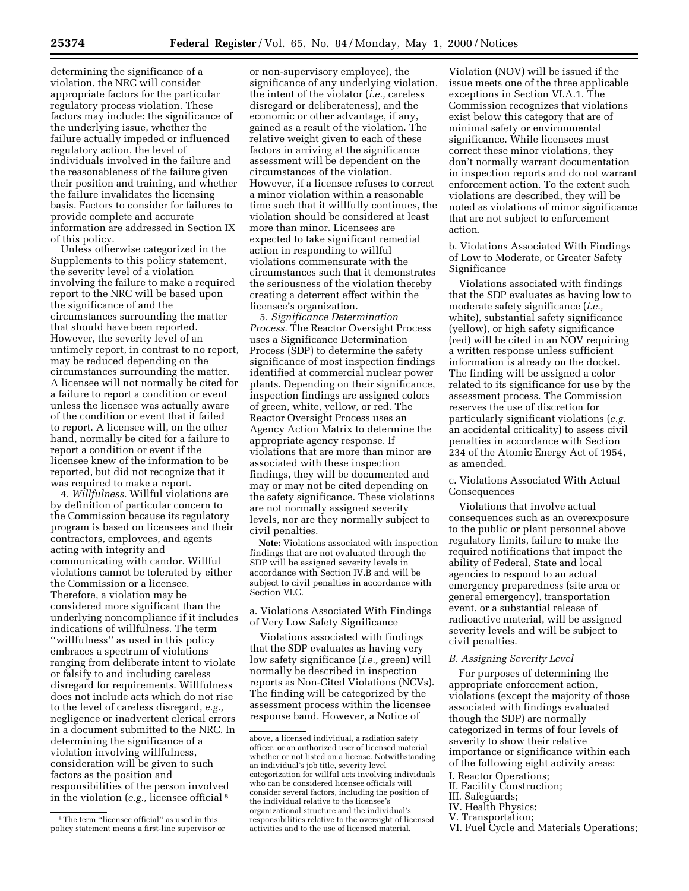determining the significance of a violation, the NRC will consider appropriate factors for the particular regulatory process violation. These factors may include: the significance of the underlying issue, whether the failure actually impeded or influenced regulatory action, the level of individuals involved in the failure and the reasonableness of the failure given their position and training, and whether the failure invalidates the licensing basis. Factors to consider for failures to provide complete and accurate information are addressed in Section IX of this policy.

Unless otherwise categorized in the Supplements to this policy statement, the severity level of a violation involving the failure to make a required report to the NRC will be based upon the significance of and the circumstances surrounding the matter that should have been reported. However, the severity level of an untimely report, in contrast to no report, may be reduced depending on the circumstances surrounding the matter. A licensee will not normally be cited for a failure to report a condition or event unless the licensee was actually aware of the condition or event that it failed to report. A licensee will, on the other hand, normally be cited for a failure to report a condition or event if the licensee knew of the information to be reported, but did not recognize that it was required to make a report.

4. *Willfulness.* Willful violations are by definition of particular concern to the Commission because its regulatory program is based on licensees and their contractors, employees, and agents acting with integrity and communicating with candor. Willful violations cannot be tolerated by either the Commission or a licensee. Therefore, a violation may be considered more significant than the underlying noncompliance if it includes indications of willfulness. The term "willfulness" as used in this policy embraces a spectrum of violations ranging from deliberate intent to violate or falsify to and including careless disregard for requirements. Willfulness does not include acts which do not rise to the level of careless disregard, *e.g.,* negligence or inadvertent clerical errors in a document submitted to the NRC. In determining the significance of a violation involving willfulness, consideration will be given to such factors as the position and responsibilities of the person involved in the violation (*e.g.,* licensee official[8] or non-supervisory employee), the significance of any underlying violation, the intent of the violator (*i.e.,* careless disregard or deliberateness), and the economic or other advantage, if any, gained as a result of the violation. The relative weight given to each of these factors in arriving at the significance assessment will be dependent on the circumstances of the violation. However, if a licensee refuses to correct a minor violation within a reasonable time such that it willfully continues, the violation should be considered at least more than minor. Licensees are expected to take significant remedial action in responding to willful violations commensurate with the circumstances such that it demonstrates the seriousness of the violation thereby creating a deterrent effect within the licensee's organization.

[8] The term "licensee official" as used in this policy statement means a first-line supervisor or above, a licensed individual, a radiation safety officer, or an authorized user of licensed material whether or not listed on a license. Notwithstanding an individual's job title, severity level categorization for willful acts involving individuals who can be considered licensee officials will consider several factors, including the position of the individual relative to the licensee's organizational structure and the individual's responsibilities relative to the oversight of licensed activities and to the use of licensed material.

5. *Significance Determination Process.* The Reactor Oversight Process uses a Significance Determination Process (SDP) to determine the safety significance of most inspection findings identified at commercial nuclear power plants. Depending on their significance, inspection findings are assigned colors of green, white, yellow, or red. The Reactor Oversight Process uses an Agency Action Matrix to determine the appropriate agency response. If violations that are more than minor are associated with these inspection findings, they will be documented and may or may not be cited depending on the safety significance. These violations are not normally assigned severity levels, nor are they normally subject to civil penalties.

**Note:** Violations associated with inspection findings that are not evaluated through the SDP will be assigned severity levels in accordance with Section IV.B and will be subject to civil penalties in accordance with Section VI.C.

a. Violations Associated With Findings of Very Low Safety Significance

Violations associated with findings that the SDP evaluates as having very low safety significance (*i.e.,* green) will normally be described in inspection reports as Non-Cited Violations (NCVs). The finding will be categorized by the assessment process within the licensee response band. However, a Notice of Violation (NOV) will be issued if the issue meets one of the three applicable exceptions in Section VI.A.1. The Commission recognizes that violations exist below this category that are of minimal safety or environmental significance. While licensees must correct these minor violations, they don't normally warrant documentation in inspection reports and do not warrant enforcement action. To the extent such violations are described, they will be noted as violations of minor significance that are not subject to enforcement action.

b. Violations Associated With Findings of Low to Moderate, or Greater Safety Significance

Violations associated with findings that the SDP evaluates as having low to moderate safety significance (*i.e.,* white), substantial safety significance (yellow), or high safety significance (red) will be cited in an NOV requiring a written response unless sufficient information is already on the docket. The finding will be assigned a color related to its significance for use by the assessment process. The Commission reserves the use of discretion for particularly significant violations (*e.g.* an accidental criticality) to assess civil penalties in accordance with Section 234 of the Atomic Energy Act of 1954, as amended.

c. Violations Associated With Actual Consequences

Violations that involve actual consequences such as an overexposure to the public or plant personnel above regulatory limits, failure to make the required notifications that impact the ability of Federal, State and local agencies to respond to an actual emergency preparedness (site area or general emergency), transportation event, or a substantial release of radioactive material, will be assigned severity levels and will be subject to civil penalties.

*B. Assigning Severity Level*

For purposes of determining the appropriate enforcement action, violations (except the majority of those associated with findings evaluated though the SDP) are normally categorized in terms of four levels of severity to show their relative importance or significance within each of the following eight activity areas:

I. Reactor Operations;
II. Facility Construction;
III. Safeguards;
IV. Health Physics;
V. Transportation;
VI. Fuel Cycle and Materials Operations;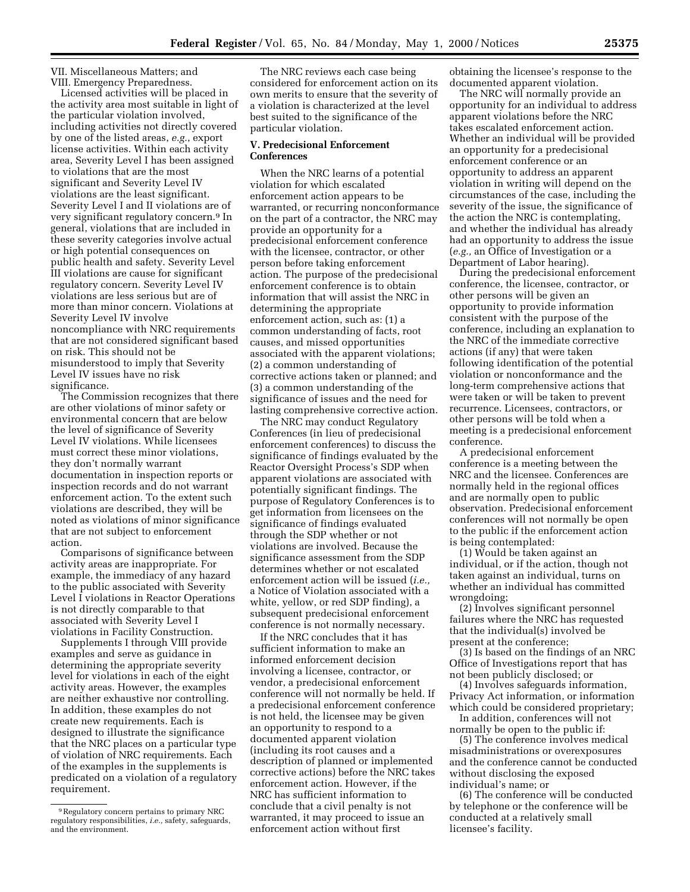VII. Miscellaneous Matters; and
VIII. Emergency Preparedness.

Licensed activities will be placed in the activity area most suitable in light of the particular violation involved, including activities not directly covered by one of the listed areas, *e.g.*, export license activities. Within each activity area, Severity Level I has been assigned to violations that are the most significant and Severity Level IV violations are the least significant. Severity Level I and II violations are of very significant regulatory concern.[9] In general, violations that are included in these severity categories involve actual or high potential consequences on public health and safety. Severity Level III violations are cause for significant regulatory concern. Severity Level IV violations are less serious but are of more than minor concern. Violations at Severity Level IV involve noncompliance with NRC requirements that are not considered significant based on risk. This should not be misunderstood to imply that Severity Level IV issues have no risk significance.

The Commission recognizes that there are other violations of minor safety or environmental concern that are below the level of significance of Severity Level IV violations. While licensees must correct these minor violations, they don't normally warrant documentation in inspection reports or inspection records and do not warrant enforcement action. To the extent such violations are described, they will be noted as violations of minor significance that are not subject to enforcement action.

Comparisons of significance between activity areas are inappropriate. For example, the immediacy of any hazard to the public associated with Severity Level I violations in Reactor Operations is not directly comparable to that associated with Severity Level I violations in Facility Construction.

Supplements I through VIII provide examples and serve as guidance in determining the appropriate severity level for violations in each of the eight activity areas. However, the examples are neither exhaustive nor controlling. In addition, these examples do not create new requirements. Each is designed to illustrate the significance that the NRC places on a particular type of violation of NRC requirements. Each of the examples in the supplements is predicated on a violation of a regulatory requirement.

[9] Regulatory concern pertains to primary NRC regulatory responsibilities, *i.e.*, safety, safeguards, and the environment.

The NRC reviews each case being considered for enforcement action on its own merits to ensure that the severity of a violation is characterized at the level best suited to the significance of the particular violation.

## V. Predecisional Enforcement Conferences

When the NRC learns of a potential violation for which escalated enforcement action appears to be warranted, or recurring nonconformance on the part of a contractor, the NRC may provide an opportunity for a predecisional enforcement conference with the licensee, contractor, or other person before taking enforcement action. The purpose of the predecisional enforcement conference is to obtain information that will assist the NRC in determining the appropriate enforcement action, such as: (1) a common understanding of facts, root causes, and missed opportunities associated with the apparent violations; (2) a common understanding of corrective actions taken or planned; and (3) a common understanding of the significance of issues and the need for lasting comprehensive corrective action.

The NRC may conduct Regulatory Conferences (in lieu of predecisional enforcement conferences) to discuss the significance of findings evaluated by the Reactor Oversight Process's SDP when apparent violations are associated with potentially significant findings. The purpose of Regulatory Conferences is to get information from licensees on the significance of findings evaluated through the SDP whether or not violations are involved. Because the significance assessment from the SDP determines whether or not escalated enforcement action will be issued (*i.e.,* a Notice of Violation associated with a white, yellow, or red SDP finding), a subsequent predecisional enforcement conference is not normally necessary.

If the NRC concludes that it has sufficient information to make an informed enforcement decision involving a licensee, contractor, or vendor, a predecisional enforcement conference will not normally be held. If a predecisional enforcement conference is not held, the licensee may be given an opportunity to respond to a documented apparent violation (including its root causes and a description of planned or implemented corrective actions) before the NRC takes enforcement action. However, if the NRC has sufficient information to conclude that a civil penalty is not warranted, it may proceed to issue an enforcement action without first obtaining the licensee's response to the documented apparent violation.

The NRC will normally provide an opportunity for an individual to address apparent violations before the NRC takes escalated enforcement action. Whether an individual will be provided an opportunity for a predecisional enforcement conference or an opportunity to address an apparent violation in writing will depend on the circumstances of the case, including the severity of the issue, the significance of the action the NRC is contemplating, and whether the individual has already had an opportunity to address the issue (*e.g.,* an Office of Investigation or a Department of Labor hearing).

During the predecisional enforcement conference, the licensee, contractor, or other persons will be given an opportunity to provide information consistent with the purpose of the conference, including an explanation to the NRC of the immediate corrective actions (if any) that were taken following identification of the potential violation or nonconformance and the long-term comprehensive actions that were taken or will be taken to prevent recurrence. Licensees, contractors, or other persons will be told when a meeting is a predecisional enforcement conference.

A predecisional enforcement conference is a meeting between the NRC and the licensee. Conferences are normally held in the regional offices and are normally open to public observation. Predecisional enforcement conferences will not normally be open to the public if the enforcement action is being contemplated:

(1) Would be taken against an individual, or if the action, though not taken against an individual, turns on whether an individual has committed wrongdoing;

(2) Involves significant personnel failures where the NRC has requested that the individual(s) involved be present at the conference;

(3) Is based on the findings of an NRC Office of Investigations report that has not been publicly disclosed; or

(4) Involves safeguards information, Privacy Act information, or information which could be considered proprietary;

In addition, conferences will not normally be open to the public if:

(5) The conference involves medical misadministrations or overexposures and the conference cannot be conducted without disclosing the exposed individual's name; or

(6) The conference will be conducted by telephone or the conference will be conducted at a relatively small licensee's facility.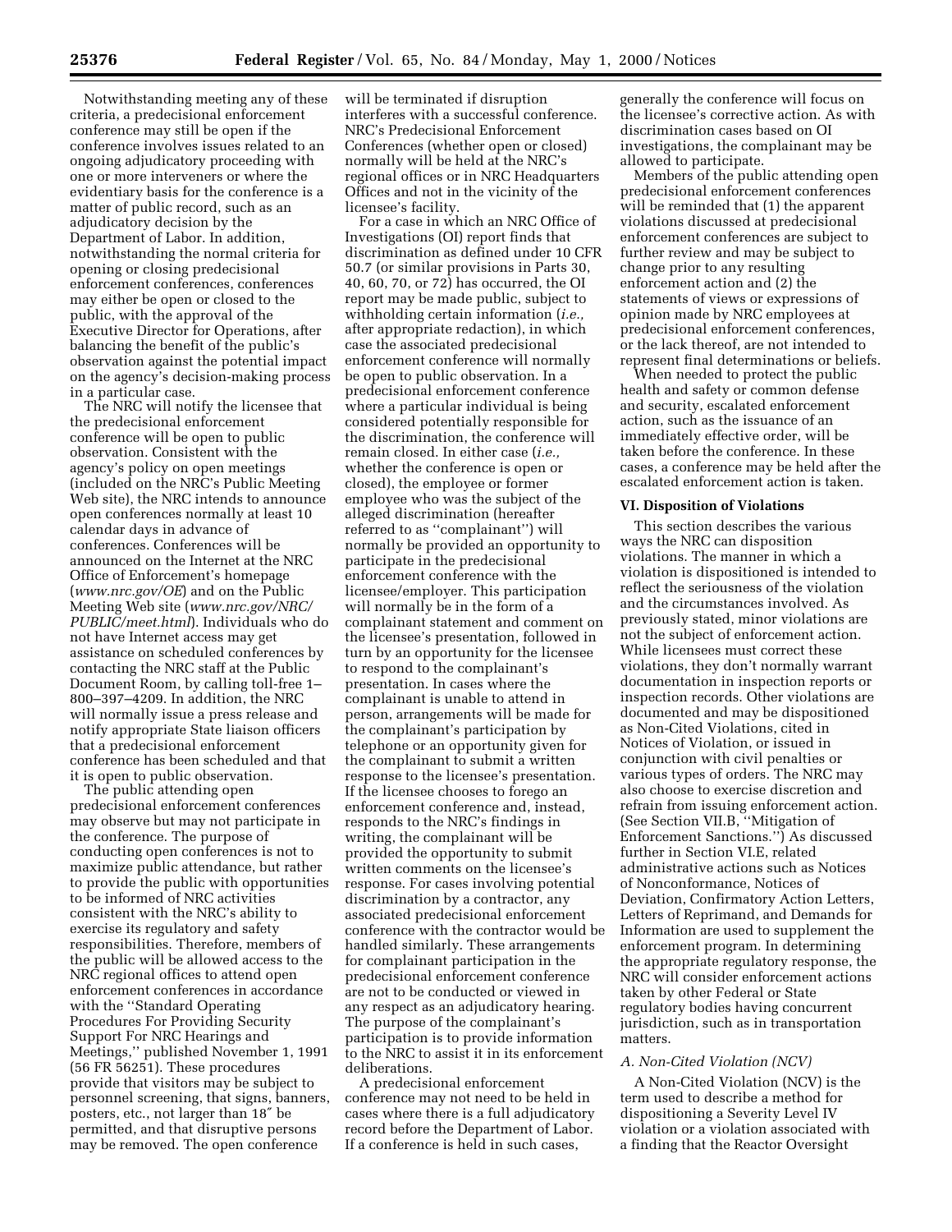Notwithstanding meeting any of these criteria, a predecisional enforcement conference may still be open if the conference involves issues related to an ongoing adjudicatory proceeding with one or more interveners or where the evidentiary basis for the conference is a matter of public record, such as an adjudicatory decision by the Department of Labor. In addition, notwithstanding the normal criteria for opening or closing predecisional enforcement conferences, conferences may either be open or closed to the public, with the approval of the Executive Director for Operations, after balancing the benefit of the public's observation against the potential impact on the agency's decision-making process in a particular case.

The NRC will notify the licensee that the predecisional enforcement conference will be open to public observation. Consistent with the agency's policy on open meetings (included on the NRC's Public Meeting Web site), the NRC intends to announce open conferences normally at least 10 calendar days in advance of conferences. Conferences will be announced on the Internet at the NRC Office of Enforcement's homepage (*www.nrc.gov/OE*) and on the Public Meeting Web site (*www.nrc.gov/NRC/PUBLIC/meet.html*). Individuals who do not have Internet access may get assistance on scheduled conferences by contacting the NRC staff at the Public Document Room, by calling toll-free 1–800–397–4209. In addition, the NRC will normally issue a press release and notify appropriate State liaison officers that a predecisional enforcement conference has been scheduled and that it is open to public observation.

The public attending open predecisional enforcement conferences may observe but may not participate in the conference. The purpose of conducting open conferences is not to maximize public attendance, but rather to provide the public with opportunities to be informed of NRC activities consistent with the NRC's ability to exercise its regulatory and safety responsibilities. Therefore, members of the public will be allowed access to the NRC regional offices to attend open enforcement conferences in accordance with the "Standard Operating Procedures For Providing Security Support For NRC Hearings and Meetings," published November 1, 1991 (56 FR 56251). These procedures provide that visitors may be subject to personnel screening, that signs, banners, posters, etc., not larger than 18″ be permitted, and that disruptive persons may be removed. The open conference will be terminated if disruption interferes with a successful conference. NRC's Predecisional Enforcement Conferences (whether open or closed) normally will be held at the NRC's regional offices or in NRC Headquarters Offices and not in the vicinity of the licensee's facility.

For a case in which an NRC Office of Investigations (OI) report finds that discrimination as defined under 10 CFR 50.7 (or similar provisions in Parts 30, 40, 60, 70, or 72) has occurred, the OI report may be made public, subject to withholding certain information (*i.e.,* after appropriate redaction), in which case the associated predecisional enforcement conference will normally be open to public observation. In a predecisional enforcement conference where a particular individual is being considered potentially responsible for the discrimination, the conference will remain closed. In either case (*i.e.,* whether the conference is open or closed), the employee or former employee who was the subject of the alleged discrimination (hereafter referred to as "complainant") will normally be provided an opportunity to participate in the predecisional enforcement conference with the licensee/employer. This participation will normally be in the form of a complainant statement and comment on the licensee's presentation, followed in turn by an opportunity for the licensee to respond to the complainant's presentation. In cases where the complainant is unable to attend in person, arrangements will be made for the complainant's participation by telephone or an opportunity given for the complainant to submit a written response to the licensee's presentation. If the licensee chooses to forego an enforcement conference and, instead, responds to the NRC's findings in writing, the complainant will be provided the opportunity to submit written comments on the licensee's response. For cases involving potential discrimination by a contractor, any associated predecisional enforcement conference with the contractor would be handled similarly. These arrangements for complainant participation in the predecisional enforcement conference are not to be conducted or viewed in any respect as an adjudicatory hearing. The purpose of the complainant's participation is to provide information to the NRC to assist it in its enforcement deliberations.

A predecisional enforcement conference may not need to be held in cases where there is a full adjudicatory record before the Department of Labor. If a conference is held in such cases, generally the conference will focus on the licensee's corrective action. As with discrimination cases based on OI investigations, the complainant may be allowed to participate.

Members of the public attending open predecisional enforcement conferences will be reminded that (1) the apparent violations discussed at predecisional enforcement conferences are subject to further review and may be subject to change prior to any resulting enforcement action and (2) the statements of views or expressions of opinion made by NRC employees at predecisional enforcement conferences, or the lack thereof, are not intended to represent final determinations or beliefs.

When needed to protect the public health and safety or common defense and security, escalated enforcement action, such as the issuance of an immediately effective order, will be taken before the conference. In these cases, a conference may be held after the escalated enforcement action is taken.

## VI. Disposition of Violations

This section describes the various ways the NRC can disposition violations. The manner in which a violation is dispositioned is intended to reflect the seriousness of the violation and the circumstances involved. As previously stated, minor violations are not the subject of enforcement action. While licensees must correct these violations, they don't normally warrant documentation in inspection reports or inspection records. Other violations are documented and may be dispositioned as Non-Cited Violations, cited in Notices of Violation, or issued in conjunction with civil penalties or various types of orders. The NRC may also choose to exercise discretion and refrain from issuing enforcement action. (See Section VII.B, "Mitigation of Enforcement Sanctions.") As discussed further in Section VI.E, related administrative actions such as Notices of Nonconformance, Notices of Deviation, Confirmatory Action Letters, Letters of Reprimand, and Demands for Information are used to supplement the enforcement program. In determining the appropriate regulatory response, the NRC will consider enforcement actions taken by other Federal or State regulatory bodies having concurrent jurisdiction, such as in transportation matters.

### *A. Non-Cited Violation (NCV)*

A Non-Cited Violation (NCV) is the term used to describe a method for dispositioning a Severity Level IV violation or a violation associated with a finding that the Reactor Oversight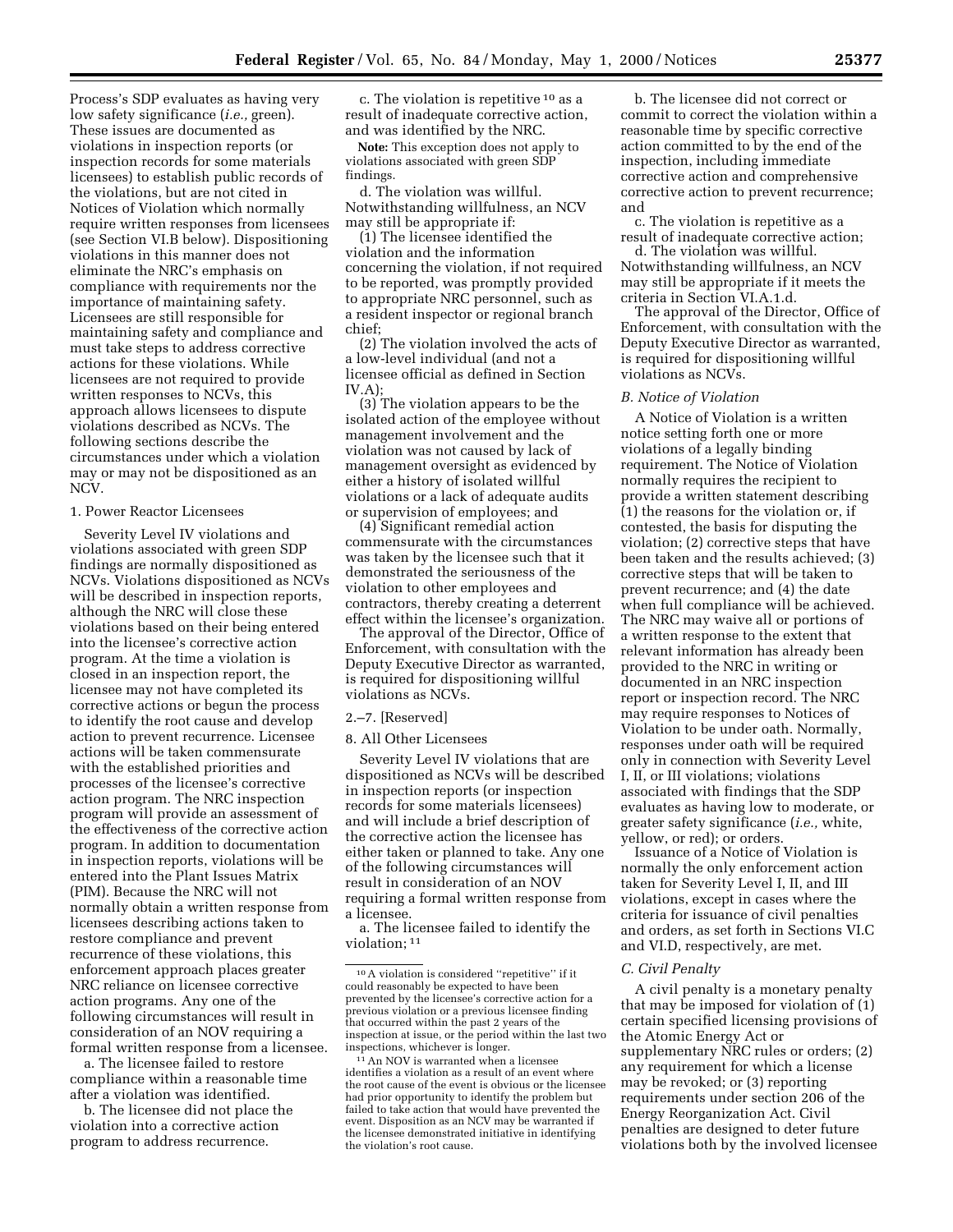Process's SDP evaluates as having very low safety significance (*i.e.,* green). These issues are documented as violations in inspection reports (or inspection records for some materials licensees) to establish public records of the violations, but are not cited in Notices of Violation which normally require written responses from licensees (see Section VI.B below). Dispositioning violations in this manner does not eliminate the NRC's emphasis on compliance with requirements nor the importance of maintaining safety. Licensees are still responsible for maintaining safety and compliance and must take steps to address corrective actions for these violations. While licensees are not required to provide written responses to NCVs, this approach allows licensees to dispute violations described as NCVs. The following sections describe the circumstances under which a violation may or may not be dispositioned as an NCV.

1. Power Reactor Licensees

Severity Level IV violations and violations associated with green SDP findings are normally dispositioned as NCVs. Violations dispositioned as NCVs will be described in inspection reports, although the NRC will close these violations based on their being entered into the licensee's corrective action program. At the time a violation is closed in an inspection report, the licensee may not have completed its corrective actions or begun the process to identify the root cause and develop action to prevent recurrence. Licensee actions will be taken commensurate with the established priorities and processes of the licensee's corrective action program. The NRC inspection program will provide an assessment of the effectiveness of the corrective action program. In addition to documentation in inspection reports, violations will be entered into the Plant Issues Matrix (PIM). Because the NRC will not normally obtain a written response from licensees describing actions taken to restore compliance and prevent recurrence of these violations, this enforcement approach places greater NRC reliance on licensee corrective action programs. Any one of the following circumstances will result in consideration of an NOV requiring a formal written response from a licensee.

a. The licensee failed to restore compliance within a reasonable time after a violation was identified.

b. The licensee did not place the violation into a corrective action program to address recurrence.

c. The violation is repetitive [10] as a result of inadequate corrective action, and was identified by the NRC.

**Note:** This exception does not apply to violations associated with green SDP findings.

d. The violation was willful. Notwithstanding willfulness, an NCV may still be appropriate if:

(1) The licensee identified the violation and the information concerning the violation, if not required to be reported, was promptly provided to appropriate NRC personnel, such as a resident inspector or regional branch chief;

(2) The violation involved the acts of a low-level individual (and not a licensee official as defined in Section IV.A);

(3) The violation appears to be the isolated action of the employee without management involvement and the violation was not caused by lack of management oversight as evidenced by either a history of isolated willful violations or a lack of adequate audits or supervision of employees; and

(4) Significant remedial action commensurate with the circumstances was taken by the licensee such that it demonstrated the seriousness of the violation to other employees and contractors, thereby creating a deterrent effect within the licensee's organization.

The approval of the Director, Office of Enforcement, with consultation with the Deputy Executive Director as warranted, is required for dispositioning willful violations as NCVs.

2.–7. [Reserved]

8. All Other Licensees

Severity Level IV violations that are dispositioned as NCVs will be described in inspection reports (or inspection records for some materials licensees) and will include a brief description of the corrective action the licensee has either taken or planned to take. Any one of the following circumstances will result in consideration of an NOV requiring a formal written response from a licensee.

a. The licensee failed to identify the violation; [11]

b. The licensee did not correct or commit to correct the violation within a reasonable time by specific corrective action committed to by the end of the inspection, including immediate corrective action and comprehensive corrective action to prevent recurrence; and

c. The violation is repetitive as a result of inadequate corrective action;

d. The violation was willful. Notwithstanding willfulness, an NCV may still be appropriate if it meets the criteria in Section VI.A.1.d.

The approval of the Director, Office of Enforcement, with consultation with the Deputy Executive Director as warranted, is required for dispositioning willful violations as NCVs.

### *B. Notice of Violation*

A Notice of Violation is a written notice setting forth one or more violations of a legally binding requirement. The Notice of Violation normally requires the recipient to provide a written statement describing (1) the reasons for the violation or, if contested, the basis for disputing the violation; (2) corrective steps that have been taken and the results achieved; (3) corrective steps that will be taken to prevent recurrence; and (4) the date when full compliance will be achieved. The NRC may waive all or portions of a written response to the extent that relevant information has already been provided to the NRC in writing or documented in an NRC inspection report or inspection record. The NRC may require responses to Notices of Violation to be under oath. Normally, responses under oath will be required only in connection with Severity Level I, II, or III violations; violations associated with findings that the SDP evaluates as having low to moderate, or greater safety significance (*i.e.,* white, yellow, or red); or orders.

Issuance of a Notice of Violation is normally the only enforcement action taken for Severity Level I, II, and III violations, except in cases where the criteria for issuance of civil penalties and orders, as set forth in Sections VI.C and VI.D, respectively, are met.

### *C. Civil Penalty*

A civil penalty is a monetary penalty that may be imposed for violation of (1) certain specified licensing provisions of the Atomic Energy Act or supplementary NRC rules or orders; (2) any requirement for which a license may be revoked; or (3) reporting requirements under section 206 of the Energy Reorganization Act. Civil penalties are designed to deter future violations both by the involved licensee

---

[10] A violation is considered "repetitive" if it could reasonably be expected to have been prevented by the licensee's corrective action for a previous violation or a previous licensee finding that occurred within the past 2 years of the inspection at issue, or the period within the last two inspections, whichever is longer.

[11] An NOV is warranted when a licensee identifies a violation as a result of an event where the root cause of the event is obvious or the licensee had prior opportunity to identify the problem but failed to take action that would have prevented the event. Disposition as an NCV may be warranted if the licensee demonstrated initiative in identifying the violation's root cause.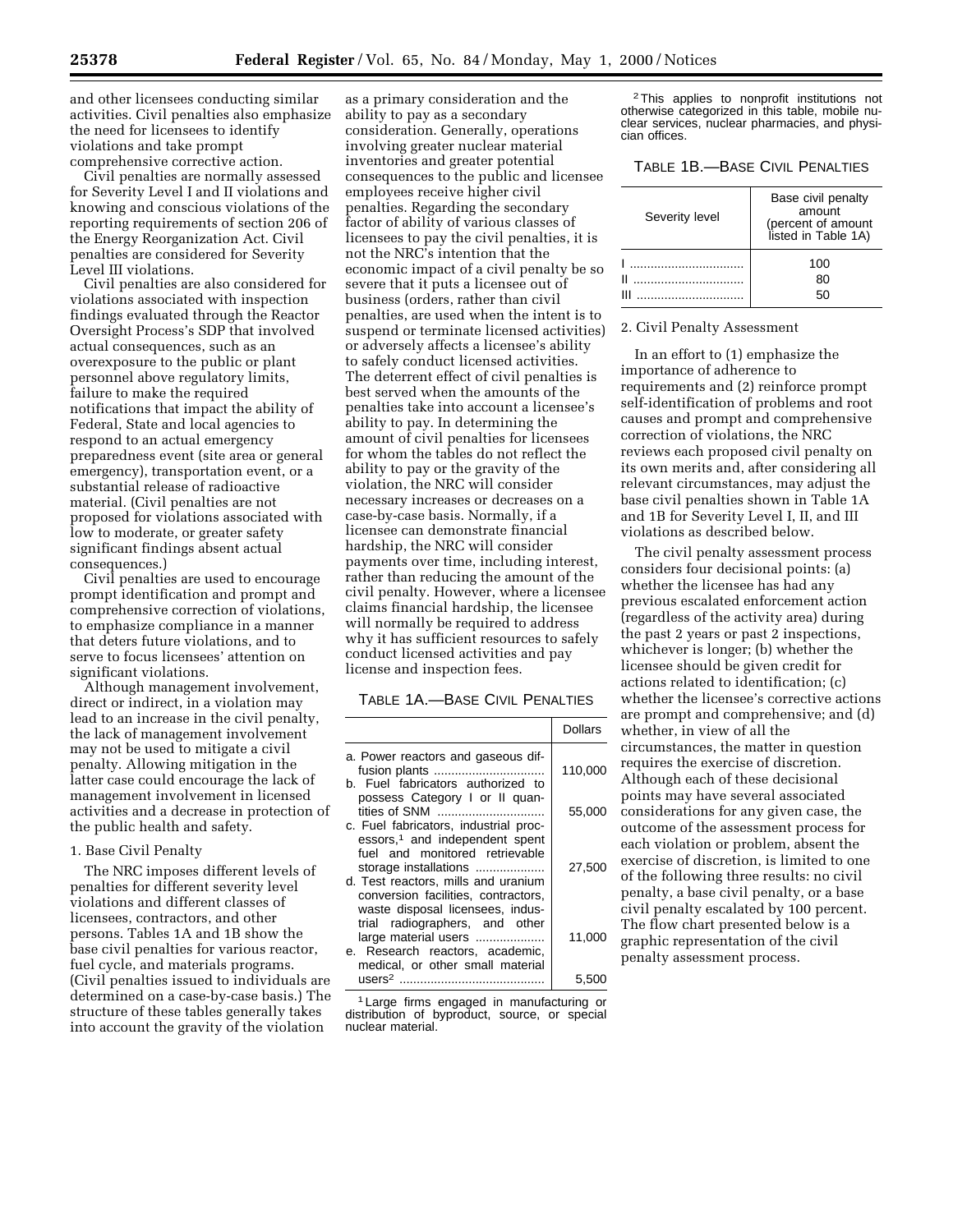and other licensees conducting similar activities. Civil penalties also emphasize the need for licensees to identify violations and take prompt comprehensive corrective action.

Civil penalties are normally assessed for Severity Level I and II violations and knowing and conscious violations of the reporting requirements of section 206 of the Energy Reorganization Act. Civil penalties are considered for Severity Level III violations.

Civil penalties are also considered for violations associated with inspection findings evaluated through the Reactor Oversight Process's SDP that involved actual consequences, such as an overexposure to the public or plant personnel above regulatory limits, failure to make the required notifications that impact the ability of Federal, State and local agencies to respond to an actual emergency preparedness event (site area or general emergency), transportation event, or a substantial release of radioactive material. (Civil penalties are not proposed for violations associated with low to moderate, or greater safety significant findings absent actual consequences.)

Civil penalties are used to encourage prompt identification and prompt and comprehensive correction of violations, to emphasize compliance in a manner that deters future violations, and to serve to focus licensees' attention on significant violations.

Although management involvement, direct or indirect, in a violation may lead to an increase in the civil penalty, the lack of management involvement may not be used to mitigate a civil penalty. Allowing mitigation in the latter case could encourage the lack of management involvement in licensed activities and a decrease in protection of the public health and safety.

1. Base Civil Penalty

The NRC imposes different levels of penalties for different severity level violations and different classes of licensees, contractors, and other persons. Tables 1A and 1B show the base civil penalties for various reactor, fuel cycle, and materials programs. (Civil penalties issued to individuals are determined on a case-by-case basis.) The structure of these tables generally takes into account the gravity of the violation as a primary consideration and the ability to pay as a secondary consideration. Generally, operations involving greater nuclear material inventories and greater potential consequences to the public and licensee employees receive higher civil penalties. Regarding the secondary factor of ability of various classes of licensees to pay the civil penalties, it is not the NRC's intention that the economic impact of a civil penalty be so severe that it puts a licensee out of business (orders, rather than civil penalties, are used when the intent is to suspend or terminate licensed activities) or adversely affects a licensee's ability to safely conduct licensed activities. The deterrent effect of civil penalties is best served when the amounts of the penalties take into account a licensee's ability to pay. In determining the amount of civil penalties for licensees for whom the tables do not reflect the ability to pay or the gravity of the violation, the NRC will consider necessary increases or decreases on a case-by-case basis. Normally, if a licensee can demonstrate financial hardship, the NRC will consider payments over time, including interest, rather than reducing the amount of the civil penalty. However, where a licensee claims financial hardship, the licensee will normally be required to address why it has sufficient resources to safely conduct licensed activities and pay license and inspection fees.

TABLE 1A.—BASE CIVIL PENALTIES

| | Dollars |
|---|---|
| a. Power reactors and gaseous diffusion plants | 110,000 |
| b. Fuel fabricators authorized to possess Category I or II quantities of SNM | 55,000 |
| c. Fuel fabricators, industrial processors,[1] and independent spent fuel and monitored retrievable storage installations | 27,500 |
| d. Test reactors, mills and uranium conversion facilities, contractors, waste disposal licensees, industrial radiographers, and other large material users | 11,000 |
| e. Research reactors, academic, medical, or other small material users[2] | 5,500 |

[1] Large firms engaged in manufacturing or distribution of byproduct, source, or special nuclear material.

[2] This applies to nonprofit institutions not otherwise categorized in this table, mobile nuclear services, nuclear pharmacies, and physician offices.

TABLE 1B.—BASE CIVIL PENALTIES

| Severity level | Base civil penalty amount (percent of amount listed in Table 1A) |
|---|---|
| I | 100 |
| II | 80 |
| III | 50 |

2. Civil Penalty Assessment

In an effort to (1) emphasize the importance of adherence to requirements and (2) reinforce prompt self-identification of problems and root causes and prompt and comprehensive correction of violations, the NRC reviews each proposed civil penalty on its own merits and, after considering all relevant circumstances, may adjust the base civil penalties shown in Table 1A and 1B for Severity Level I, II, and III violations as described below.

The civil penalty assessment process considers four decisional points: (a) whether the licensee has had any previous escalated enforcement action (regardless of the activity area) during the past 2 years or past 2 inspections, whichever is longer; (b) whether the licensee should be given credit for actions related to identification; (c) whether the licensee's corrective actions are prompt and comprehensive; and (d) whether, in view of all the circumstances, the matter in question requires the exercise of discretion. Although each of these decisional points may have several associated considerations for any given case, the outcome of the assessment process for each violation or problem, absent the exercise of discretion, is limited to one of the following three results: no civil penalty, a base civil penalty, or a base civil penalty escalated by 100 percent. The flow chart presented below is a graphic representation of the civil penalty assessment process.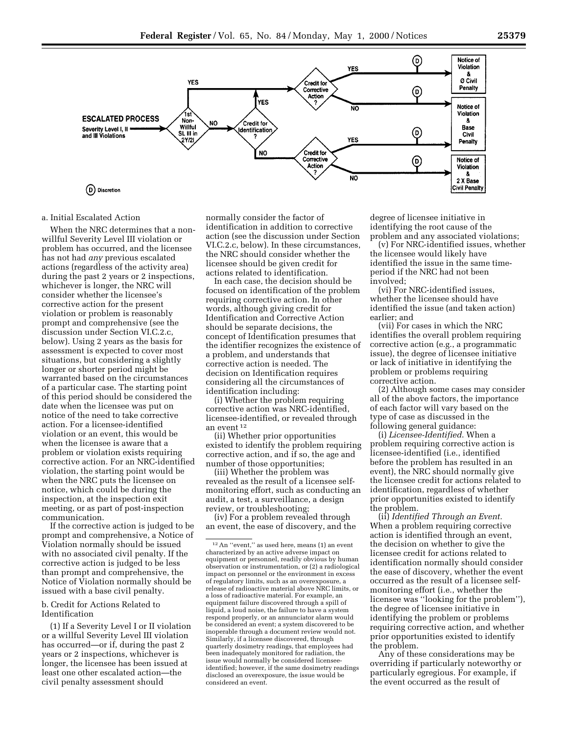**ESCALATED PROCESS**
Severity Level I, II and III Violations → 1st Non-Willful SL III in 2Y/2I?

- YES → Credit for Corrective Action?
  - YES → (D) → Notice of Violation & Ø Civil Penalty
  - NO → (D) → Notice of Violation & Base Civil Penalty
- NO → Credit for Identification?
  - YES → Credit for Corrective Action?
    - YES → (D) → Notice of Violation & Ø Civil Penalty
    - NO → (D) → Notice of Violation & Base Civil Penalty
  - NO → Credit for Corrective Action?
    - YES → (D) → Notice of Violation & Base Civil Penalty
    - NO → (D) → Notice of Violation & 2 X Base Civil Penalty

(D) Discretion

a. Initial Escalated Action

When the NRC determines that a non-willful Severity Level III violation or problem has occurred, and the licensee has not had *any* previous escalated actions (regardless of the activity area) during the past 2 years or 2 inspections, whichever is longer, the NRC will consider whether the licensee's corrective action for the present violation or problem is reasonably prompt and comprehensive (see the discussion under Section VI.C.2.c, below). Using 2 years as the basis for assessment is expected to cover most situations, but considering a slightly longer or shorter period might be warranted based on the circumstances of a particular case. The starting point of this period should be considered the date when the licensee was put on notice of the need to take corrective action. For a licensee-identified violation or an event, this would be when the licensee is aware that a problem or violation exists requiring corrective action. For an NRC-identified violation, the starting point would be when the NRC puts the licensee on notice, which could be during the inspection, at the inspection exit meeting, or as part of post-inspection communication.

If the corrective action is judged to be prompt and comprehensive, a Notice of Violation normally should be issued with no associated civil penalty. If the corrective action is judged to be less than prompt and comprehensive, the Notice of Violation normally should be issued with a base civil penalty.

b. Credit for Actions Related to Identification

(1) If a Severity Level I or II violation or a willful Severity Level III violation has occurred—or if, during the past 2 years or 2 inspections, whichever is longer, the licensee has been issued at least one other escalated action—the civil penalty assessment should normally consider the factor of identification in addition to corrective action (see the discussion under Section VI.C.2.c, below). In these circumstances, the NRC should consider whether the licensee should be given credit for actions related to identification.

In each case, the decision should be focused on identification of the problem requiring corrective action. In other words, although giving credit for Identification and Corrective Action should be separate decisions, the concept of Identification presumes that the identifier recognizes the existence of a problem, and understands that corrective action is needed. The decision on Identification requires considering all the circumstances of identification including:

(i) Whether the problem requiring corrective action was NRC-identified, licensee-identified, or revealed through an event [12]

(ii) Whether prior opportunities existed to identify the problem requiring corrective action, and if so, the age and number of those opportunities;

(iii) Whether the problem was revealed as the result of a licensee self-monitoring effort, such as conducting an audit, a test, a surveillance, a design review, or troubleshooting;

(iv) For a problem revealed through an event, the ease of discovery, and the degree of licensee initiative in identifying the root cause of the problem and any associated violations;

(v) For NRC-identified issues, whether the licensee would likely have identified the issue in the same time-period if the NRC had not been involved;

(vi) For NRC-identified issues, whether the licensee should have identified the issue (and taken action) earlier; and

(vii) For cases in which the NRC identifies the overall problem requiring corrective action (e.g., a programmatic issue), the degree of licensee initiative or lack of initiative in identifying the problem or problems requiring corrective action.

(2) Although some cases may consider all of the above factors, the importance of each factor will vary based on the type of case as discussed in the following general guidance:

(i) *Licensee-Identified.* When a problem requiring corrective action is licensee-identified (i.e., identified before the problem has resulted in an event), the NRC should normally give the licensee credit for actions related to identification, regardless of whether prior opportunities existed to identify the problem.

(ii) *Identified Through an Event.* When a problem requiring corrective action is identified through an event, the decision on whether to give the licensee credit for actions related to identification normally should consider the ease of discovery, whether the event occurred as the result of a licensee self-monitoring effort (i.e., whether the licensee was "looking for the problem"), the degree of licensee initiative in identifying the problem or problems requiring corrective action, and whether prior opportunities existed to identify the problem.

Any of these considerations may be overriding if particularly noteworthy or particularly egregious. For example, if the event occurred as the result of

[12] An "event," as used here, means (1) an event characterized by an active adverse impact on equipment or personnel, readily obvious by human observation or instrumentation, or (2) a radiological impact on personnel or the environment in excess of regulatory limits, such as an overexposure, a release of radioactive material above NRC limits, or a loss of radioactive material. For example, an equipment failure discovered through a spill of liquid, a loud noise, the failure to have a system respond properly, or an annunciator alarm would be considered an event; a system discovered to be inoperable through a document review would not. Similarly, if a licensee discovered, through quarterly dosimetry readings, that employees had been inadequately monitored for radiation, the issue would normally be considered licensee-identified; however, if the same dosimetry readings disclosed an overexposure, the issue would be considered an event.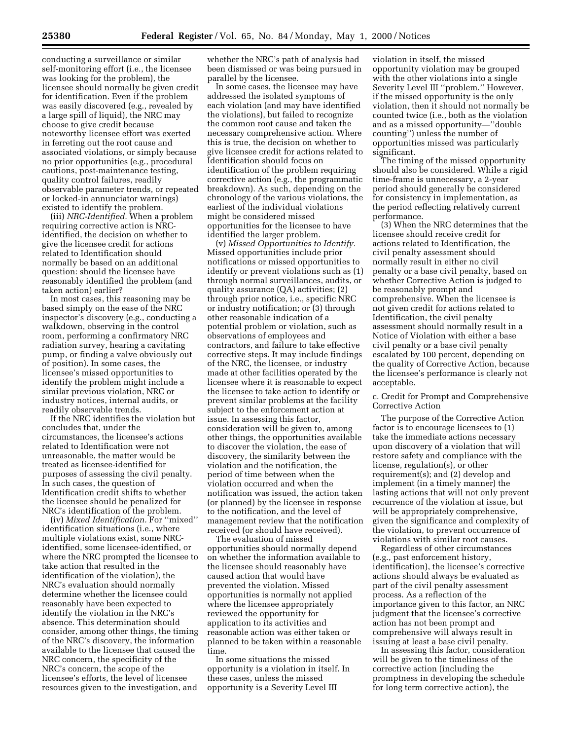conducting a surveillance or similar self-monitoring effort (i.e., the licensee was looking for the problem), the licensee should normally be given credit for identification. Even if the problem was easily discovered (e.g., revealed by a large spill of liquid), the NRC may choose to give credit because noteworthy licensee effort was exerted in ferreting out the root cause and associated violations, or simply because no prior opportunities (e.g., procedural cautions, post-maintenance testing, quality control failures, readily observable parameter trends, or repeated or locked-in annunciator warnings) existed to identify the problem.

(iii) *NRC-Identified.* When a problem requiring corrective action is NRC-identified, the decision on whether to give the licensee credit for actions related to Identification should normally be based on an additional question: should the licensee have reasonably identified the problem (and taken action) earlier?

In most cases, this reasoning may be based simply on the ease of the NRC inspector's discovery (e.g., conducting a walkdown, observing in the control room, performing a confirmatory NRC radiation survey, hearing a cavitating pump, or finding a valve obviously out of position). In some cases, the licensee's missed opportunities to identify the problem might include a similar previous violation, NRC or industry notices, internal audits, or readily observable trends.

If the NRC identifies the violation but concludes that, under the circumstances, the licensee's actions related to Identification were not unreasonable, the matter would be treated as licensee-identified for purposes of assessing the civil penalty. In such cases, the question of Identification credit shifts to whether the licensee should be penalized for NRC's identification of the problem.

(iv) *Mixed Identification.* For "mixed" identification situations (i.e., where multiple violations exist, some NRC-identified, some licensee-identified, or where the NRC prompted the licensee to take action that resulted in the identification of the violation), the NRC's evaluation should normally determine whether the licensee could reasonably have been expected to identify the violation in the NRC's absence. This determination should consider, among other things, the timing of the NRC's discovery, the information available to the licensee that caused the NRC concern, the specificity of the NRC's concern, the scope of the licensee's efforts, the level of licensee resources given to the investigation, and whether the NRC's path of analysis had been dismissed or was being pursued in parallel by the licensee.

In some cases, the licensee may have addressed the isolated symptoms of each violation (and may have identified the violations), but failed to recognize the common root cause and taken the necessary comprehensive action. Where this is true, the decision on whether to give licensee credit for actions related to Identification should focus on identification of the problem requiring corrective action (e.g., the programmatic breakdown). As such, depending on the chronology of the various violations, the earliest of the individual violations might be considered missed opportunities for the licensee to have identified the larger problem.

(v) *Missed Opportunities to Identify.* Missed opportunities include prior notifications or missed opportunities to identify or prevent violations such as (1) through normal surveillances, audits, or quality assurance (QA) activities; (2) through prior notice, i.e., specific NRC or industry notification; or (3) through other reasonable indication of a potential problem or violation, such as observations of employees and contractors, and failure to take effective corrective steps. It may include findings of the NRC, the licensee, or industry made at other facilities operated by the licensee where it is reasonable to expect the licensee to take action to identify or prevent similar problems at the facility subject to the enforcement action at issue. In assessing this factor, consideration will be given to, among other things, the opportunities available to discover the violation, the ease of discovery, the similarity between the violation and the notification, the period of time between when the violation occurred and when the notification was issued, the action taken (or planned) by the licensee in response to the notification, and the level of management review that the notification received (or should have received).

The evaluation of missed opportunities should normally depend on whether the information available to the licensee should reasonably have caused action that would have prevented the violation. Missed opportunities is normally not applied where the licensee appropriately reviewed the opportunity for application to its activities and reasonable action was either taken or planned to be taken within a reasonable time.

In some situations the missed opportunity is a violation in itself. In these cases, unless the missed opportunity is a Severity Level III violation in itself, the missed opportunity violation may be grouped with the other violations into a single Severity Level III "problem." However, if the missed opportunity is the only violation, then it should not normally be counted twice (i.e., both as the violation and as a missed opportunity—"double counting") unless the number of opportunities missed was particularly significant.

The timing of the missed opportunity should also be considered. While a rigid time-frame is unnecessary, a 2-year period should generally be considered for consistency in implementation, as the period reflecting relatively current performance.

(3) When the NRC determines that the licensee should receive credit for actions related to Identification, the civil penalty assessment should normally result in either no civil penalty or a base civil penalty, based on whether Corrective Action is judged to be reasonably prompt and comprehensive. When the licensee is not given credit for actions related to Identification, the civil penalty assessment should normally result in a Notice of Violation with either a base civil penalty or a base civil penalty escalated by 100 percent, depending on the quality of Corrective Action, because the licensee's performance is clearly not acceptable.

c. Credit for Prompt and Comprehensive Corrective Action

The purpose of the Corrective Action factor is to encourage licensees to (1) take the immediate actions necessary upon discovery of a violation that will restore safety and compliance with the license, regulation(s), or other requirement(s); and (2) develop and implement (in a timely manner) the lasting actions that will not only prevent recurrence of the violation at issue, but will be appropriately comprehensive, given the significance and complexity of the violation, to prevent occurrence of violations with similar root causes.

Regardless of other circumstances (e.g., past enforcement history, identification), the licensee's corrective actions should always be evaluated as part of the civil penalty assessment process. As a reflection of the importance given to this factor, an NRC judgment that the licensee's corrective action has not been prompt and comprehensive will always result in issuing at least a base civil penalty.

In assessing this factor, consideration will be given to the timeliness of the corrective action (including the promptness in developing the schedule for long term corrective action), the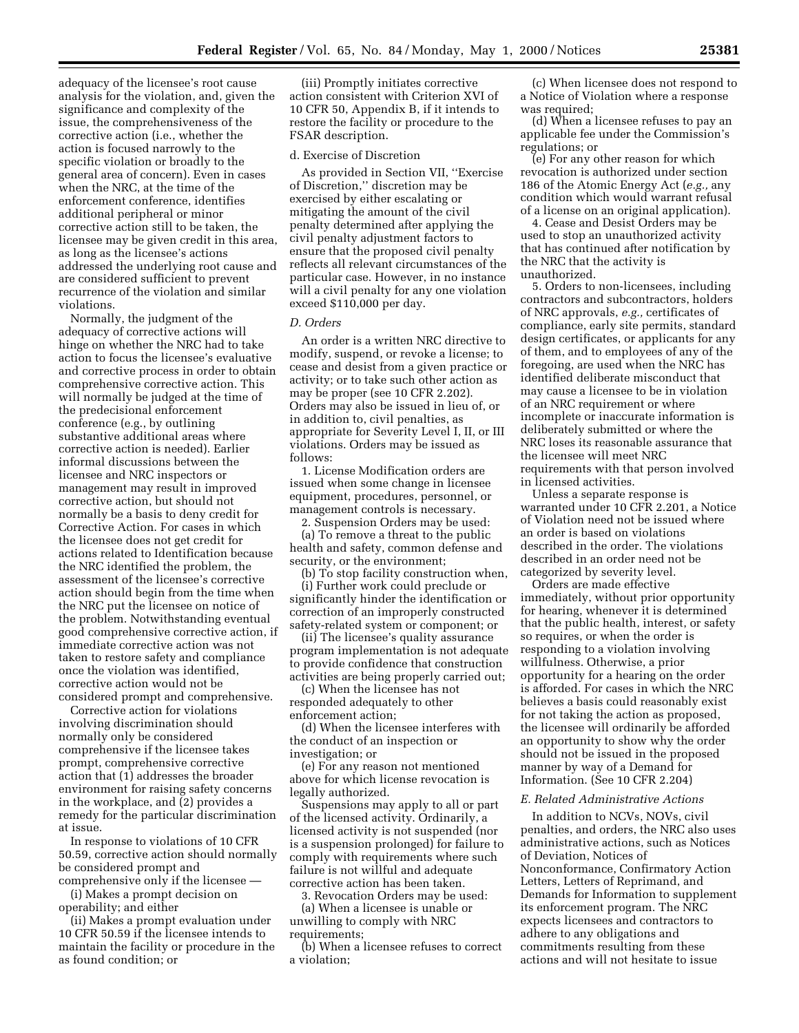adequacy of the licensee's root cause analysis for the violation, and, given the significance and complexity of the issue, the comprehensiveness of the corrective action (i.e., whether the action is focused narrowly to the specific violation or broadly to the general area of concern). Even in cases when the NRC, at the time of the enforcement conference, identifies additional peripheral or minor corrective action still to be taken, the licensee may be given credit in this area, as long as the licensee's actions addressed the underlying root cause and are considered sufficient to prevent recurrence of the violation and similar violations.

Normally, the judgment of the adequacy of corrective actions will hinge on whether the NRC had to take action to focus the licensee's evaluative and corrective process in order to obtain comprehensive corrective action. This will normally be judged at the time of the predecisional enforcement conference (e.g., by outlining substantive additional areas where corrective action is needed). Earlier informal discussions between the licensee and NRC inspectors or management may result in improved corrective action, but should not normally be a basis to deny credit for Corrective Action. For cases in which the licensee does not get credit for actions related to Identification because the NRC identified the problem, the assessment of the licensee's corrective action should begin from the time when the NRC put the licensee on notice of the problem. Notwithstanding eventual good comprehensive corrective action, if immediate corrective action was not taken to restore safety and compliance once the violation was identified, corrective action would not be considered prompt and comprehensive.

Corrective action for violations involving discrimination should normally only be considered comprehensive if the licensee takes prompt, comprehensive corrective action that (1) addresses the broader environment for raising safety concerns in the workplace, and (2) provides a remedy for the particular discrimination at issue.

In response to violations of 10 CFR 50.59, corrective action should normally be considered prompt and comprehensive only if the licensee —

(i) Makes a prompt decision on operability; and either

(ii) Makes a prompt evaluation under 10 CFR 50.59 if the licensee intends to maintain the facility or procedure in the as found condition; or

(iii) Promptly initiates corrective action consistent with Criterion XVI of 10 CFR 50, Appendix B, if it intends to restore the facility or procedure to the FSAR description.

d. Exercise of Discretion

As provided in Section VII, ''Exercise of Discretion,'' discretion may be exercised by either escalating or mitigating the amount of the civil penalty determined after applying the civil penalty adjustment factors to ensure that the proposed civil penalty reflects all relevant circumstances of the particular case. However, in no instance will a civil penalty for any one violation exceed $110,000 per day.

*D. Orders*

An order is a written NRC directive to modify, suspend, or revoke a license; to cease and desist from a given practice or activity; or to take such other action as may be proper (see 10 CFR 2.202). Orders may also be issued in lieu of, or in addition to, civil penalties, as appropriate for Severity Level I, II, or III violations. Orders may be issued as follows:

1. License Modification orders are issued when some change in licensee equipment, procedures, personnel, or management controls is necessary.

2. Suspension Orders may be used:

(a) To remove a threat to the public health and safety, common defense and security, or the environment;

(b) To stop facility construction when,

(i) Further work could preclude or significantly hinder the identification or correction of an improperly constructed safety-related system or component; or

(ii) The licensee's quality assurance program implementation is not adequate to provide confidence that construction activities are being properly carried out;

(c) When the licensee has not responded adequately to other enforcement action;

(d) When the licensee interferes with the conduct of an inspection or investigation; or

(e) For any reason not mentioned above for which license revocation is legally authorized.

Suspensions may apply to all or part of the licensed activity. Ordinarily, a licensed activity is not suspended (nor is a suspension prolonged) for failure to comply with requirements where such failure is not willful and adequate corrective action has been taken.

3. Revocation Orders may be used:

(a) When a licensee is unable or unwilling to comply with NRC requirements;

(b) When a licensee refuses to correct a violation;

(c) When licensee does not respond to a Notice of Violation where a response was required;

(d) When a licensee refuses to pay an applicable fee under the Commission's regulations; or

(e) For any other reason for which revocation is authorized under section 186 of the Atomic Energy Act (*e.g.,* any condition which would warrant refusal of a license on an original application).

4. Cease and Desist Orders may be used to stop an unauthorized activity that has continued after notification by the NRC that the activity is unauthorized.

5. Orders to non-licensees, including contractors and subcontractors, holders of NRC approvals, *e.g.,* certificates of compliance, early site permits, standard design certificates, or applicants for any of them, and to employees of any of the foregoing, are used when the NRC has identified deliberate misconduct that may cause a licensee to be in violation of an NRC requirement or where incomplete or inaccurate information is deliberately submitted or where the NRC loses its reasonable assurance that the licensee will meet NRC requirements with that person involved in licensed activities.

Unless a separate response is warranted under 10 CFR 2.201, a Notice of Violation need not be issued where an order is based on violations described in the order. The violations described in an order need not be categorized by severity level.

Orders are made effective immediately, without prior opportunity for hearing, whenever it is determined that the public health, interest, or safety so requires, or when the order is responding to a violation involving willfulness. Otherwise, a prior opportunity for a hearing on the order is afforded. For cases in which the NRC believes a basis could reasonably exist for not taking the action as proposed, the licensee will ordinarily be afforded an opportunity to show why the order should not be issued in the proposed manner by way of a Demand for Information. (See 10 CFR 2.204)

*E. Related Administrative Actions*

In addition to NCVs, NOVs, civil penalties, and orders, the NRC also uses administrative actions, such as Notices of Deviation, Notices of Nonconformance, Confirmatory Action Letters, Letters of Reprimand, and Demands for Information to supplement its enforcement program. The NRC expects licensees and contractors to adhere to any obligations and commitments resulting from these actions and will not hesitate to issue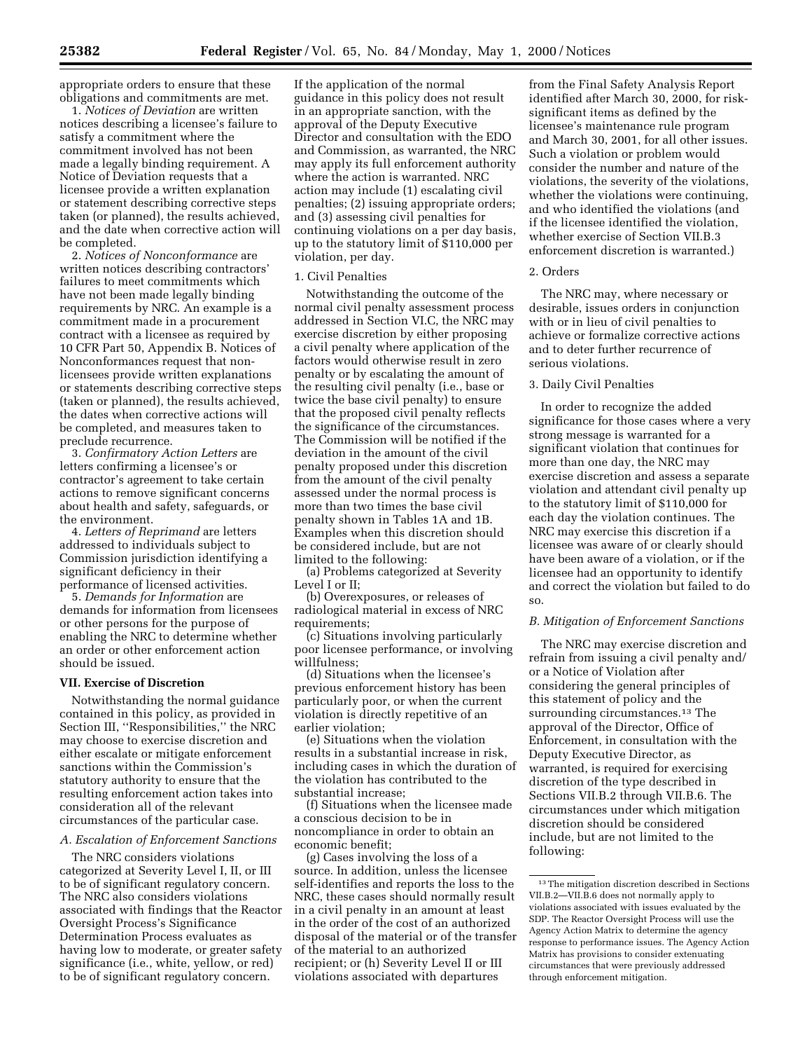appropriate orders to ensure that these obligations and commitments are met.

1. *Notices of Deviation* are written notices describing a licensee's failure to satisfy a commitment where the commitment involved has not been made a legally binding requirement. A Notice of Deviation requests that a licensee provide a written explanation or statement describing corrective steps taken (or planned), the results achieved, and the date when corrective action will be completed.

2. *Notices of Nonconformance* are written notices describing contractors' failures to meet commitments which have not been made legally binding requirements by NRC. An example is a commitment made in a procurement contract with a licensee as required by 10 CFR Part 50, Appendix B. Notices of Nonconformances request that non-licensees provide written explanations or statements describing corrective steps (taken or planned), the results achieved, the dates when corrective actions will be completed, and measures taken to preclude recurrence.

3. *Confirmatory Action Letters* are letters confirming a licensee's or contractor's agreement to take certain actions to remove significant concerns about health and safety, safeguards, or the environment.

4. *Letters of Reprimand* are letters addressed to individuals subject to Commission jurisdiction identifying a significant deficiency in their performance of licensed activities.

5. *Demands for Information* are demands for information from licensees or other persons for the purpose of enabling the NRC to determine whether an order or other enforcement action should be issued.

## VII. Exercise of Discretion

Notwithstanding the normal guidance contained in this policy, as provided in Section III, ''Responsibilities,'' the NRC may choose to exercise discretion and either escalate or mitigate enforcement sanctions within the Commission's statutory authority to ensure that the resulting enforcement action takes into consideration all of the relevant circumstances of the particular case.

### *A. Escalation of Enforcement Sanctions*

The NRC considers violations categorized at Severity Level I, II, or III to be of significant regulatory concern. The NRC also considers violations associated with findings that the Reactor Oversight Process's Significance Determination Process evaluates as having low to moderate, or greater safety significance (i.e., white, yellow, or red) to be of significant regulatory concern. If the application of the normal guidance in this policy does not result in an appropriate sanction, with the approval of the Deputy Executive Director and consultation with the EDO and Commission, as warranted, the NRC may apply its full enforcement authority where the action is warranted. NRC action may include (1) escalating civil penalties; (2) issuing appropriate orders; and (3) assessing civil penalties for continuing violations on a per day basis, up to the statutory limit of $110,000 per violation, per day.

#### 1. Civil Penalties

Notwithstanding the outcome of the normal civil penalty assessment process addressed in Section VI.C, the NRC may exercise discretion by either proposing a civil penalty where application of the factors would otherwise result in zero penalty or by escalating the amount of the resulting civil penalty (i.e., base or twice the base civil penalty) to ensure that the proposed civil penalty reflects the significance of the circumstances. The Commission will be notified if the deviation in the amount of the civil penalty proposed under this discretion from the amount of the civil penalty assessed under the normal process is more than two times the base civil penalty shown in Tables 1A and 1B. Examples when this discretion should be considered include, but are not limited to the following:

(a) Problems categorized at Severity Level I or II;

(b) Overexposures, or releases of radiological material in excess of NRC requirements;

(c) Situations involving particularly poor licensee performance, or involving willfulness;

(d) Situations when the licensee's previous enforcement history has been particularly poor, or when the current violation is directly repetitive of an earlier violation;

(e) Situations when the violation results in a substantial increase in risk, including cases in which the duration of the violation has contributed to the substantial increase;

(f) Situations when the licensee made a conscious decision to be in noncompliance in order to obtain an economic benefit;

(g) Cases involving the loss of a source. In addition, unless the licensee self-identifies and reports the loss to the NRC, these cases should normally result in a civil penalty in an amount at least in the order of the cost of an authorized disposal of the material or of the transfer of the material to an authorized recipient; or (h) Severity Level II or III violations associated with departures from the Final Safety Analysis Report identified after March 30, 2000, for risk-significant items as defined by the licensee's maintenance rule program and March 30, 2001, for all other issues. Such a violation or problem would consider the number and nature of the violations, the severity of the violations, whether the violations were continuing, and who identified the violations (and if the licensee identified the violation, whether exercise of Section VII.B.3 enforcement discretion is warranted.)

#### 2. Orders

The NRC may, where necessary or desirable, issues orders in conjunction with or in lieu of civil penalties to achieve or formalize corrective actions and to deter further recurrence of serious violations.

#### 3. Daily Civil Penalties

In order to recognize the added significance for those cases where a very strong message is warranted for a significant violation that continues for more than one day, the NRC may exercise discretion and assess a separate violation and attendant civil penalty up to the statutory limit of $110,000 for each day the violation continues. The NRC may exercise this discretion if a licensee was aware of or clearly should have been aware of a violation, or if the licensee had an opportunity to identify and correct the violation but failed to do so.

### *B. Mitigation of Enforcement Sanctions*

The NRC may exercise discretion and refrain from issuing a civil penalty and/or a Notice of Violation after considering the general principles of this statement of policy and the surrounding circumstances.[13] The approval of the Director, Office of Enforcement, in consultation with the Deputy Executive Director, as warranted, is required for exercising discretion of the type described in Sections VII.B.2 through VII.B.6. The circumstances under which mitigation discretion should be considered include, but are not limited to the following:

[13] The mitigation discretion described in Sections VII.B.2—VII.B.6 does not normally apply to violations associated with issues evaluated by the SDP. The Reactor Oversight Process will use the Agency Action Matrix to determine the agency response to performance issues. The Agency Action Matrix has provisions to consider extenuating circumstances that were previously addressed through enforcement mitigation.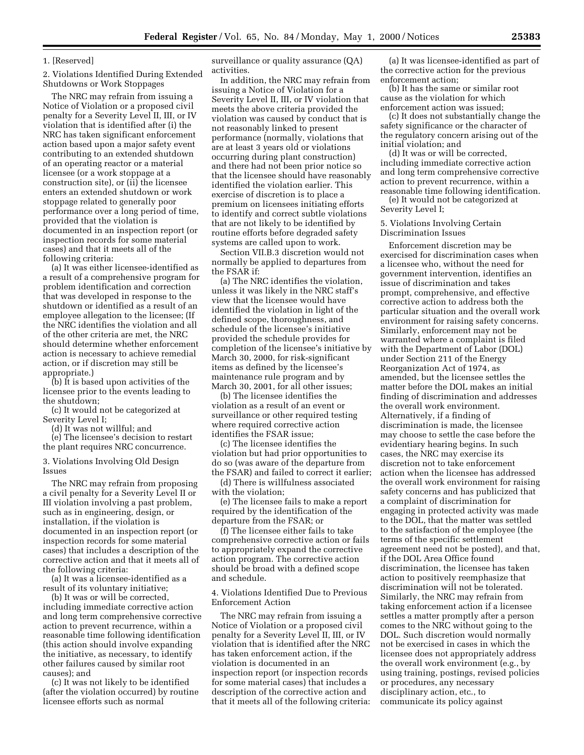1. [Reserved]

2. Violations Identified During Extended Shutdowns or Work Stoppages

The NRC may refrain from issuing a Notice of Violation or a proposed civil penalty for a Severity Level II, III, or IV violation that is identified after (i) the NRC has taken significant enforcement action based upon a major safety event contributing to an extended shutdown of an operating reactor or a material licensee (or a work stoppage at a construction site), or (ii) the licensee enters an extended shutdown or work stoppage related to generally poor performance over a long period of time, provided that the violation is documented in an inspection report (or inspection records for some material cases) and that it meets all of the following criteria:

(a) It was either licensee-identified as a result of a comprehensive program for problem identification and correction that was developed in response to the shutdown or identified as a result of an employee allegation to the licensee; (If the NRC identifies the violation and all of the other criteria are met, the NRC should determine whether enforcement action is necessary to achieve remedial action, or if discretion may still be appropriate.)

(b) It is based upon activities of the licensee prior to the events leading to the shutdown;

(c) It would not be categorized at Severity Level I;

(d) It was not willful; and

(e) The licensee's decision to restart the plant requires NRC concurrence.

3. Violations Involving Old Design Issues

The NRC may refrain from proposing a civil penalty for a Severity Level II or III violation involving a past problem, such as in engineering, design, or installation, if the violation is documented in an inspection report (or inspection records for some material cases) that includes a description of the corrective action and that it meets all of the following criteria:

(a) It was a licensee-identified as a result of its voluntary initiative;

(b) It was or will be corrected, including immediate corrective action and long term comprehensive corrective action to prevent recurrence, within a reasonable time following identification (this action should involve expanding the initiative, as necessary, to identify other failures caused by similar root causes); and

(c) It was not likely to be identified (after the violation occurred) by routine licensee efforts such as normal surveillance or quality assurance (QA) activities.

In addition, the NRC may refrain from issuing a Notice of Violation for a Severity Level II, III, or IV violation that meets the above criteria provided the violation was caused by conduct that is not reasonably linked to present performance (normally, violations that are at least 3 years old or violations occurring during plant construction) and there had not been prior notice so that the licensee should have reasonably identified the violation earlier. This exercise of discretion is to place a premium on licensees initiating efforts to identify and correct subtle violations that are not likely to be identified by routine efforts before degraded safety systems are called upon to work.

Section VII.B.3 discretion would not normally be applied to departures from the FSAR if:

(a) The NRC identifies the violation, unless it was likely in the NRC staff's view that the licensee would have identified the violation in light of the defined scope, thoroughness, and schedule of the licensee's initiative provided the schedule provides for completion of the licensee's initiative by March 30, 2000, for risk-significant items as defined by the licensee's maintenance rule program and by March 30, 2001, for all other issues;

(b) The licensee identifies the violation as a result of an event or surveillance or other required testing where required corrective action identifies the FSAR issue;

(c) The licensee identifies the violation but had prior opportunities to do so (was aware of the departure from the FSAR) and failed to correct it earlier;

(d) There is willfulness associated with the violation;

(e) The licensee fails to make a report required by the identification of the departure from the FSAR; or

(f) The licensee either fails to take comprehensive corrective action or fails to appropriately expand the corrective action program. The corrective action should be broad with a defined scope and schedule.

4. Violations Identified Due to Previous Enforcement Action

The NRC may refrain from issuing a Notice of Violation or a proposed civil penalty for a Severity Level II, III, or IV violation that is identified after the NRC has taken enforcement action, if the violation is documented in an inspection report (or inspection records for some material cases) that includes a description of the corrective action and that it meets all of the following criteria:

(a) It was licensee-identified as part of the corrective action for the previous enforcement action;

(b) It has the same or similar root cause as the violation for which enforcement action was issued;

(c) It does not substantially change the safety significance or the character of the regulatory concern arising out of the initial violation; and

(d) It was or will be corrected, including immediate corrective action and long term comprehensive corrective action to prevent recurrence, within a reasonable time following identification.

(e) It would not be categorized at Severity Level I;

5. Violations Involving Certain Discrimination Issues

Enforcement discretion may be exercised for discrimination cases when a licensee who, without the need for government intervention, identifies an issue of discrimination and takes prompt, comprehensive, and effective corrective action to address both the particular situation and the overall work environment for raising safety concerns. Similarly, enforcement may not be warranted where a complaint is filed with the Department of Labor (DOL) under Section 211 of the Energy Reorganization Act of 1974, as amended, but the licensee settles the matter before the DOL makes an initial finding of discrimination and addresses the overall work environment. Alternatively, if a finding of discrimination is made, the licensee may choose to settle the case before the evidentiary hearing begins. In such cases, the NRC may exercise its discretion not to take enforcement action when the licensee has addressed the overall work environment for raising safety concerns and has publicized that a complaint of discrimination for engaging in protected activity was made to the DOL, that the matter was settled to the satisfaction of the employee (the terms of the specific settlement agreement need not be posted), and that, if the DOL Area Office found discrimination, the licensee has taken action to positively reemphasize that discrimination will not be tolerated. Similarly, the NRC may refrain from taking enforcement action if a licensee settles a matter promptly after a person comes to the NRC without going to the DOL. Such discretion would normally not be exercised in cases in which the licensee does not appropriately address the overall work environment (e.g., by using training, postings, revised policies or procedures, any necessary disciplinary action, etc., to communicate its policy against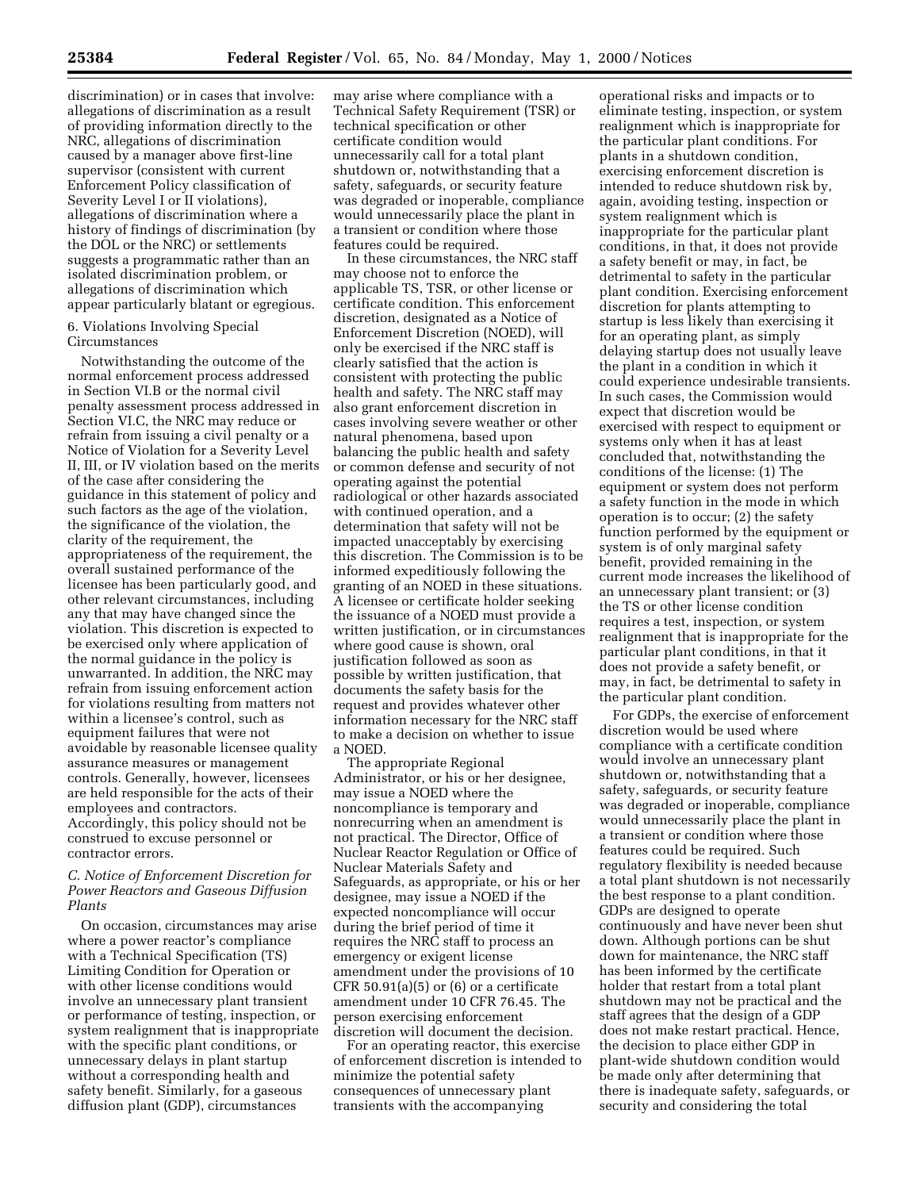discrimination) or in cases that involve: allegations of discrimination as a result of providing information directly to the NRC, allegations of discrimination caused by a manager above first-line supervisor (consistent with current Enforcement Policy classification of Severity Level I or II violations), allegations of discrimination where a history of findings of discrimination (by the DOL or the NRC) or settlements suggests a programmatic rather than an isolated discrimination problem, or allegations of discrimination which appear particularly blatant or egregious.

6. Violations Involving Special Circumstances

Notwithstanding the outcome of the normal enforcement process addressed in Section VI.B or the normal civil penalty assessment process addressed in Section VI.C, the NRC may reduce or refrain from issuing a civil penalty or a Notice of Violation for a Severity Level II, III, or IV violation based on the merits of the case after considering the guidance in this statement of policy and such factors as the age of the violation, the significance of the violation, the clarity of the requirement, the appropriateness of the requirement, the overall sustained performance of the licensee has been particularly good, and other relevant circumstances, including any that may have changed since the violation. This discretion is expected to be exercised only where application of the normal guidance in the policy is unwarranted. In addition, the NRC may refrain from issuing enforcement action for violations resulting from matters not within a licensee's control, such as equipment failures that were not avoidable by reasonable licensee quality assurance measures or management controls. Generally, however, licensees are held responsible for the acts of their employees and contractors. Accordingly, this policy should not be construed to excuse personnel or contractor errors.

*C. Notice of Enforcement Discretion for Power Reactors and Gaseous Diffusion Plants*

On occasion, circumstances may arise where a power reactor's compliance with a Technical Specification (TS) Limiting Condition for Operation or with other license conditions would involve an unnecessary plant transient or performance of testing, inspection, or system realignment that is inappropriate with the specific plant conditions, or unnecessary delays in plant startup without a corresponding health and safety benefit. Similarly, for a gaseous diffusion plant (GDP), circumstances may arise where compliance with a Technical Safety Requirement (TSR) or technical specification or other certificate condition would unnecessarily call for a total plant shutdown or, notwithstanding that a safety, safeguards, or security feature was degraded or inoperable, compliance would unnecessarily place the plant in a transient or condition where those features could be required.

In these circumstances, the NRC staff may choose not to enforce the applicable TS, TSR, or other license or certificate condition. This enforcement discretion, designated as a Notice of Enforcement Discretion (NOED), will only be exercised if the NRC staff is clearly satisfied that the action is consistent with protecting the public health and safety. The NRC staff may also grant enforcement discretion in cases involving severe weather or other natural phenomena, based upon balancing the public health and safety or common defense and security of not operating against the potential radiological or other hazards associated with continued operation, and a determination that safety will not be impacted unacceptably by exercising this discretion. The Commission is to be informed expeditiously following the granting of an NOED in these situations. A licensee or certificate holder seeking the issuance of a NOED must provide a written justification, or in circumstances where good cause is shown, oral justification followed as soon as possible by written justification, that documents the safety basis for the request and provides whatever other information necessary for the NRC staff to make a decision on whether to issue a NOED.

The appropriate Regional Administrator, or his or her designee, may issue a NOED where the noncompliance is temporary and nonrecurring when an amendment is not practical. The Director, Office of Nuclear Reactor Regulation or Office of Nuclear Materials Safety and Safeguards, as appropriate, or his or her designee, may issue a NOED if the expected noncompliance will occur during the brief period of time it requires the NRC staff to process an emergency or exigent license amendment under the provisions of 10 CFR 50.91(a)(5) or (6) or a certificate amendment under 10 CFR 76.45. The person exercising enforcement discretion will document the decision.

For an operating reactor, this exercise of enforcement discretion is intended to minimize the potential safety consequences of unnecessary plant transients with the accompanying operational risks and impacts or to eliminate testing, inspection, or system realignment which is inappropriate for the particular plant conditions. For plants in a shutdown condition, exercising enforcement discretion is intended to reduce shutdown risk by, again, avoiding testing, inspection or system realignment which is inappropriate for the particular plant conditions, in that, it does not provide a safety benefit or may, in fact, be detrimental to safety in the particular plant condition. Exercising enforcement discretion for plants attempting to startup is less likely than exercising it for an operating plant, as simply delaying startup does not usually leave the plant in a condition in which it could experience undesirable transients. In such cases, the Commission would expect that discretion would be exercised with respect to equipment or systems only when it has at least concluded that, notwithstanding the conditions of the license: (1) The equipment or system does not perform a safety function in the mode in which operation is to occur; (2) the safety function performed by the equipment or system is of only marginal safety benefit, provided remaining in the current mode increases the likelihood of an unnecessary plant transient; or (3) the TS or other license condition requires a test, inspection, or system realignment that is inappropriate for the particular plant conditions, in that it does not provide a safety benefit, or may, in fact, be detrimental to safety in the particular plant condition.

For GDPs, the exercise of enforcement discretion would be used where compliance with a certificate condition would involve an unnecessary plant shutdown or, notwithstanding that a safety, safeguards, or security feature was degraded or inoperable, compliance would unnecessarily place the plant in a transient or condition where those features could be required. Such regulatory flexibility is needed because a total plant shutdown is not necessarily the best response to a plant condition. GDPs are designed to operate continuously and have never been shut down. Although portions can be shut down for maintenance, the NRC staff has been informed by the certificate holder that restart from a total plant shutdown may not be practical and the staff agrees that the design of a GDP does not make restart practical. Hence, the decision to place either GDP in plant-wide shutdown condition would be made only after determining that there is inadequate safety, safeguards, or security and considering the total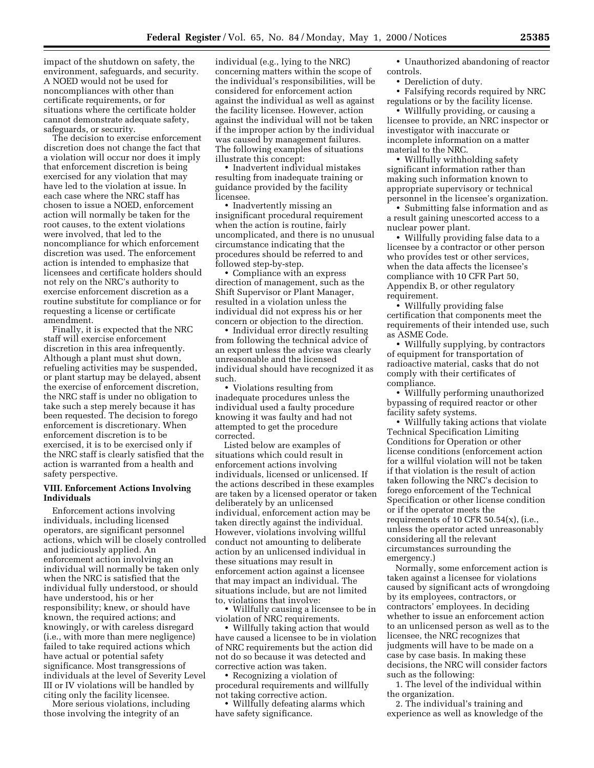impact of the shutdown on safety, the environment, safeguards, and security. A NOED would not be used for noncompliances with other than certificate requirements, or for situations where the certificate holder cannot demonstrate adequate safety, safeguards, or security.

The decision to exercise enforcement discretion does not change the fact that a violation will occur nor does it imply that enforcement discretion is being exercised for any violation that may have led to the violation at issue. In each case where the NRC staff has chosen to issue a NOED, enforcement action will normally be taken for the root causes, to the extent violations were involved, that led to the noncompliance for which enforcement discretion was used. The enforcement action is intended to emphasize that licensees and certificate holders should not rely on the NRC's authority to exercise enforcement discretion as a routine substitute for compliance or for requesting a license or certificate amendment.

Finally, it is expected that the NRC staff will exercise enforcement discretion in this area infrequently. Although a plant must shut down, refueling activities may be suspended, or plant startup may be delayed, absent the exercise of enforcement discretion, the NRC staff is under no obligation to take such a step merely because it has been requested. The decision to forego enforcement is discretionary. When enforcement discretion is to be exercised, it is to be exercised only if the NRC staff is clearly satisfied that the action is warranted from a health and safety perspective.

## VIII. Enforcement Actions Involving Individuals

Enforcement actions involving individuals, including licensed operators, are significant personnel actions, which will be closely controlled and judiciously applied. An enforcement action involving an individual will normally be taken only when the NRC is satisfied that the individual fully understood, or should have understood, his or her responsibility; knew, or should have known, the required actions; and knowingly, or with careless disregard (i.e., with more than mere negligence) failed to take required actions which have actual or potential safety significance. Most transgressions of individuals at the level of Severity Level III or IV violations will be handled by citing only the facility licensee.

More serious violations, including those involving the integrity of an individual (e.g., lying to the NRC) concerning matters within the scope of the individual's responsibilities, will be considered for enforcement action against the individual as well as against the facility licensee. However, action against the individual will not be taken if the improper action by the individual was caused by management failures. The following examples of situations illustrate this concept:

- Inadvertent individual mistakes resulting from inadequate training or guidance provided by the facility licensee.
- Inadvertently missing an insignificant procedural requirement when the action is routine, fairly uncomplicated, and there is no unusual circumstance indicating that the procedures should be referred to and followed step-by-step.
- Compliance with an express direction of management, such as the Shift Supervisor or Plant Manager, resulted in a violation unless the individual did not express his or her concern or objection to the direction.
- Individual error directly resulting from following the technical advice of an expert unless the advise was clearly unreasonable and the licensed individual should have recognized it as such.
- Violations resulting from inadequate procedures unless the individual used a faulty procedure knowing it was faulty and had not attempted to get the procedure corrected.

Listed below are examples of situations which could result in enforcement actions involving individuals, licensed or unlicensed. If the actions described in these examples are taken by a licensed operator or taken deliberately by an unlicensed individual, enforcement action may be taken directly against the individual. However, violations involving willful conduct not amounting to deliberate action by an unlicensed individual in these situations may result in enforcement action against a licensee that may impact an individual. The situations include, but are not limited to, violations that involve:

- Willfully causing a licensee to be in violation of NRC requirements.
- Willfully taking action that would have caused a licensee to be in violation of NRC requirements but the action did not do so because it was detected and corrective action was taken.
- Recognizing a violation of procedural requirements and willfully not taking corrective action.
- Willfully defeating alarms which have safety significance.
- Unauthorized abandoning of reactor controls.
- Dereliction of duty.
- Falsifying records required by NRC regulations or by the facility license.
- Willfully providing, or causing a licensee to provide, an NRC inspector or investigator with inaccurate or incomplete information on a matter material to the NRC.
- Willfully withholding safety significant information rather than making such information known to appropriate supervisory or technical personnel in the licensee's organization.
- Submitting false information and as a result gaining unescorted access to a nuclear power plant.
- Willfully providing false data to a licensee by a contractor or other person who provides test or other services, when the data affects the licensee's compliance with 10 CFR Part 50, Appendix B, or other regulatory requirement.
- Willfully providing false certification that components meet the requirements of their intended use, such as ASME Code.
- Willfully supplying, by contractors of equipment for transportation of radioactive material, casks that do not comply with their certificates of compliance.
- Willfully performing unauthorized bypassing of required reactor or other facility safety systems.
- Willfully taking actions that violate Technical Specification Limiting Conditions for Operation or other license conditions (enforcement action for a willful violation will not be taken if that violation is the result of action taken following the NRC's decision to forego enforcement of the Technical Specification or other license condition or if the operator meets the requirements of 10 CFR 50.54(x), (i.e., unless the operator acted unreasonably considering all the relevant circumstances surrounding the emergency.)

Normally, some enforcement action is taken against a licensee for violations caused by significant acts of wrongdoing by its employees, contractors, or contractors' employees. In deciding whether to issue an enforcement action to an unlicensed person as well as to the licensee, the NRC recognizes that judgments will have to be made on a case by case basis. In making these decisions, the NRC will consider factors such as the following:

1. The level of the individual within the organization.
2. The individual's training and experience as well as knowledge of the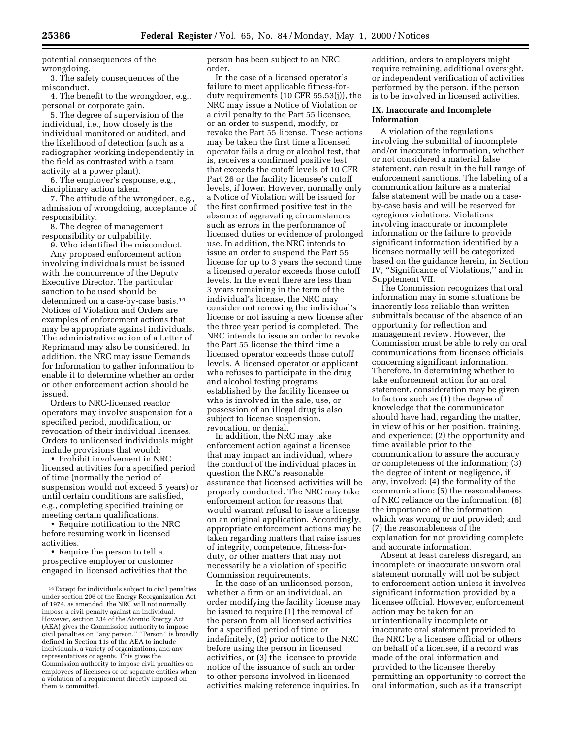potential consequences of the wrongdoing.

3. The safety consequences of the misconduct.

4. The benefit to the wrongdoer, e.g., personal or corporate gain.

5. The degree of supervision of the individual, i.e., how closely is the individual monitored or audited, and the likelihood of detection (such as a radiographer working independently in the field as contrasted with a team activity at a power plant).

6. The employer's response, e.g., disciplinary action taken.

7. The attitude of the wrongdoer, e.g., admission of wrongdoing, acceptance of responsibility.

8. The degree of management responsibility or culpability.

9. Who identified the misconduct.

Any proposed enforcement action involving individuals must be issued with the concurrence of the Deputy Executive Director. The particular sanction to be used should be determined on a case-by-case basis.[14] Notices of Violation and Orders are examples of enforcement actions that may be appropriate against individuals. The administrative action of a Letter of Reprimand may also be considered. In addition, the NRC may issue Demands for Information to gather information to enable it to determine whether an order or other enforcement action should be issued.

Orders to NRC-licensed reactor operators may involve suspension for a specified period, modification, or revocation of their individual licenses. Orders to unlicensed individuals might include provisions that would:

- Prohibit involvement in NRC licensed activities for a specified period of time (normally the period of suspension would not exceed 5 years) or until certain conditions are satisfied, e.g., completing specified training or meeting certain qualifications.
- Require notification to the NRC before resuming work in licensed activities.
- Require the person to tell a prospective employer or customer engaged in licensed activities that the person has been subject to an NRC order.

In the case of a licensed operator's failure to meet applicable fitness-for-duty requirements (10 CFR 55.53(j)), the NRC may issue a Notice of Violation or a civil penalty to the Part 55 licensee, or an order to suspend, modify, or revoke the Part 55 license. These actions may be taken the first time a licensed operator fails a drug or alcohol test, that is, receives a confirmed positive test that exceeds the cutoff levels of 10 CFR Part 26 or the facility licensee's cutoff levels, if lower. However, normally only a Notice of Violation will be issued for the first confirmed positive test in the absence of aggravating circumstances such as errors in the performance of licensed duties or evidence of prolonged use. In addition, the NRC intends to issue an order to suspend the Part 55 license for up to 3 years the second time a licensed operator exceeds those cutoff levels. In the event there are less than 3 years remaining in the term of the individual's license, the NRC may consider not renewing the individual's license or not issuing a new license after the three year period is completed. The NRC intends to issue an order to revoke the Part 55 license the third time a licensed operator exceeds those cutoff levels. A licensed operator or applicant who refuses to participate in the drug and alcohol testing programs established by the facility licensee or who is involved in the sale, use, or possession of an illegal drug is also subject to license suspension, revocation, or denial.

In addition, the NRC may take enforcement action against a licensee that may impact an individual, where the conduct of the individual places in question the NRC's reasonable assurance that licensed activities will be properly conducted. The NRC may take enforcement action for reasons that would warrant refusal to issue a license on an original application. Accordingly, appropriate enforcement actions may be taken regarding matters that raise issues of integrity, competence, fitness-for-duty, or other matters that may not necessarily be a violation of specific Commission requirements.

In the case of an unlicensed person, whether a firm or an individual, an order modifying the facility license may be issued to require (1) the removal of the person from all licensed activities for a specified period of time or indefinitely, (2) prior notice to the NRC before using the person in licensed activities, or (3) the licensee to provide notice of the issuance of such an order to other persons involved in licensed activities making reference inquiries. In addition, orders to employers might require retraining, additional oversight, or independent verification of activities performed by the person, if the person is to be involved in licensed activities.

## IX. Inaccurate and Incomplete Information

A violation of the regulations involving the submittal of incomplete and/or inaccurate information, whether or not considered a material false statement, can result in the full range of enforcement sanctions. The labeling of a communication failure as a material false statement will be made on a case-by-case basis and will be reserved for egregious violations. Violations involving inaccurate or incomplete information or the failure to provide significant information identified by a licensee normally will be categorized based on the guidance herein, in Section IV, "Significance of Violations," and in Supplement VII.

The Commission recognizes that oral information may in some situations be inherently less reliable than written submittals because of the absence of an opportunity for reflection and management review. However, the Commission must be able to rely on oral communications from licensee officials concerning significant information. Therefore, in determining whether to take enforcement action for an oral statement, consideration may be given to factors such as (1) the degree of knowledge that the communicator should have had, regarding the matter, in view of his or her position, training, and experience; (2) the opportunity and time available prior to the communication to assure the accuracy or completeness of the information; (3) the degree of intent or negligence, if any, involved; (4) the formality of the communication; (5) the reasonableness of NRC reliance on the information; (6) the importance of the information which was wrong or not provided; and (7) the reasonableness of the explanation for not providing complete and accurate information.

Absent at least careless disregard, an incomplete or inaccurate unsworn oral statement normally will not be subject to enforcement action unless it involves significant information provided by a licensee official. However, enforcement action may be taken for an unintentionally incomplete or inaccurate oral statement provided to the NRC by a licensee official or others on behalf of a licensee, if a record was made of the oral information and provided to the licensee thereby permitting an opportunity to correct the oral information, such as if a transcript

---

[14] Except for individuals subject to civil penalties under section 206 of the Energy Reorganization Act of 1974, as amended, the NRC will not normally impose a civil penalty against an individual. However, section 234 of the Atomic Energy Act (AEA) gives the Commission authority to impose civil penalties on "any person." "Person" is broadly defined in Section 11s of the AEA to include individuals, a variety of organizations, and any representatives or agents. This gives the Commission authority to impose civil penalties on employees of licensees or on separate entities when a violation of a requirement directly imposed on them is committed.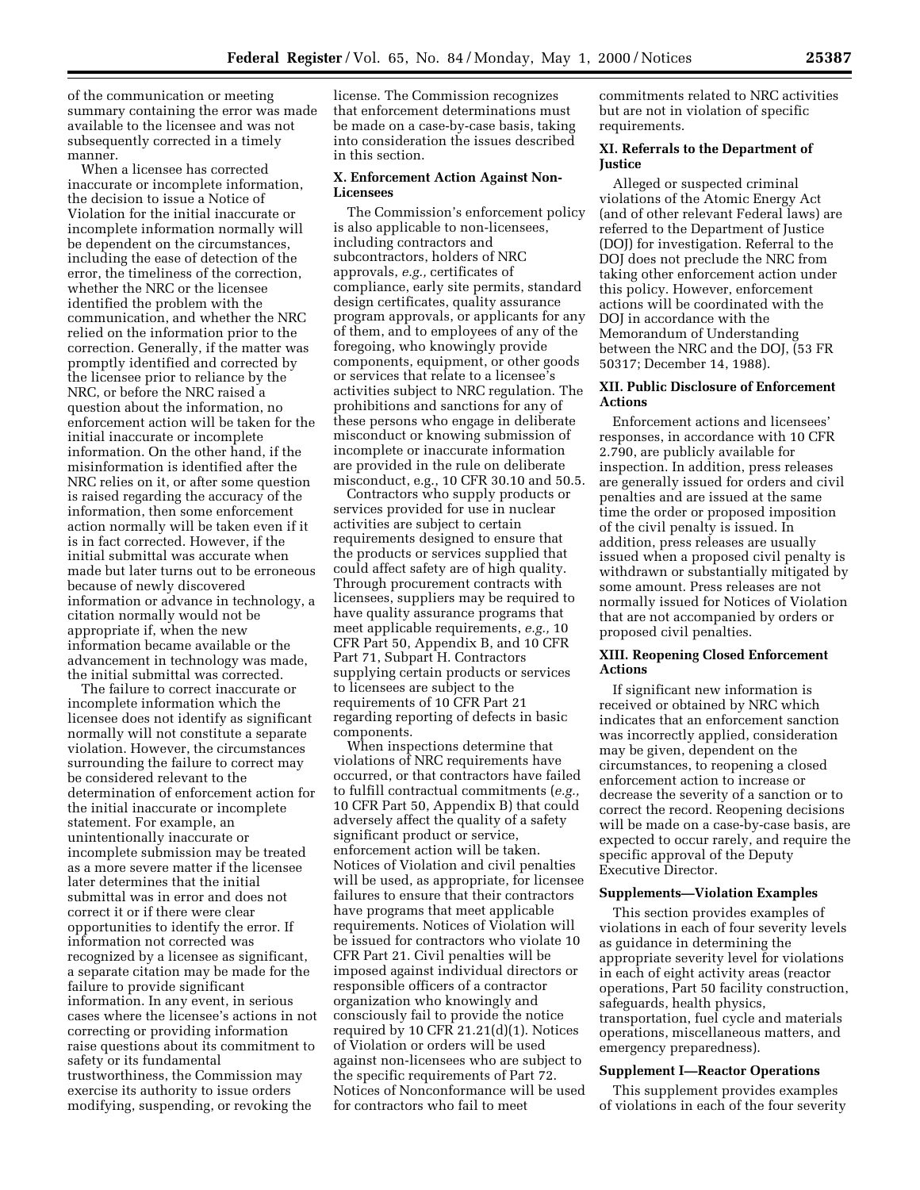of the communication or meeting summary containing the error was made available to the licensee and was not subsequently corrected in a timely manner.

When a licensee has corrected inaccurate or incomplete information, the decision to issue a Notice of Violation for the initial inaccurate or incomplete information normally will be dependent on the circumstances, including the ease of detection of the error, the timeliness of the correction, whether the NRC or the licensee identified the problem with the communication, and whether the NRC relied on the information prior to the correction. Generally, if the matter was promptly identified and corrected by the licensee prior to reliance by the NRC, or before the NRC raised a question about the information, no enforcement action will be taken for the initial inaccurate or incomplete information. On the other hand, if the misinformation is identified after the NRC relies on it, or after some question is raised regarding the accuracy of the information, then some enforcement action normally will be taken even if it is in fact corrected. However, if the initial submittal was accurate when made but later turns out to be erroneous because of newly discovered information or advance in technology, a citation normally would not be appropriate if, when the new information became available or the advancement in technology was made, the initial submittal was corrected.

The failure to correct inaccurate or incomplete information which the licensee does not identify as significant normally will not constitute a separate violation. However, the circumstances surrounding the failure to correct may be considered relevant to the determination of enforcement action for the initial inaccurate or incomplete statement. For example, an unintentionally inaccurate or incomplete submission may be treated as a more severe matter if the licensee later determines that the initial submittal was in error and does not correct it or if there were clear opportunities to identify the error. If information not corrected was recognized by a licensee as significant, a separate citation may be made for the failure to provide significant information. In any event, in serious cases where the licensee's actions in not correcting or providing information raise questions about its commitment to safety or its fundamental trustworthiness, the Commission may exercise its authority to issue orders modifying, suspending, or revoking the license. The Commission recognizes that enforcement determinations must be made on a case-by-case basis, taking into consideration the issues described in this section.

### X. Enforcement Action Against Non-Licensees

The Commission's enforcement policy is also applicable to non-licensees, including contractors and subcontractors, holders of NRC approvals, *e.g.,* certificates of compliance, early site permits, standard design certificates, quality assurance program approvals, or applicants for any of them, and to employees of any of the foregoing, who knowingly provide components, equipment, or other goods or services that relate to a licensee's activities subject to NRC regulation. The prohibitions and sanctions for any of these persons who engage in deliberate misconduct or knowing submission of incomplete or inaccurate information are provided in the rule on deliberate misconduct, e.g., 10 CFR 30.10 and 50.5.

Contractors who supply products or services provided for use in nuclear activities are subject to certain requirements designed to ensure that the products or services supplied that could affect safety are of high quality. Through procurement contracts with licensees, suppliers may be required to have quality assurance programs that meet applicable requirements, *e.g.,* 10 CFR Part 50, Appendix B, and 10 CFR Part 71, Subpart H. Contractors supplying certain products or services to licensees are subject to the requirements of 10 CFR Part 21 regarding reporting of defects in basic components.

When inspections determine that violations of NRC requirements have occurred, or that contractors have failed to fulfill contractual commitments (*e.g.,* 10 CFR Part 50, Appendix B) that could adversely affect the quality of a safety significant product or service, enforcement action will be taken. Notices of Violation and civil penalties will be used, as appropriate, for licensee failures to ensure that their contractors have programs that meet applicable requirements. Notices of Violation will be issued for contractors who violate 10 CFR Part 21. Civil penalties will be imposed against individual directors or responsible officers of a contractor organization who knowingly and consciously fail to provide the notice required by 10 CFR 21.21(d)(1). Notices of Violation or orders will be used against non-licensees who are subject to the specific requirements of Part 72. Notices of Nonconformance will be used for contractors who fail to meet commitments related to NRC activities but are not in violation of specific requirements.

### XI. Referrals to the Department of Justice

Alleged or suspected criminal violations of the Atomic Energy Act (and of other relevant Federal laws) are referred to the Department of Justice (DOJ) for investigation. Referral to the DOJ does not preclude the NRC from taking other enforcement action under this policy. However, enforcement actions will be coordinated with the DOJ in accordance with the Memorandum of Understanding between the NRC and the DOJ, (53 FR 50317; December 14, 1988).

### XII. Public Disclosure of Enforcement Actions

Enforcement actions and licensees' responses, in accordance with 10 CFR 2.790, are publicly available for inspection. In addition, press releases are generally issued for orders and civil penalties and are issued at the same time the order or proposed imposition of the civil penalty is issued. In addition, press releases are usually issued when a proposed civil penalty is withdrawn or substantially mitigated by some amount. Press releases are not normally issued for Notices of Violation that are not accompanied by orders or proposed civil penalties.

### XIII. Reopening Closed Enforcement Actions

If significant new information is received or obtained by NRC which indicates that an enforcement sanction was incorrectly applied, consideration may be given, dependent on the circumstances, to reopening a closed enforcement action to increase or decrease the severity of a sanction or to correct the record. Reopening decisions will be made on a case-by-case basis, are expected to occur rarely, and require the specific approval of the Deputy Executive Director.

### Supplements—Violation Examples

This section provides examples of violations in each of four severity levels as guidance in determining the appropriate severity level for violations in each of eight activity areas (reactor operations, Part 50 facility construction, safeguards, health physics, transportation, fuel cycle and materials operations, miscellaneous matters, and emergency preparedness).

### Supplement I—Reactor Operations

This supplement provides examples of violations in each of the four severity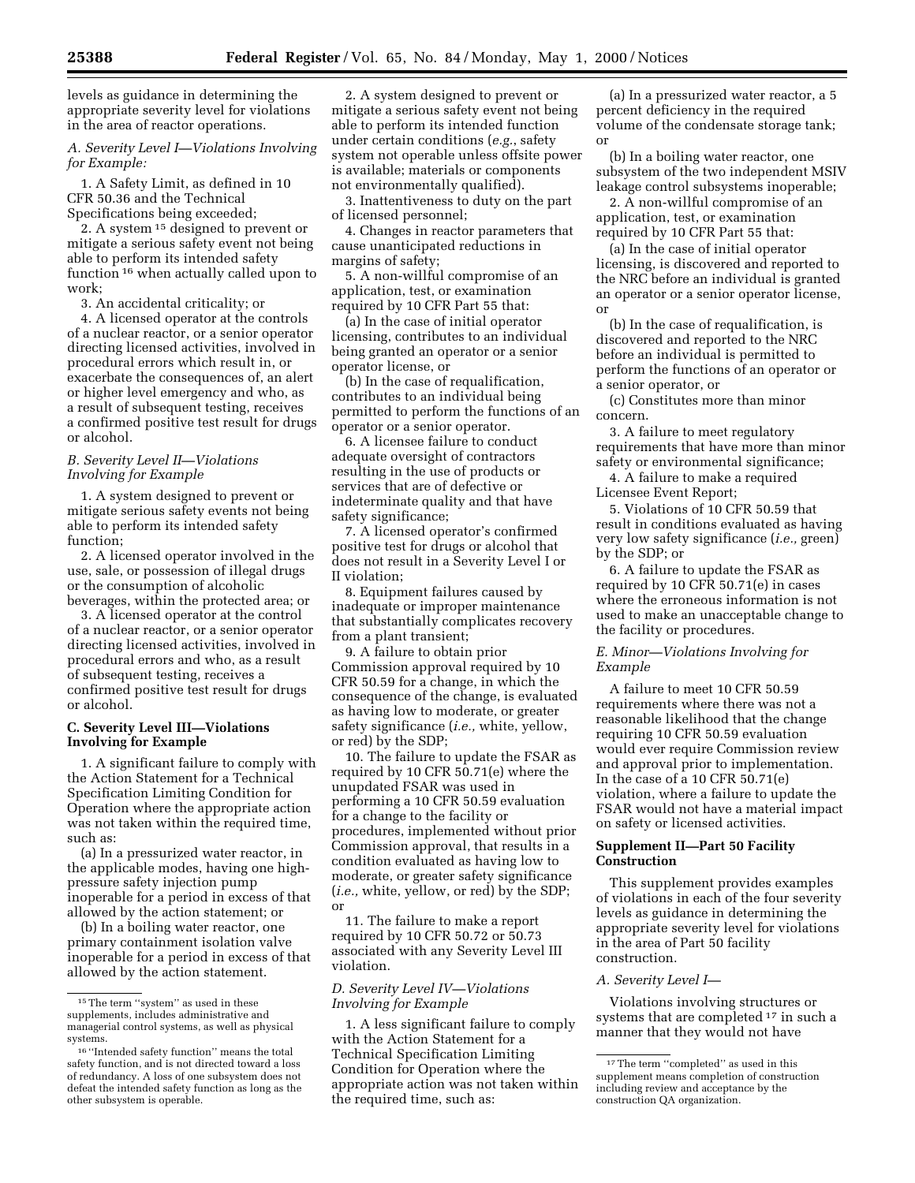levels as guidance in determining the appropriate severity level for violations in the area of reactor operations.

*A. Severity Level I—Violations Involving for Example:*

1. A Safety Limit, as defined in 10 CFR 50.36 and the Technical Specifications being exceeded;

2. A system [15] designed to prevent or mitigate a serious safety event not being able to perform its intended safety function [16] when actually called upon to work;

3. An accidental criticality; or

4. A licensed operator at the controls of a nuclear reactor, or a senior operator directing licensed activities, involved in procedural errors which result in, or exacerbate the consequences of, an alert or higher level emergency and who, as a result of subsequent testing, receives a confirmed positive test result for drugs or alcohol.

*B. Severity Level II—Violations Involving for Example*

1. A system designed to prevent or mitigate serious safety events not being able to perform its intended safety function;

2. A licensed operator involved in the use, sale, or possession of illegal drugs or the consumption of alcoholic beverages, within the protected area; or

3. A licensed operator at the control of a nuclear reactor, or a senior operator directing licensed activities, involved in procedural errors and who, as a result of subsequent testing, receives a confirmed positive test result for drugs or alcohol.

**C. Severity Level III—Violations Involving for Example**

1. A significant failure to comply with the Action Statement for a Technical Specification Limiting Condition for Operation where the appropriate action was not taken within the required time, such as:

(a) In a pressurized water reactor, in the applicable modes, having one high-pressure safety injection pump inoperable for a period in excess of that allowed by the action statement; or

(b) In a boiling water reactor, one primary containment isolation valve inoperable for a period in excess of that allowed by the action statement.

2. A system designed to prevent or mitigate a serious safety event not being able to perform its intended function under certain conditions (*e.g.*, safety system not operable unless offsite power is available; materials or components not environmentally qualified).

3. Inattentiveness to duty on the part of licensed personnel;

4. Changes in reactor parameters that cause unanticipated reductions in margins of safety;

5. A non-willful compromise of an application, test, or examination required by 10 CFR Part 55 that:

(a) In the case of initial operator licensing, contributes to an individual being granted an operator or a senior operator license, or

(b) In the case of requalification, contributes to an individual being permitted to perform the functions of an operator or a senior operator.

6. A licensee failure to conduct adequate oversight of contractors resulting in the use of products or services that are of defective or indeterminate quality and that have safety significance;

7. A licensed operator's confirmed positive test for drugs or alcohol that does not result in a Severity Level I or II violation;

8. Equipment failures caused by inadequate or improper maintenance that substantially complicates recovery from a plant transient;

9. A failure to obtain prior Commission approval required by 10 CFR 50.59 for a change, in which the consequence of the change, is evaluated as having low to moderate, or greater safety significance (*i.e.,* white, yellow, or red) by the SDP;

10. The failure to update the FSAR as required by 10 CFR 50.71(e) where the unupdated FSAR was used in performing a 10 CFR 50.59 evaluation for a change to the facility or procedures, implemented without prior Commission approval, that results in a condition evaluated as having low to moderate, or greater safety significance (*i.e.,* white, yellow, or red) by the SDP; or

11. The failure to make a report required by 10 CFR 50.72 or 50.73 associated with any Severity Level III violation.

*D. Severity Level IV—Violations Involving for Example*

1. A less significant failure to comply with the Action Statement for a Technical Specification Limiting Condition for Operation where the appropriate action was not taken within the required time, such as:

(a) In a pressurized water reactor, a 5 percent deficiency in the required volume of the condensate storage tank; or

(b) In a boiling water reactor, one subsystem of the two independent MSIV leakage control subsystems inoperable;

2. A non-willful compromise of an application, test, or examination required by 10 CFR Part 55 that:

(a) In the case of initial operator licensing, is discovered and reported to the NRC before an individual is granted an operator or a senior operator license, or

(b) In the case of requalification, is discovered and reported to the NRC before an individual is permitted to perform the functions of an operator or a senior operator, or

(c) Constitutes more than minor concern.

3. A failure to meet regulatory requirements that have more than minor safety or environmental significance;

4. A failure to make a required Licensee Event Report;

5. Violations of 10 CFR 50.59 that result in conditions evaluated as having very low safety significance (*i.e.,* green) by the SDP; or

6. A failure to update the FSAR as required by 10 CFR 50.71(e) in cases where the erroneous information is not used to make an unacceptable change to the facility or procedures.

*E. Minor—Violations Involving for Example*

A failure to meet 10 CFR 50.59 requirements where there was not a reasonable likelihood that the change requiring 10 CFR 50.59 evaluation would ever require Commission review and approval prior to implementation. In the case of a 10 CFR 50.71(e) violation, where a failure to update the FSAR would not have a material impact on safety or licensed activities.

**Supplement II—Part 50 Facility Construction**

This supplement provides examples of violations in each of the four severity levels as guidance in determining the appropriate severity level for violations in the area of Part 50 facility construction.

*A. Severity Level I—*

Violations involving structures or systems that are completed [17] in such a manner that they would not have

[15] The term ''system'' as used in these supplements, includes administrative and managerial control systems, as well as physical systems.

[16] ''Intended safety function'' means the total safety function, and is not directed toward a loss of redundancy. A loss of one subsystem does not defeat the intended safety function as long as the other subsystem is operable.

[17] The term ''completed'' as used in this supplement means completion of construction including review and acceptance by the construction QA organization.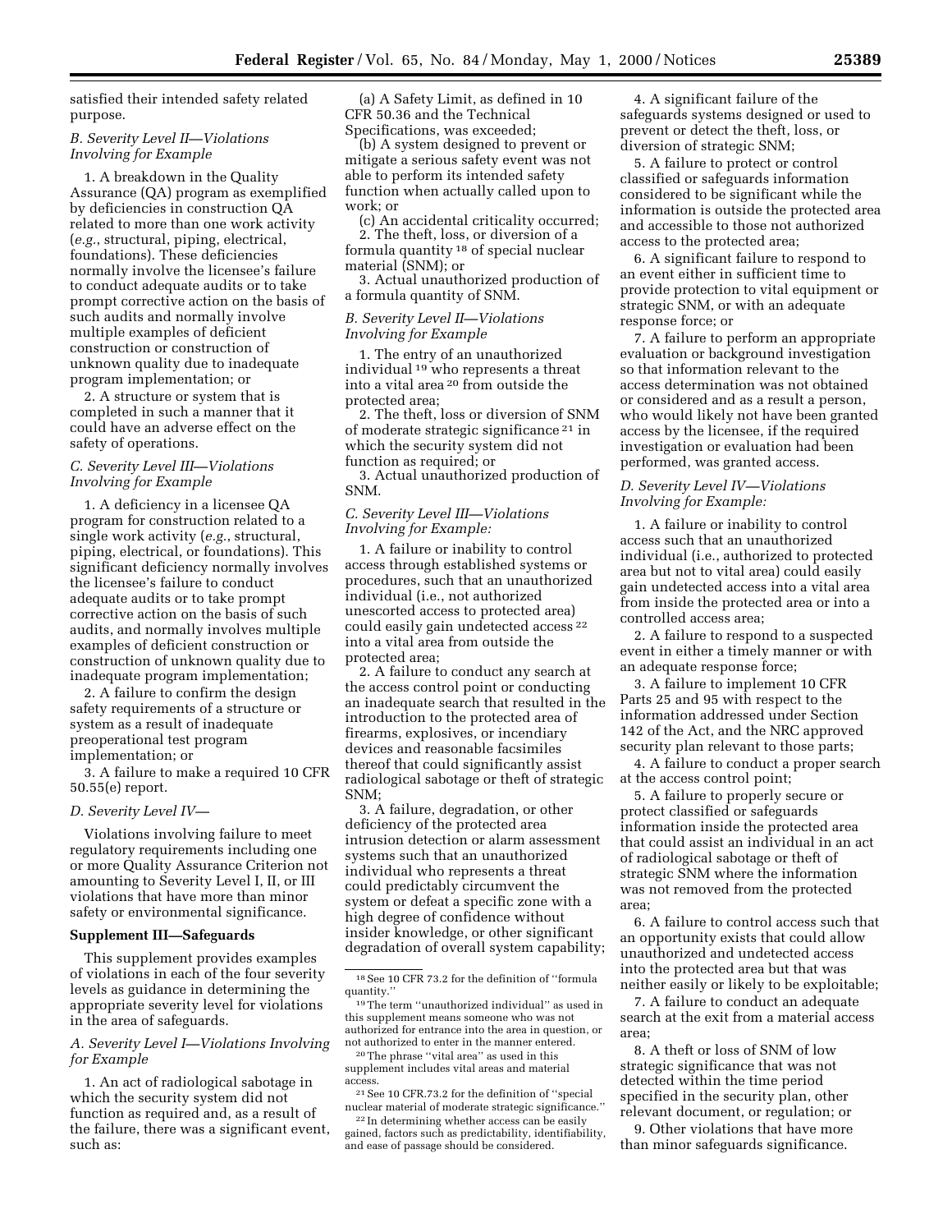satisfied their intended safety related purpose.

*B. Severity Level II—Violations Involving for Example*

1. A breakdown in the Quality Assurance (QA) program as exemplified by deficiencies in construction QA related to more than one work activity (*e.g.*, structural, piping, electrical, foundations). These deficiencies normally involve the licensee's failure to conduct adequate audits or to take prompt corrective action on the basis of such audits and normally involve multiple examples of deficient construction or construction of unknown quality due to inadequate program implementation; or

2. A structure or system that is completed in such a manner that it could have an adverse effect on the safety of operations.

*C. Severity Level III—Violations Involving for Example*

1. A deficiency in a licensee QA program for construction related to a single work activity (*e.g.*, structural, piping, electrical, or foundations). This significant deficiency normally involves the licensee's failure to conduct adequate audits or to take prompt corrective action on the basis of such audits, and normally involves multiple examples of deficient construction or construction of unknown quality due to inadequate program implementation;

2. A failure to confirm the design safety requirements of a structure or system as a result of inadequate preoperational test program implementation; or

3. A failure to make a required 10 CFR 50.55(e) report.

*D. Severity Level IV—*

Violations involving failure to meet regulatory requirements including one or more Quality Assurance Criterion not amounting to Severity Level I, II, or III violations that have more than minor safety or environmental significance.

**Supplement III—Safeguards**

This supplement provides examples of violations in each of the four severity levels as guidance in determining the appropriate severity level for violations in the area of safeguards.

*A. Severity Level I—Violations Involving for Example*

1. An act of radiological sabotage in which the security system did not function as required and, as a result of the failure, there was a significant event, such as:

(a) A Safety Limit, as defined in 10 CFR 50.36 and the Technical Specifications, was exceeded;

(b) A system designed to prevent or mitigate a serious safety event was not able to perform its intended safety function when actually called upon to work; or

(c) An accidental criticality occurred;

2. The theft, loss, or diversion of a formula quantity [18] of special nuclear material (SNM); or

3. Actual unauthorized production of a formula quantity of SNM.

*B. Severity Level II—Violations Involving for Example*

1. The entry of an unauthorized individual [19] who represents a threat into a vital area [20] from outside the protected area;

2. The theft, loss or diversion of SNM of moderate strategic significance [21] in which the security system did not function as required; or

3. Actual unauthorized production of SNM.

*C. Severity Level III—Violations Involving for Example:*

1. A failure or inability to control access through established systems or procedures, such that an unauthorized individual (i.e., not authorized unescorted access to protected area) could easily gain undetected access [22] into a vital area from outside the protected area;

2. A failure to conduct any search at the access control point or conducting an inadequate search that resulted in the introduction to the protected area of firearms, explosives, or incendiary devices and reasonable facsimiles thereof that could significantly assist radiological sabotage or theft of strategic SNM;

3. A failure, degradation, or other deficiency of the protected area intrusion detection or alarm assessment systems such that an unauthorized individual who represents a threat could predictably circumvent the system or defeat a specific zone with a high degree of confidence without insider knowledge, or other significant degradation of overall system capability;

4. A significant failure of the safeguards systems designed or used to prevent or detect the theft, loss, or diversion of strategic SNM;

5. A failure to protect or control classified or safeguards information considered to be significant while the information is outside the protected area and accessible to those not authorized access to the protected area;

6. A significant failure to respond to an event either in sufficient time to provide protection to vital equipment or strategic SNM, or with an adequate response force; or

7. A failure to perform an appropriate evaluation or background investigation so that information relevant to the access determination was not obtained or considered and as a result a person, who would likely not have been granted access by the licensee, if the required investigation or evaluation had been performed, was granted access.

*D. Severity Level IV—Violations Involving for Example:*

1. A failure or inability to control access such that an unauthorized individual (i.e., authorized to protected area but not to vital area) could easily gain undetected access into a vital area from inside the protected area or into a controlled access area;

2. A failure to respond to a suspected event in either a timely manner or with an adequate response force;

3. A failure to implement 10 CFR Parts 25 and 95 with respect to the information addressed under Section 142 of the Act, and the NRC approved security plan relevant to those parts;

4. A failure to conduct a proper search at the access control point;

5. A failure to properly secure or protect classified or safeguards information inside the protected area that could assist an individual in an act of radiological sabotage or theft of strategic SNM where the information was not removed from the protected area;

6. A failure to control access such that an opportunity exists that could allow unauthorized and undetected access into the protected area but that was neither easily or likely to be exploitable;

7. A failure to conduct an adequate search at the exit from a material access area;

8. A theft or loss of SNM of low strategic significance that was not detected within the time period specified in the security plan, other relevant document, or regulation; or

9. Other violations that have more than minor safeguards significance.

---

[18] See 10 CFR 73.2 for the definition of "formula quantity."

[19] The term "unauthorized individual" as used in this supplement means someone who was not authorized for entrance into the area in question, or not authorized to enter in the manner entered.

[20] The phrase "vital area" as used in this supplement includes vital areas and material access.

[21] See 10 CFR.73.2 for the definition of "special nuclear material of moderate strategic significance."

[22] In determining whether access can be easily gained, factors such as predictability, identifiability, and ease of passage should be considered.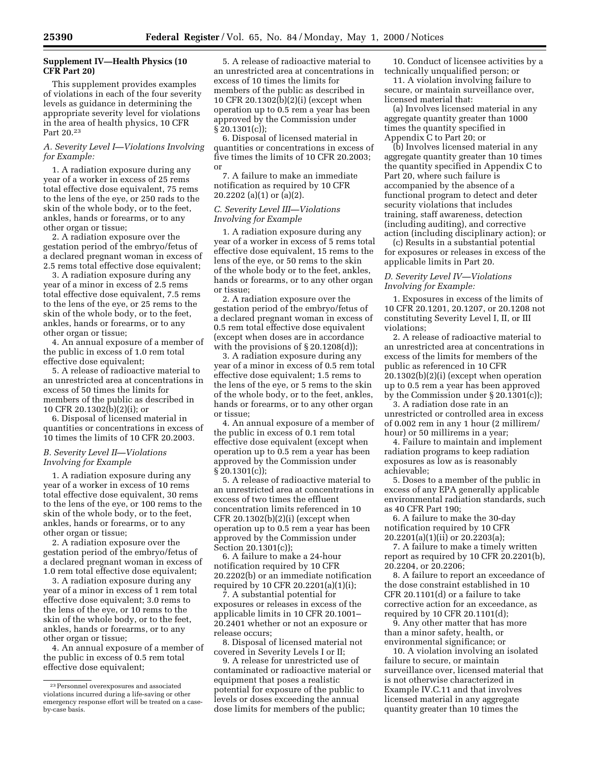## Supplement IV—Health Physics (10 CFR Part 20)

This supplement provides examples of violations in each of the four severity levels as guidance in determining the appropriate severity level for violations in the area of health physics, 10 CFR Part 20.[23]

### *A. Severity Level I—Violations Involving for Example:*

1. A radiation exposure during any year of a worker in excess of 25 rems total effective dose equivalent, 75 rems to the lens of the eye, or 250 rads to the skin of the whole body, or to the feet, ankles, hands or forearms, or to any other organ or tissue;

2. A radiation exposure over the gestation period of the embryo/fetus of a declared pregnant woman in excess of 2.5 rems total effective dose equivalent;

3. A radiation exposure during any year of a minor in excess of 2.5 rems total effective dose equivalent, 7.5 rems to the lens of the eye, or 25 rems to the skin of the whole body, or to the feet, ankles, hands or forearms, or to any other organ or tissue;

4. An annual exposure of a member of the public in excess of 1.0 rem total effective dose equivalent;

5. A release of radioactive material to an unrestricted area at concentrations in excess of 50 times the limits for members of the public as described in 10 CFR 20.1302(b)(2)(i); or

6. Disposal of licensed material in quantities or concentrations in excess of 10 times the limits of 10 CFR 20.2003.

### *B. Severity Level II—Violations Involving for Example*

1. A radiation exposure during any year of a worker in excess of 10 rems total effective dose equivalent, 30 rems to the lens of the eye, or 100 rems to the skin of the whole body, or to the feet, ankles, hands or forearms, or to any other organ or tissue;

2. A radiation exposure over the gestation period of the embryo/fetus of a declared pregnant woman in excess of 1.0 rem total effective dose equivalent;

3. A radiation exposure during any year of a minor in excess of 1 rem total effective dose equivalent; 3.0 rems to the lens of the eye, or 10 rems to the skin of the whole body, or to the feet, ankles, hands or forearms, or to any other organ or tissue;

4. An annual exposure of a member of the public in excess of 0.5 rem total effective dose equivalent;

5. A release of radioactive material to an unrestricted area at concentrations in excess of 10 times the limits for members of the public as described in 10 CFR 20.1302(b)(2)(i) (except when operation up to 0.5 rem a year has been approved by the Commission under § 20.1301(c));

6. Disposal of licensed material in quantities or concentrations in excess of five times the limits of 10 CFR 20.2003; or

7. A failure to make an immediate notification as required by 10 CFR 20.2202 (a)(1) or (a)(2).

### *C. Severity Level III—Violations Involving for Example*

1. A radiation exposure during any year of a worker in excess of 5 rems total effective dose equivalent, 15 rems to the lens of the eye, or 50 rems to the skin of the whole body or to the feet, ankles, hands or forearms, or to any other organ or tissue;

2. A radiation exposure over the gestation period of the embryo/fetus of a declared pregnant woman in excess of 0.5 rem total effective dose equivalent (except when doses are in accordance with the provisions of § 20.1208(d));

3. A radiation exposure during any year of a minor in excess of 0.5 rem total effective dose equivalent; 1.5 rems to the lens of the eye, or 5 rems to the skin of the whole body, or to the feet, ankles, hands or forearms, or to any other organ or tissue;

4. An annual exposure of a member of the public in excess of 0.1 rem total effective dose equivalent (except when operation up to 0.5 rem a year has been approved by the Commission under § 20.1301(c));

5. A release of radioactive material to an unrestricted area at concentrations in excess of two times the effluent concentration limits referenced in 10 CFR 20.1302(b)(2)(i) (except when operation up to 0.5 rem a year has been approved by the Commission under Section 20.1301(c));

6. A failure to make a 24-hour notification required by 10 CFR 20.2202(b) or an immediate notification required by 10 CFR 20.2201(a)(1)(i);

7. A substantial potential for exposures or releases in excess of the applicable limits in 10 CFR 20.1001–20.2401 whether or not an exposure or release occurs;

8. Disposal of licensed material not covered in Severity Levels I or II;

9. A release for unrestricted use of contaminated or radioactive material or equipment that poses a realistic potential for exposure of the public to levels or doses exceeding the annual dose limits for members of the public;

10. Conduct of licensee activities by a technically unqualified person; or

11. A violation involving failure to secure, or maintain surveillance over, licensed material that:

(a) Involves licensed material in any aggregate quantity greater than 1000 times the quantity specified in Appendix C to Part 20; or

(b) Involves licensed material in any aggregate quantity greater than 10 times the quantity specified in Appendix C to Part 20, where such failure is accompanied by the absence of a functional program to detect and deter security violations that includes training, staff awareness, detection (including auditing), and corrective action (including disciplinary action); or

(c) Results in a substantial potential for exposures or releases in excess of the applicable limits in Part 20.

### *D. Severity Level IV—Violations Involving for Example:*

1. Exposures in excess of the limits of 10 CFR 20.1201, 20.1207, or 20.1208 not constituting Severity Level I, II, or III violations;

2. A release of radioactive material to an unrestricted area at concentrations in excess of the limits for members of the public as referenced in 10 CFR 20.1302(b)(2)(i) (except when operation up to 0.5 rem a year has been approved by the Commission under § 20.1301(c));

3. A radiation dose rate in an unrestricted or controlled area in excess of 0.002 rem in any 1 hour (2 millirem/hour) or 50 millirems in a year;

4. Failure to maintain and implement radiation programs to keep radiation exposures as low as is reasonably achievable;

5. Doses to a member of the public in excess of any EPA generally applicable environmental radiation standards, such as 40 CFR Part 190;

6. A failure to make the 30-day notification required by 10 CFR 20.2201(a)(1)(ii) or 20.2203(a);

7. A failure to make a timely written report as required by 10 CFR 20.2201(b), 20.2204, or 20.2206;

8. A failure to report an exceedance of the dose constraint established in 10 CFR 20.1101(d) or a failure to take corrective action for an exceedance, as required by 10 CFR 20.1101(d);

9. Any other matter that has more than a minor safety, health, or environmental significance; or

10. A violation involving an isolated failure to secure, or maintain surveillance over, licensed material that is not otherwise characterized in Example IV.C.11 and that involves licensed material in any aggregate quantity greater than 10 times the

---

[23] Personnel overexposures and associated violations incurred during a life-saving or other emergency response effort will be treated on a case-by-case basis.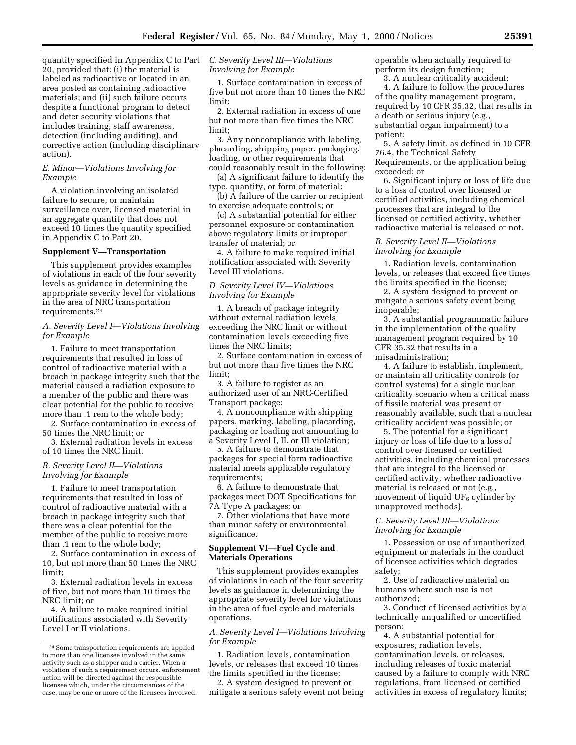quantity specified in Appendix C to Part 20, provided that: (i) the material is labeled as radioactive or located in an area posted as containing radioactive materials; and (ii) such failure occurs despite a functional program to detect and deter security violations that includes training, staff awareness, detection (including auditing), and corrective action (including disciplinary action).

*E. Minor—Violations Involving for Example*

A violation involving an isolated failure to secure, or maintain surveillance over, licensed material in an aggregate quantity that does not exceed 10 times the quantity specified in Appendix C to Part 20.

**Supplement V—Transportation**

This supplement provides examples of violations in each of the four severity levels as guidance in determining the appropriate severity level for violations in the area of NRC transportation requirements.[24]

*A. Severity Level I—Violations Involving for Example*

1. Failure to meet transportation requirements that resulted in loss of control of radioactive material with a breach in package integrity such that the material caused a radiation exposure to a member of the public and there was clear potential for the public to receive more than .1 rem to the whole body;

2. Surface contamination in excess of 50 times the NRC limit; or

3. External radiation levels in excess of 10 times the NRC limit.

*B. Severity Level II—Violations Involving for Example*

1. Failure to meet transportation requirements that resulted in loss of control of radioactive material with a breach in package integrity such that there was a clear potential for the member of the public to receive more than .1 rem to the whole body;

2. Surface contamination in excess of 10, but not more than 50 times the NRC limit;

3. External radiation levels in excess of five, but not more than 10 times the NRC limit; or

4. A failure to make required initial notifications associated with Severity Level I or II violations.

*C. Severity Level III—Violations Involving for Example*

1. Surface contamination in excess of five but not more than 10 times the NRC limit;

2. External radiation in excess of one but not more than five times the NRC limit;

3. Any noncompliance with labeling, placarding, shipping paper, packaging, loading, or other requirements that could reasonably result in the following:

(a) A significant failure to identify the type, quantity, or form of material;

(b) A failure of the carrier or recipient to exercise adequate controls; or

(c) A substantial potential for either personnel exposure or contamination above regulatory limits or improper transfer of material; or

4. A failure to make required initial notification associated with Severity Level III violations.

*D. Severity Level IV—Violations Involving for Example*

1. A breach of package integrity without external radiation levels exceeding the NRC limit or without contamination levels exceeding five times the NRC limits;

2. Surface contamination in excess of but not more than five times the NRC limit;

3. A failure to register as an authorized user of an NRC-Certified Transport package;

4. A noncompliance with shipping papers, marking, labeling, placarding, packaging or loading not amounting to a Severity Level I, II, or III violation;

5. A failure to demonstrate that packages for special form radioactive material meets applicable regulatory requirements;

6. A failure to demonstrate that packages meet DOT Specifications for 7A Type A packages; or

7. Other violations that have more than minor safety or environmental significance.

**Supplement VI—Fuel Cycle and Materials Operations**

This supplement provides examples of violations in each of the four severity levels as guidance in determining the appropriate severity level for violations in the area of fuel cycle and materials operations.

*A. Severity Level I—Violations Involving for Example*

1. Radiation levels, contamination levels, or releases that exceed 10 times the limits specified in the license;

2. A system designed to prevent or mitigate a serious safety event not being operable when actually required to perform its design function;

3. A nuclear criticality accident;

4. A failure to follow the procedures of the quality management program, required by 10 CFR 35.32, that results in a death or serious injury (e.g., substantial organ impairment) to a patient;

5. A safety limit, as defined in 10 CFR 76.4, the Technical Safety Requirements, or the application being exceeded; or

6. Significant injury or loss of life due to a loss of control over licensed or certified activities, including chemical processes that are integral to the licensed or certified activity, whether radioactive material is released or not.

*B. Severity Level II—Violations Involving for Example*

1. Radiation levels, contamination levels, or releases that exceed five times the limits specified in the license;

2. A system designed to prevent or mitigate a serious safety event being inoperable;

3. A substantial programmatic failure in the implementation of the quality management program required by 10 CFR 35.32 that results in a misadministration;

4. A failure to establish, implement, or maintain all criticality controls (or control systems) for a single nuclear criticality scenario when a critical mass of fissile material was present or reasonably available, such that a nuclear criticality accident was possible; or

5. The potential for a significant injury or loss of life due to a loss of control over licensed or certified activities, including chemical processes that are integral to the licensed or certified activity, whether radioactive material is released or not (e.g., movement of liquid $UF_6$ cylinder by unapproved methods).

*C. Severity Level III—Violations Involving for Example*

1. Possession or use of unauthorized equipment or materials in the conduct of licensee activities which degrades safety;

2. Use of radioactive material on humans where such use is not authorized;

3. Conduct of licensed activities by a technically unqualified or uncertified person;

4. A substantial potential for exposures, radiation levels, contamination levels, or releases, including releases of toxic material caused by a failure to comply with NRC regulations, from licensed or certified activities in excess of regulatory limits;

---

[24] Some transportation requirements are applied to more than one licensee involved in the same activity such as a shipper and a carrier. When a violation of such a requirement occurs, enforcement action will be directed against the responsible licensee which, under the circumstances of the case, may be one or more of the licensees involved.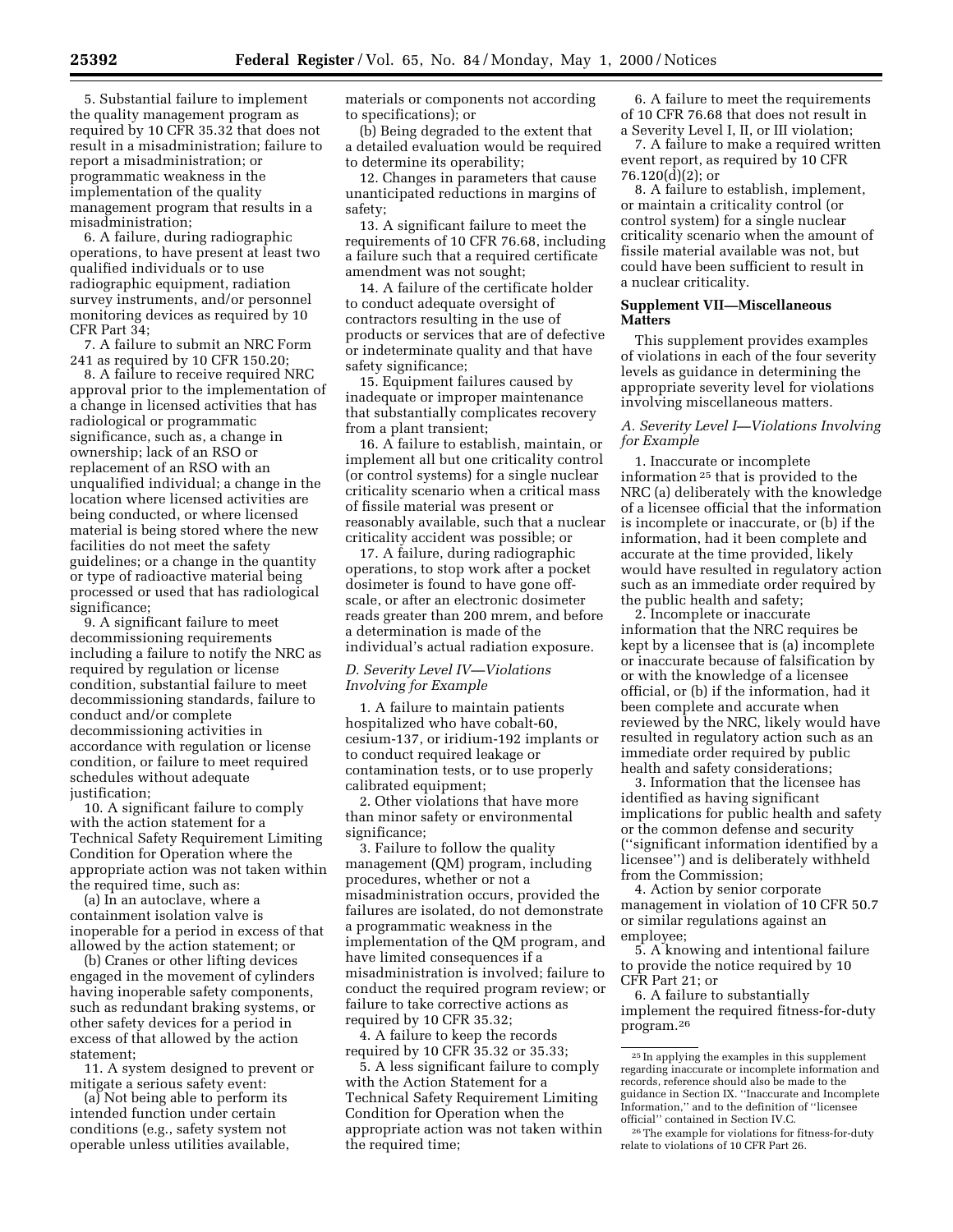5. Substantial failure to implement the quality management program as required by 10 CFR 35.32 that does not result in a misadministration; failure to report a misadministration; or programmatic weakness in the implementation of the quality management program that results in a misadministration;

6. A failure, during radiographic operations, to have present at least two qualified individuals or to use radiographic equipment, radiation survey instruments, and/or personnel monitoring devices as required by 10 CFR Part 34;

7. A failure to submit an NRC Form 241 as required by 10 CFR 150.20;

8. A failure to receive required NRC approval prior to the implementation of a change in licensed activities that has radiological or programmatic significance, such as, a change in ownership; lack of an RSO or replacement of an RSO with an unqualified individual; a change in the location where licensed activities are being conducted, or where licensed material is being stored where the new facilities do not meet the safety guidelines; or a change in the quantity or type of radioactive material being processed or used that has radiological significance;

9. A significant failure to meet decommissioning requirements including a failure to notify the NRC as required by regulation or license condition, substantial failure to meet decommissioning standards, failure to conduct and/or complete decommissioning activities in accordance with regulation or license condition, or failure to meet required schedules without adequate justification;

10. A significant failure to comply with the action statement for a Technical Safety Requirement Limiting Condition for Operation where the appropriate action was not taken within the required time, such as:

(a) In an autoclave, where a containment isolation valve is inoperable for a period in excess of that allowed by the action statement; or

(b) Cranes or other lifting devices engaged in the movement of cylinders having inoperable safety components, such as redundant braking systems, or other safety devices for a period in excess of that allowed by the action statement;

11. A system designed to prevent or mitigate a serious safety event:

(a) Not being able to perform its intended function under certain conditions (e.g., safety system not operable unless utilities available, materials or components not according to specifications); or

(b) Being degraded to the extent that a detailed evaluation would be required to determine its operability;

12. Changes in parameters that cause unanticipated reductions in margins of safety;

13. A significant failure to meet the requirements of 10 CFR 76.68, including a failure such that a required certificate amendment was not sought;

14. A failure of the certificate holder to conduct adequate oversight of contractors resulting in the use of products or services that are of defective or indeterminate quality and that have safety significance;

15. Equipment failures caused by inadequate or improper maintenance that substantially complicates recovery from a plant transient;

16. A failure to establish, maintain, or implement all but one criticality control (or control systems) for a single nuclear criticality scenario when a critical mass of fissile material was present or reasonably available, such that a nuclear criticality accident was possible; or

17. A failure, during radiographic operations, to stop work after a pocket dosimeter is found to have gone off-scale, or after an electronic dosimeter reads greater than 200 mrem, and before a determination is made of the individual's actual radiation exposure.

*D. Severity Level IV—Violations Involving for Example*

1. A failure to maintain patients hospitalized who have cobalt-60, cesium-137, or iridium-192 implants or to conduct required leakage or contamination tests, or to use properly calibrated equipment;

2. Other violations that have more than minor safety or environmental significance;

3. Failure to follow the quality management (QM) program, including procedures, whether or not a misadministration occurs, provided the failures are isolated, do not demonstrate a programmatic weakness in the implementation of the QM program, and have limited consequences if a misadministration is involved; failure to conduct the required program review; or failure to take corrective actions as required by 10 CFR 35.32;

4. A failure to keep the records required by 10 CFR 35.32 or 35.33;

5. A less significant failure to comply with the Action Statement for a Technical Safety Requirement Limiting Condition for Operation when the appropriate action was not taken within the required time;

6. A failure to meet the requirements of 10 CFR 76.68 that does not result in a Severity Level I, II, or III violation;

7. A failure to make a required written event report, as required by 10 CFR 76.120(d)(2); or

8. A failure to establish, implement, or maintain a criticality control (or control system) for a single nuclear criticality scenario when the amount of fissile material available was not, but could have been sufficient to result in a nuclear criticality.

## Supplement VII—Miscellaneous Matters

This supplement provides examples of violations in each of the four severity levels as guidance in determining the appropriate severity level for violations involving miscellaneous matters.

*A. Severity Level I—Violations Involving for Example*

1. Inaccurate or incomplete information [25] that is provided to the NRC (a) deliberately with the knowledge of a licensee official that the information is incomplete or inaccurate, or (b) if the information, had it been complete and accurate at the time provided, likely would have resulted in regulatory action such as an immediate order required by the public health and safety;

2. Incomplete or inaccurate information that the NRC requires be kept by a licensee that is (a) incomplete or inaccurate because of falsification by or with the knowledge of a licensee official, or (b) if the information, had it been complete and accurate when reviewed by the NRC, likely would have resulted in regulatory action such as an immediate order required by public health and safety considerations;

3. Information that the licensee has identified as having significant implications for public health and safety or the common defense and security ("significant information identified by a licensee") and is deliberately withheld from the Commission;

4. Action by senior corporate management in violation of 10 CFR 50.7 or similar regulations against an employee;

5. A knowing and intentional failure to provide the notice required by 10 CFR Part 21; or

6. A failure to substantially implement the required fitness-for-duty program.[26]

---

[25] In applying the examples in this supplement regarding inaccurate or incomplete information and records, reference should also be made to the guidance in Section IX. "Inaccurate and Incomplete Information," and to the definition of "licensee official" contained in Section IV.C.

[26] The example for violations for fitness-for-duty relate to violations of 10 CFR Part 26.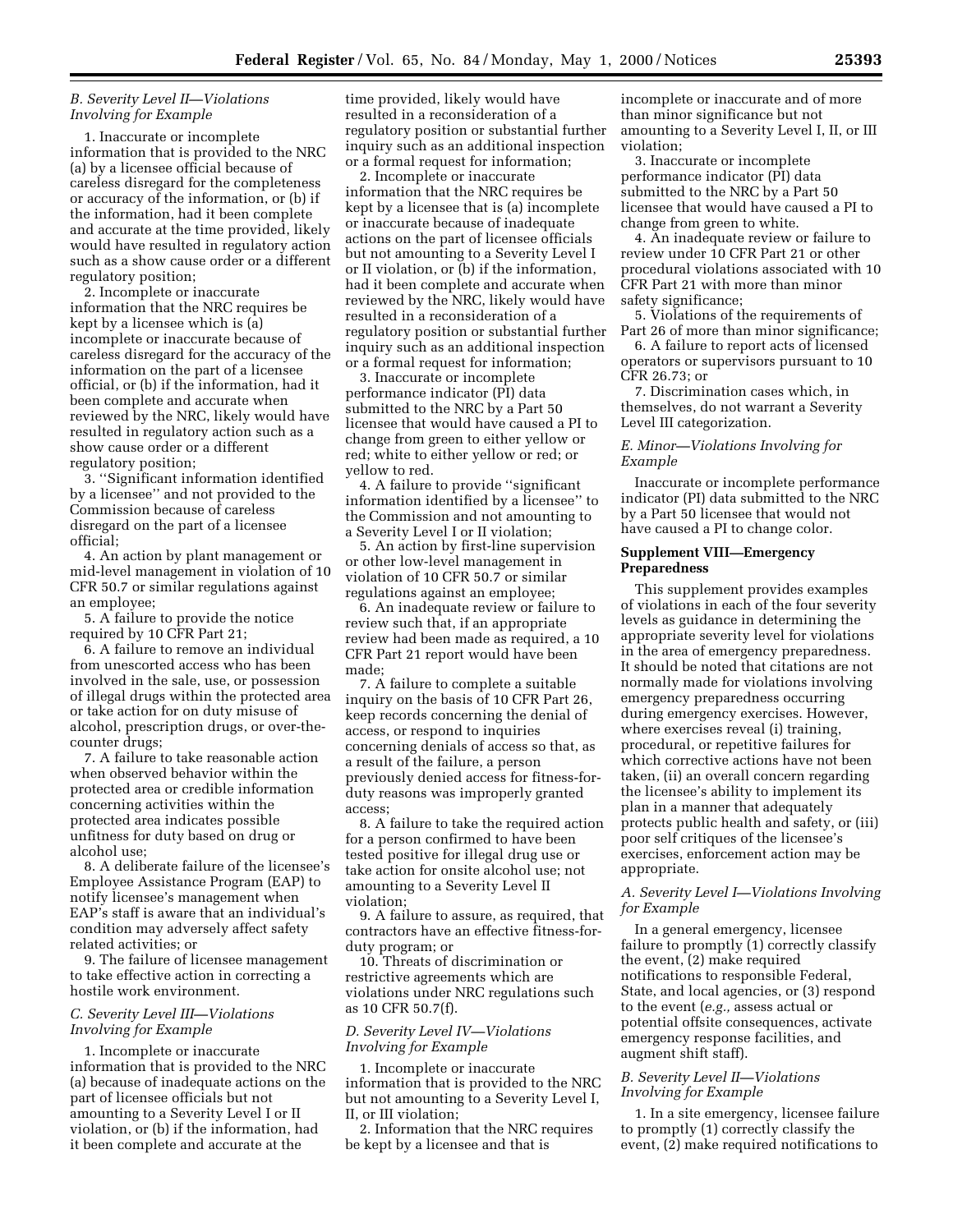*B. Severity Level II—Violations Involving for Example*

1. Inaccurate or incomplete information that is provided to the NRC (a) by a licensee official because of careless disregard for the completeness or accuracy of the information, or (b) if the information, had it been complete and accurate at the time provided, likely would have resulted in regulatory action such as a show cause order or a different regulatory position;

2. Incomplete or inaccurate information that the NRC requires be kept by a licensee which is (a) incomplete or inaccurate because of careless disregard for the accuracy of the information on the part of a licensee official, or (b) if the information, had it been complete and accurate when reviewed by the NRC, likely would have resulted in regulatory action such as a show cause order or a different regulatory position;

3. ''Significant information identified by a licensee'' and not provided to the Commission because of careless disregard on the part of a licensee official;

4. An action by plant management or mid-level management in violation of 10 CFR 50.7 or similar regulations against an employee;

5. A failure to provide the notice required by 10 CFR Part 21;

6. A failure to remove an individual from unescorted access who has been involved in the sale, use, or possession of illegal drugs within the protected area or take action for on duty misuse of alcohol, prescription drugs, or over-the-counter drugs;

7. A failure to take reasonable action when observed behavior within the protected area or credible information concerning activities within the protected area indicates possible unfitness for duty based on drug or alcohol use;

8. A deliberate failure of the licensee's Employee Assistance Program (EAP) to notify licensee's management when EAP's staff is aware that an individual's condition may adversely affect safety related activities; or

9. The failure of licensee management to take effective action in correcting a hostile work environment.

*C. Severity Level III—Violations Involving for Example*

1. Incomplete or inaccurate information that is provided to the NRC (a) because of inadequate actions on the part of licensee officials but not amounting to a Severity Level I or II violation, or (b) if the information, had it been complete and accurate at the time provided, likely would have resulted in a reconsideration of a regulatory position or substantial further inquiry such as an additional inspection or a formal request for information;

2. Incomplete or inaccurate information that the NRC requires be kept by a licensee that is (a) incomplete or inaccurate because of inadequate actions on the part of licensee officials but not amounting to a Severity Level I or II violation, or (b) if the information, had it been complete and accurate when reviewed by the NRC, likely would have resulted in a reconsideration of a regulatory position or substantial further inquiry such as an additional inspection or a formal request for information;

3. Inaccurate or incomplete performance indicator (PI) data submitted to the NRC by a Part 50 licensee that would have caused a PI to change from green to either yellow or red; white to either yellow or red; or yellow to red.

4. A failure to provide ''significant information identified by a licensee'' to the Commission and not amounting to a Severity Level I or II violation;

5. An action by first-line supervision or other low-level management in violation of 10 CFR 50.7 or similar regulations against an employee;

6. An inadequate review or failure to review such that, if an appropriate review had been made as required, a 10 CFR Part 21 report would have been made;

7. A failure to complete a suitable inquiry on the basis of 10 CFR Part 26, keep records concerning the denial of access, or respond to inquiries concerning denials of access so that, as a result of the failure, a person previously denied access for fitness-for-duty reasons was improperly granted access;

8. A failure to take the required action for a person confirmed to have been tested positive for illegal drug use or take action for onsite alcohol use; not amounting to a Severity Level II violation;

9. A failure to assure, as required, that contractors have an effective fitness-for-duty program; or

10. Threats of discrimination or restrictive agreements which are violations under NRC regulations such as 10 CFR 50.7(f).

*D. Severity Level IV—Violations Involving for Example*

1. Incomplete or inaccurate information that is provided to the NRC but not amounting to a Severity Level I, II, or III violation;

2. Information that the NRC requires be kept by a licensee and that is incomplete or inaccurate and of more than minor significance but not amounting to a Severity Level I, II, or III violation;

3. Inaccurate or incomplete performance indicator (PI) data submitted to the NRC by a Part 50 licensee that would have caused a PI to change from green to white.

4. An inadequate review or failure to review under 10 CFR Part 21 or other procedural violations associated with 10 CFR Part 21 with more than minor safety significance;

5. Violations of the requirements of Part 26 of more than minor significance;

6. A failure to report acts of licensed operators or supervisors pursuant to 10 CFR 26.73; or

7. Discrimination cases which, in themselves, do not warrant a Severity Level III categorization.

*E. Minor—Violations Involving for Example*

Inaccurate or incomplete performance indicator (PI) data submitted to the NRC by a Part 50 licensee that would not have caused a PI to change color.

**Supplement VIII—Emergency Preparedness**

This supplement provides examples of violations in each of the four severity levels as guidance in determining the appropriate severity level for violations in the area of emergency preparedness. It should be noted that citations are not normally made for violations involving emergency preparedness occurring during emergency exercises. However, where exercises reveal (i) training, procedural, or repetitive failures for which corrective actions have not been taken, (ii) an overall concern regarding the licensee's ability to implement its plan in a manner that adequately protects public health and safety, or (iii) poor self critiques of the licensee's exercises, enforcement action may be appropriate.

*A. Severity Level I—Violations Involving for Example*

In a general emergency, licensee failure to promptly (1) correctly classify the event, (2) make required notifications to responsible Federal, State, and local agencies, or (3) respond to the event (*e.g.,* assess actual or potential offsite consequences, activate emergency response facilities, and augment shift staff).

*B. Severity Level II—Violations Involving for Example*

1. In a site emergency, licensee failure to promptly (1) correctly classify the event, (2) make required notifications to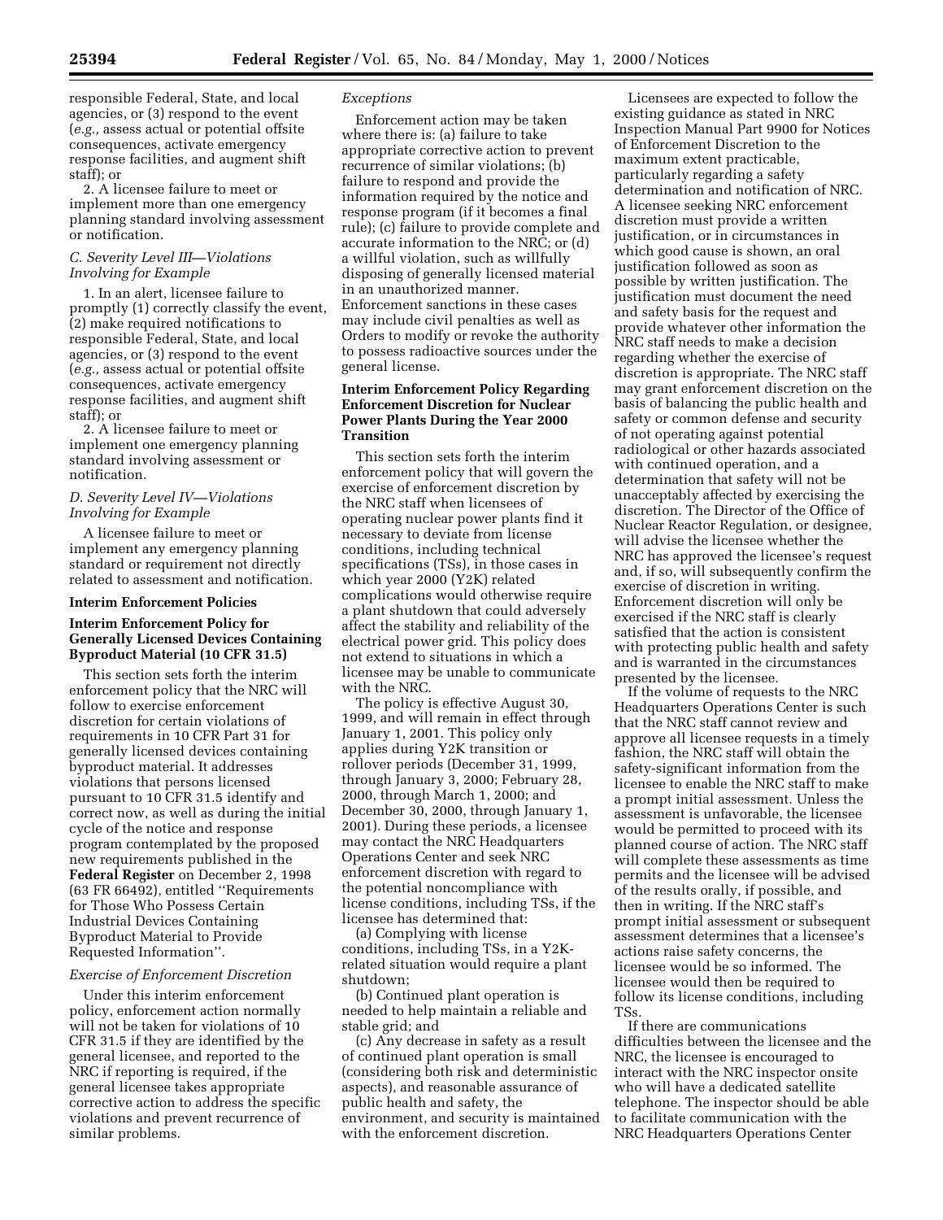responsible Federal, State, and local agencies, or (3) respond to the event (*e.g.,* assess actual or potential offsite consequences, activate emergency response facilities, and augment shift staff); or

2. A licensee failure to meet or implement more than one emergency planning standard involving assessment or notification.

### *C. Severity Level III—Violations Involving for Example*

1. In an alert, licensee failure to promptly (1) correctly classify the event, (2) make required notifications to responsible Federal, State, and local agencies, or (3) respond to the event (*e.g.,* assess actual or potential offsite consequences, activate emergency response facilities, and augment shift staff); or

2. A licensee failure to meet or implement one emergency planning standard involving assessment or notification.

### *D. Severity Level IV—Violations Involving for Example*

A licensee failure to meet or implement any emergency planning standard or requirement not directly related to assessment and notification.

## Interim Enforcement Policies

### Interim Enforcement Policy for Generally Licensed Devices Containing Byproduct Material (10 CFR 31.5)

This section sets forth the interim enforcement policy that the NRC will follow to exercise enforcement discretion for certain violations of requirements in 10 CFR Part 31 for generally licensed devices containing byproduct material. It addresses violations that persons licensed pursuant to 10 CFR 31.5 identify and correct now, as well as during the initial cycle of the notice and response program contemplated by the proposed new requirements published in the **Federal Register** on December 2, 1998 (63 FR 66492), entitled ''Requirements for Those Who Possess Certain Industrial Devices Containing Byproduct Material to Provide Requested Information''.

#### *Exercise of Enforcement Discretion*

Under this interim enforcement policy, enforcement action normally will not be taken for violations of 10 CFR 31.5 if they are identified by the general licensee, and reported to the NRC if reporting is required, if the general licensee takes appropriate corrective action to address the specific violations and prevent recurrence of similar problems.

#### *Exceptions*

Enforcement action may be taken where there is: (a) failure to take appropriate corrective action to prevent recurrence of similar violations; (b) failure to respond and provide the information required by the notice and response program (if it becomes a final rule); (c) failure to provide complete and accurate information to the NRC; or (d) a willful violation, such as willfully disposing of generally licensed material in an unauthorized manner. Enforcement sanctions in these cases may include civil penalties as well as Orders to modify or revoke the authority to possess radioactive sources under the general license.

### Interim Enforcement Policy Regarding Enforcement Discretion for Nuclear Power Plants During the Year 2000 Transition

This section sets forth the interim enforcement policy that will govern the exercise of enforcement discretion by the NRC staff when licensees of operating nuclear power plants find it necessary to deviate from license conditions, including technical specifications (TSs), in those cases in which year 2000 (Y2K) related complications would otherwise require a plant shutdown that could adversely affect the stability and reliability of the electrical power grid. This policy does not extend to situations in which a licensee may be unable to communicate with the NRC.

The policy is effective August 30, 1999, and will remain in effect through January 1, 2001. This policy only applies during Y2K transition or rollover periods (December 31, 1999, through January 3, 2000; February 28, 2000, through March 1, 2000; and December 30, 2000, through January 1, 2001). During these periods, a licensee may contact the NRC Headquarters Operations Center and seek NRC enforcement discretion with regard to the potential noncompliance with license conditions, including TSs, if the licensee has determined that:

(a) Complying with license conditions, including TSs, in a Y2K-related situation would require a plant shutdown;

(b) Continued plant operation is needed to help maintain a reliable and stable grid; and

(c) Any decrease in safety as a result of continued plant operation is small (considering both risk and deterministic aspects), and reasonable assurance of public health and safety, the environment, and security is maintained with the enforcement discretion.

Licensees are expected to follow the existing guidance as stated in NRC Inspection Manual Part 9900 for Notices of Enforcement Discretion to the maximum extent practicable, particularly regarding a safety determination and notification of NRC. A licensee seeking NRC enforcement discretion must provide a written justification, or in circumstances in which good cause is shown, an oral justification followed as soon as possible by written justification. The justification must document the need and safety basis for the request and provide whatever other information the NRC staff needs to make a decision regarding whether the exercise of discretion is appropriate. The NRC staff may grant enforcement discretion on the basis of balancing the public health and safety or common defense and security of not operating against potential radiological or other hazards associated with continued operation, and a determination that safety will not be unacceptably affected by exercising the discretion. The Director of the Office of Nuclear Reactor Regulation, or designee, will advise the licensee whether the NRC has approved the licensee's request and, if so, will subsequently confirm the exercise of discretion in writing. Enforcement discretion will only be exercised if the NRC staff is clearly satisfied that the action is consistent with protecting public health and safety and is warranted in the circumstances presented by the licensee.

If the volume of requests to the NRC Headquarters Operations Center is such that the NRC staff cannot review and approve all licensee requests in a timely fashion, the NRC staff will obtain the safety-significant information from the licensee to enable the NRC staff to make a prompt initial assessment. Unless the assessment is unfavorable, the licensee would be permitted to proceed with its planned course of action. The NRC staff will complete these assessments as time permits and the licensee will be advised of the results orally, if possible, and then in writing. If the NRC staff's prompt initial assessment or subsequent assessment determines that a licensee's actions raise safety concerns, the licensee would be so informed. The licensee would then be required to follow its license conditions, including TSs.

If there are communications difficulties between the licensee and the NRC, the licensee is encouraged to interact with the NRC inspector onsite who will have a dedicated satellite telephone. The inspector should be able to facilitate communication with the NRC Headquarters Operations Center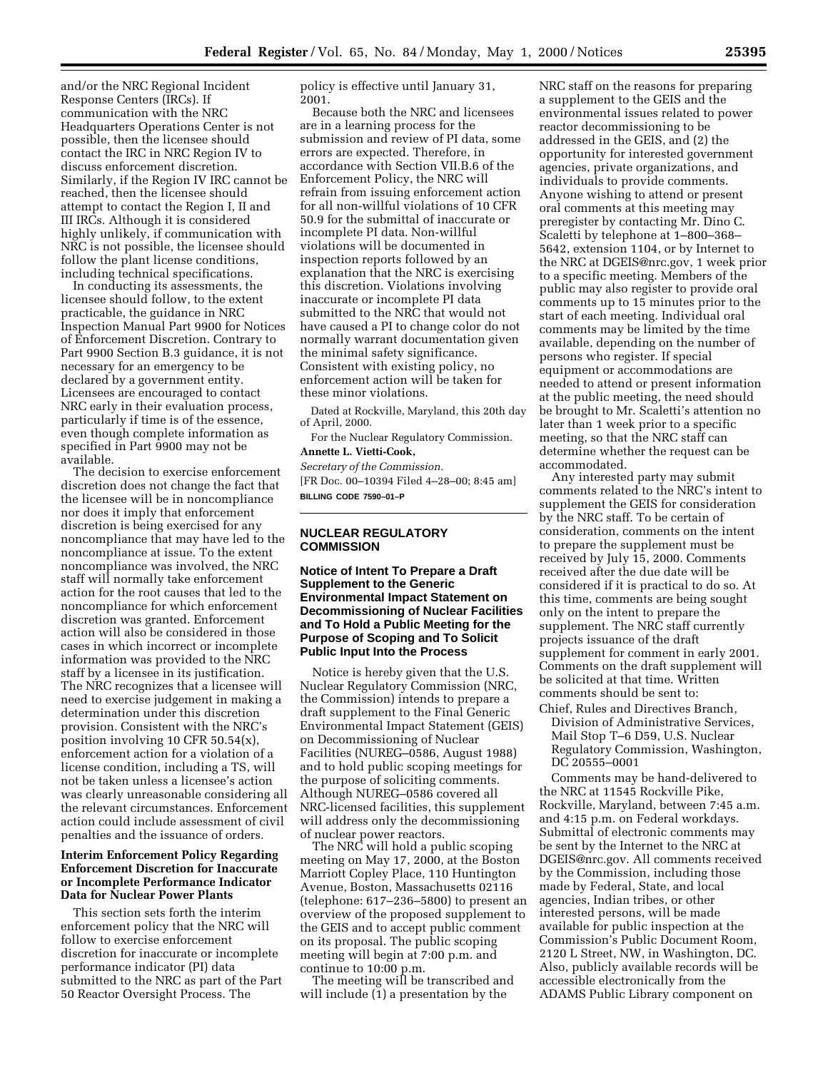and/or the NRC Regional Incident Response Centers (IRCs). If communication with the NRC Headquarters Operations Center is not possible, then the licensee should contact the IRC in NRC Region IV to discuss enforcement discretion. Similarly, if the Region IV IRC cannot be reached, then the licensee should attempt to contact the Region I, II and III IRCs. Although it is considered highly unlikely, if communication with NRC is not possible, the licensee should follow the plant license conditions, including technical specifications.

In conducting its assessments, the licensee should follow, to the extent practicable, the guidance in NRC Inspection Manual Part 9900 for Notices of Enforcement Discretion. Contrary to Part 9900 Section B.3 guidance, it is not necessary for an emergency to be declared by a government entity. Licensees are encouraged to contact NRC early in their evaluation process, particularly if time is of the essence, even though complete information as specified in Part 9900 may not be available.

The decision to exercise enforcement discretion does not change the fact that the licensee will be in noncompliance nor does it imply that enforcement discretion is being exercised for any noncompliance that may have led to the noncompliance at issue. To the extent noncompliance was involved, the NRC staff will normally take enforcement action for the root causes that led to the noncompliance for which enforcement discretion was granted. Enforcement action will also be considered in those cases in which incorrect or incomplete information was provided to the NRC staff by a licensee in its justification. The NRC recognizes that a licensee will need to exercise judgement in making a determination under this discretion provision. Consistent with the NRC's position involving 10 CFR 50.54(x), enforcement action for a violation of a license condition, including a TS, will not be taken unless a licensee's action was clearly unreasonable considering all the relevant circumstances. Enforcement action could include assessment of civil penalties and the issuance of orders.

### Interim Enforcement Policy Regarding Enforcement Discretion for Inaccurate or Incomplete Performance Indicator Data for Nuclear Power Plants

This section sets forth the interim enforcement policy that the NRC will follow to exercise enforcement discretion for inaccurate or incomplete performance indicator (PI) data submitted to the NRC as part of the Part 50 Reactor Oversight Process. The policy is effective until January 31, 2001.

Because both the NRC and licensees are in a learning process for the submission and review of PI data, some errors are expected. Therefore, in accordance with Section VII.B.6 of the Enforcement Policy, the NRC will refrain from issuing enforcement action for all non-willful violations of 10 CFR 50.9 for the submittal of inaccurate or incomplete PI data. Non-willful violations will be documented in inspection reports followed by an explanation that the NRC is exercising this discretion. Violations involving inaccurate or incomplete PI data submitted to the NRC that would not have caused a PI to change color do not normally warrant documentation given the minimal safety significance. Consistent with existing policy, no enforcement action will be taken for these minor violations.

Dated at Rockville, Maryland, this 20th day of April, 2000.

For the Nuclear Regulatory Commission.

**Annette L. Vietti-Cook,**

*Secretary of the Commission.*

[FR Doc. 00–10394 Filed 4–28–00; 8:45 am]

**BILLING CODE 7590–01–P**

---

## NUCLEAR REGULATORY COMMISSION

### Notice of Intent To Prepare a Draft Supplement to the Generic Environmental Impact Statement on Decommissioning of Nuclear Facilities and To Hold a Public Meeting for the Purpose of Scoping and To Solicit Public Input Into the Process

Notice is hereby given that the U.S. Nuclear Regulatory Commission (NRC, the Commission) intends to prepare a draft supplement to the Final Generic Environmental Impact Statement (GEIS) on Decommissioning of Nuclear Facilities (NUREG–0586, August 1988) and to hold public scoping meetings for the purpose of soliciting comments. Although NUREG–0586 covered all NRC-licensed facilities, this supplement will address only the decommissioning of nuclear power reactors.

The NRC will hold a public scoping meeting on May 17, 2000, at the Boston Marriott Copley Place, 110 Huntington Avenue, Boston, Massachusetts 02116 (telephone: 617–236–5800) to present an overview of the proposed supplement to the GEIS and to accept public comment on its proposal. The public scoping meeting will begin at 7:00 p.m. and continue to 10:00 p.m.

The meeting will be transcribed and will include (1) a presentation by the NRC staff on the reasons for preparing a supplement to the GEIS and the environmental issues related to power reactor decommissioning to be addressed in the GEIS, and (2) the opportunity for interested government agencies, private organizations, and individuals to provide comments. Anyone wishing to attend or present oral comments at this meeting may preregister by contacting Mr. Dino C. Scaletti by telephone at 1–800–368–5642, extension 1104, or by Internet to the NRC at DGEIS@nrc.gov, 1 week prior to a specific meeting. Members of the public may also register to provide oral comments up to 15 minutes prior to the start of each meeting. Individual oral comments may be limited by the time available, depending on the number of persons who register. If special equipment or accommodations are needed to attend or present information at the public meeting, the need should be brought to Mr. Scaletti's attention no later than 1 week prior to a specific meeting, so that the NRC staff can determine whether the request can be accommodated.

Any interested party may submit comments related to the NRC's intent to supplement the GEIS for consideration by the NRC staff. To be certain of consideration, comments on the intent to prepare the supplement must be received by July 15, 2000. Comments received after the due date will be considered if it is practical to do so. At this time, comments are being sought only on the intent to prepare the supplement. The NRC staff currently projects issuance of the draft supplement for comment in early 2001. Comments on the draft supplement will be solicited at that time. Written comments should be sent to:

Chief, Rules and Directives Branch, Division of Administrative Services, Mail Stop T–6 D59, U.S. Nuclear Regulatory Commission, Washington, DC 20555–0001

Comments may be hand-delivered to the NRC at 11545 Rockville Pike, Rockville, Maryland, between 7:45 a.m. and 4:15 p.m. on Federal workdays. Submittal of electronic comments may be sent by the Internet to the NRC at DGEIS@nrc.gov. All comments received by the Commission, including those made by Federal, State, and local agencies, Indian tribes, or other interested persons, will be made available for public inspection at the Commission's Public Document Room, 2120 L Street, NW, in Washington, DC. Also, publicly available records will be accessible electronically from the ADAMS Public Library component on